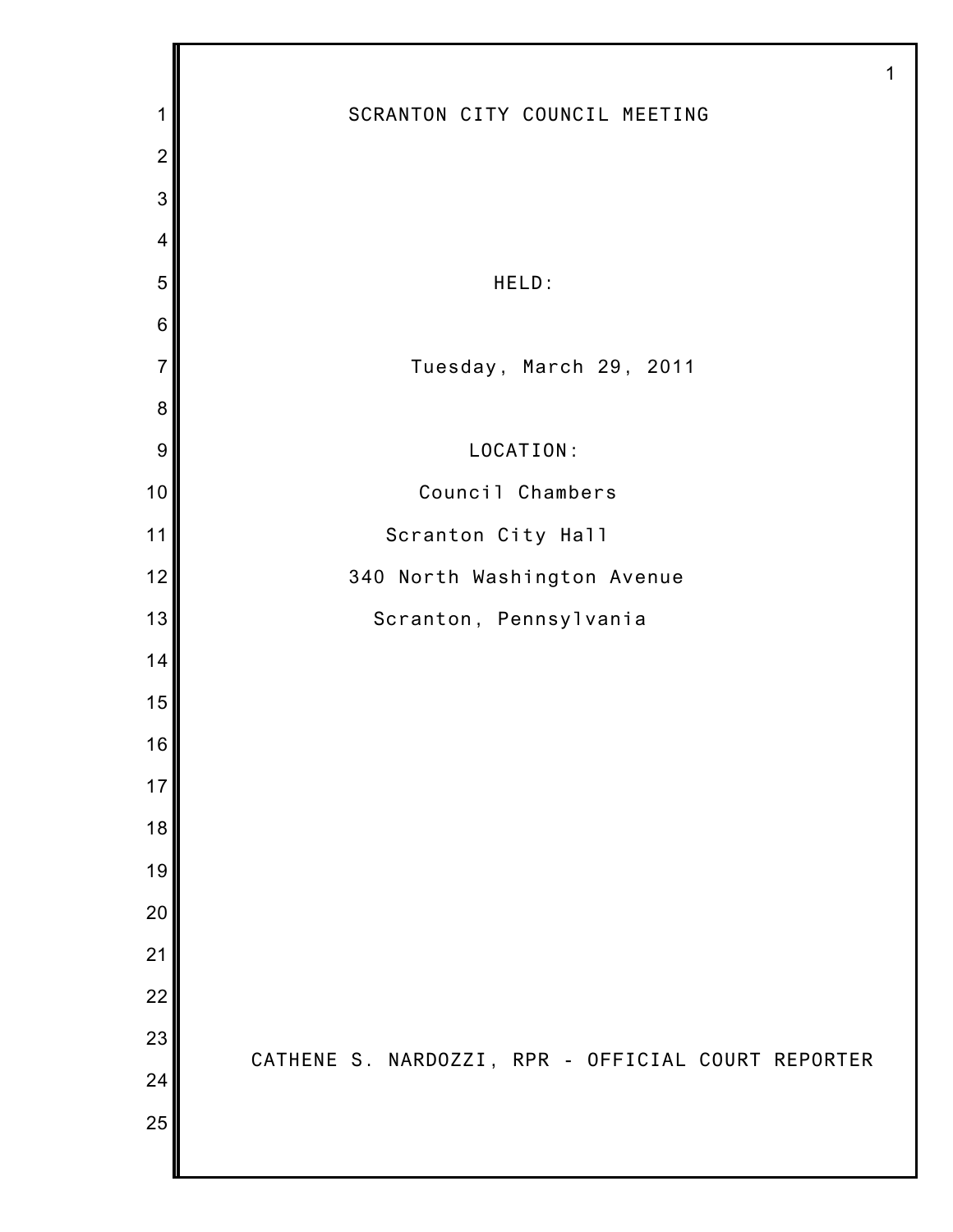# SCRANTON CITY COUNCIL MEETING

HELD:

Tuesday, March 29, 2011

LOCATION:

Council Chambers

Scranton City Hall

340 North Washington Avenue

Scranton, Pennsylvania

CATHENE S. NARDOZZI, RPR - OFFICIAL COURT REPORTER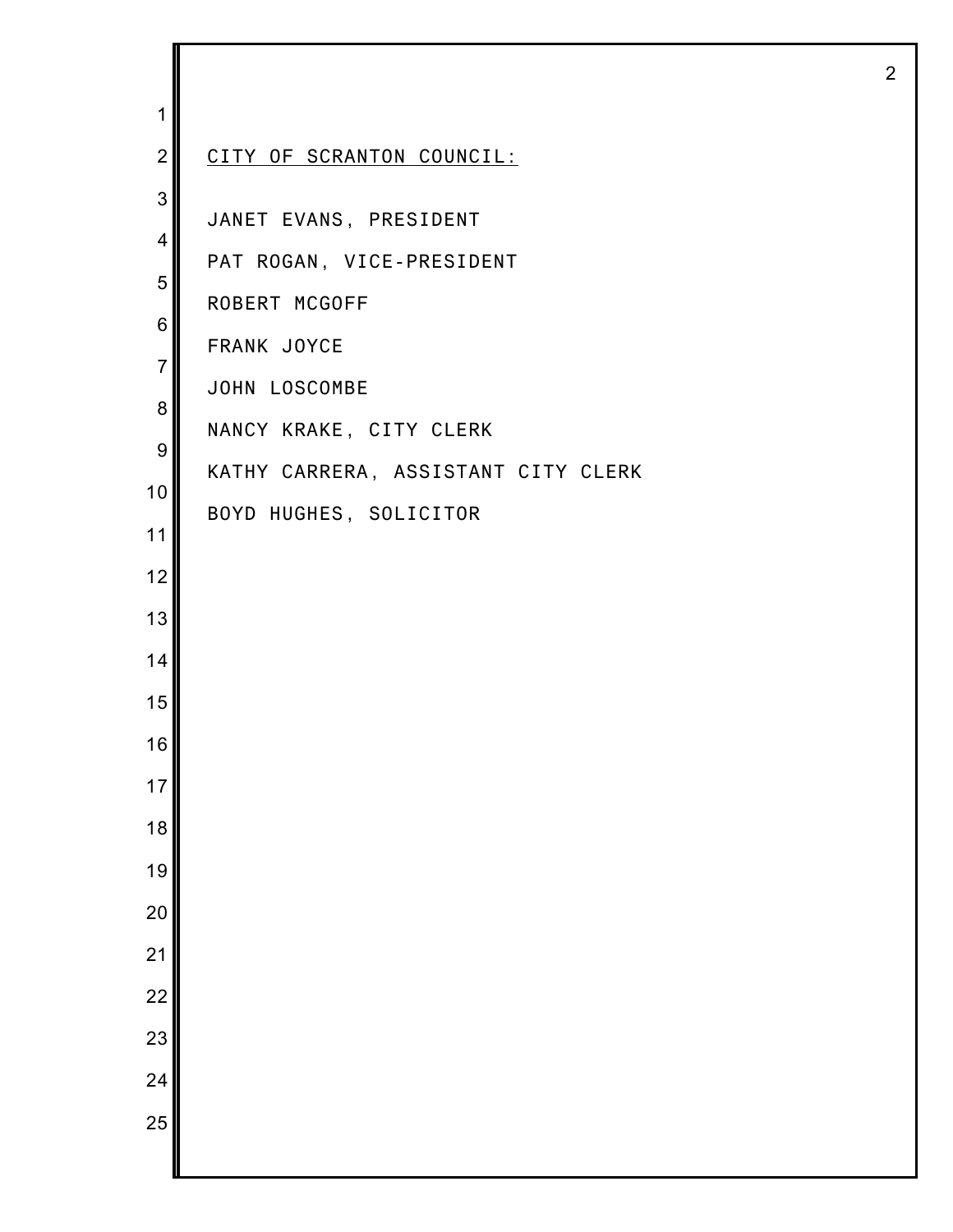<u>CITY OF SCRANTON COUNCIL:</u>

JANET EVANS, PRESIDENT

PAT ROGAN, VICE-PRESIDENT

ROBERT MCGOFF

FRANK JOYCE

JOHN LOSCOMBE

NANCY KRAKE, CITY CLERK

KATHY CARRERA, ASSISTANT CITY CLERK

BOYD HUGHES, SOLICITOR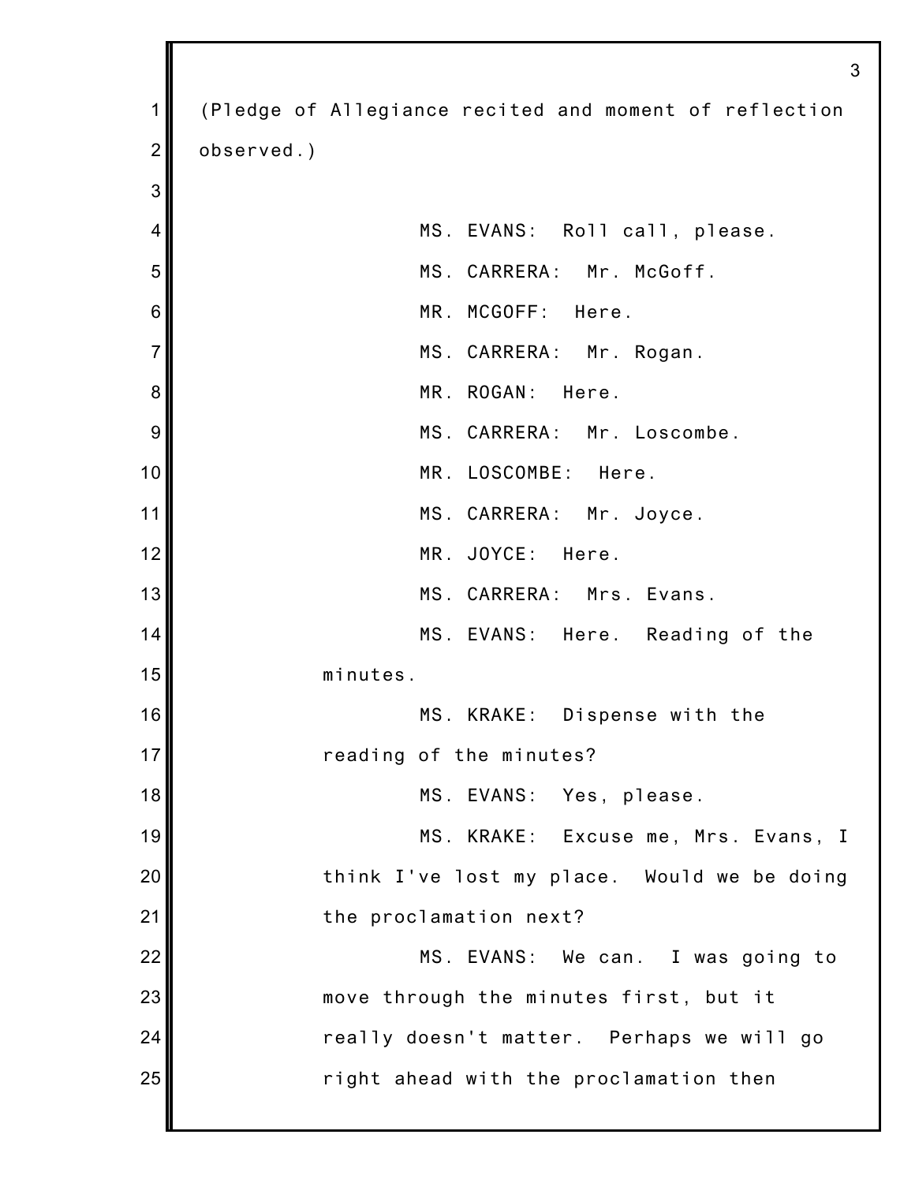(Pledge of Allegiance recited and moment of reflection observed.)

MS. EVANS: Roll call, please.

MS. CARRERA: Mr. McGoff.

MR. MCGOFF: Here.

MS. CARRERA: Mr. Rogan.

MR. ROGAN: Here.

MS. CARRERA: Mr. Loscombe.

MR. LOSCOMBE: Here.

MS. CARRERA: Mr. Joyce.

MR. JOYCE: Here.

MS. CARRERA: Mrs. Evans.

MS. EVANS: Here. Reading of the minutes.

MS. KRAKE: Dispense with the reading of the minutes?

MS. EVANS: Yes, please.

MS. KRAKE: Excuse me, Mrs. Evans, I think I've lost my place. Would we be doing the proclamation next?

MS. EVANS: We can. I was going to move through the minutes first, but it really doesn't matter. Perhaps we will go right ahead with the proclamation then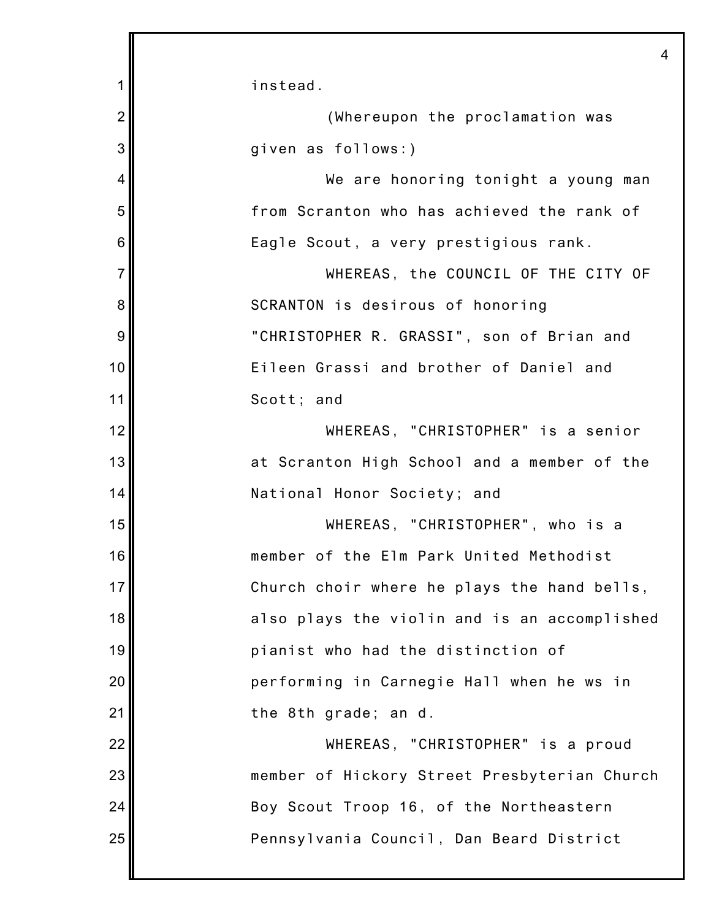instead.

(Whereupon the proclamation was given as follows:)

We are honoring tonight a young man from Scranton who has achieved the rank of Eagle Scout, a very prestigious rank.

WHEREAS, the COUNCIL OF THE CITY OF SCRANTON is desirous of honoring "CHRISTOPHER R. GRASSI", son of Brian and Eileen Grassi and brother of Daniel and Scott; and

WHEREAS, "CHRISTOPHER" is a senior at Scranton High School and a member of the National Honor Society; and

WHEREAS, "CHRISTOPHER", who is a member of the Elm Park United Methodist Church choir where he plays the hand bells, also plays the violin and is an accomplished pianist who had the distinction of performing in Carnegie Hall when he ws in the 8th grade; an d.

WHEREAS, "CHRISTOPHER" is a proud member of Hickory Street Presbyterian Church Boy Scout Troop 16, of the Northeastern Pennsylvania Council, Dan Beard District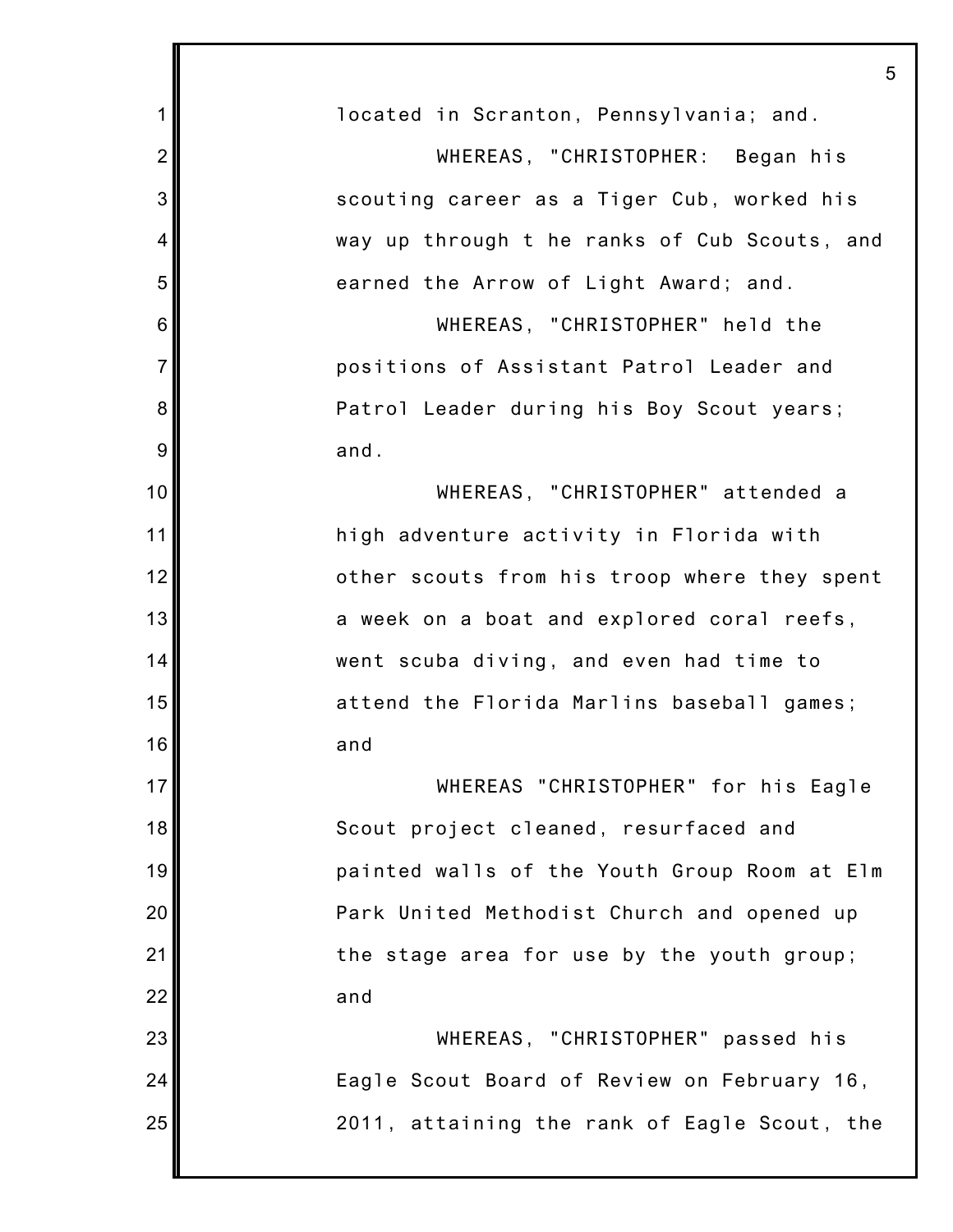located in Scranton, Pennsylvania; and.

WHEREAS, "CHRISTOPHER: Began his scouting career as a Tiger Cub, worked his way up through t he ranks of Cub Scouts, and earned the Arrow of Light Award; and.

WHEREAS, "CHRISTOPHER" held the positions of Assistant Patrol Leader and Patrol Leader during his Boy Scout years; and.

WHEREAS, "CHRISTOPHER" attended a high adventure activity in Florida with other scouts from his troop where they spent a week on a boat and explored coral reefs, went scuba diving, and even had time to attend the Florida Marlins baseball games; and

WHEREAS "CHRISTOPHER" for his Eagle Scout project cleaned, resurfaced and painted walls of the Youth Group Room at Elm Park United Methodist Church and opened up the stage area for use by the youth group; and

WHEREAS, "CHRISTOPHER" passed his Eagle Scout Board of Review on February 16, 2011, attaining the rank of Eagle Scout, the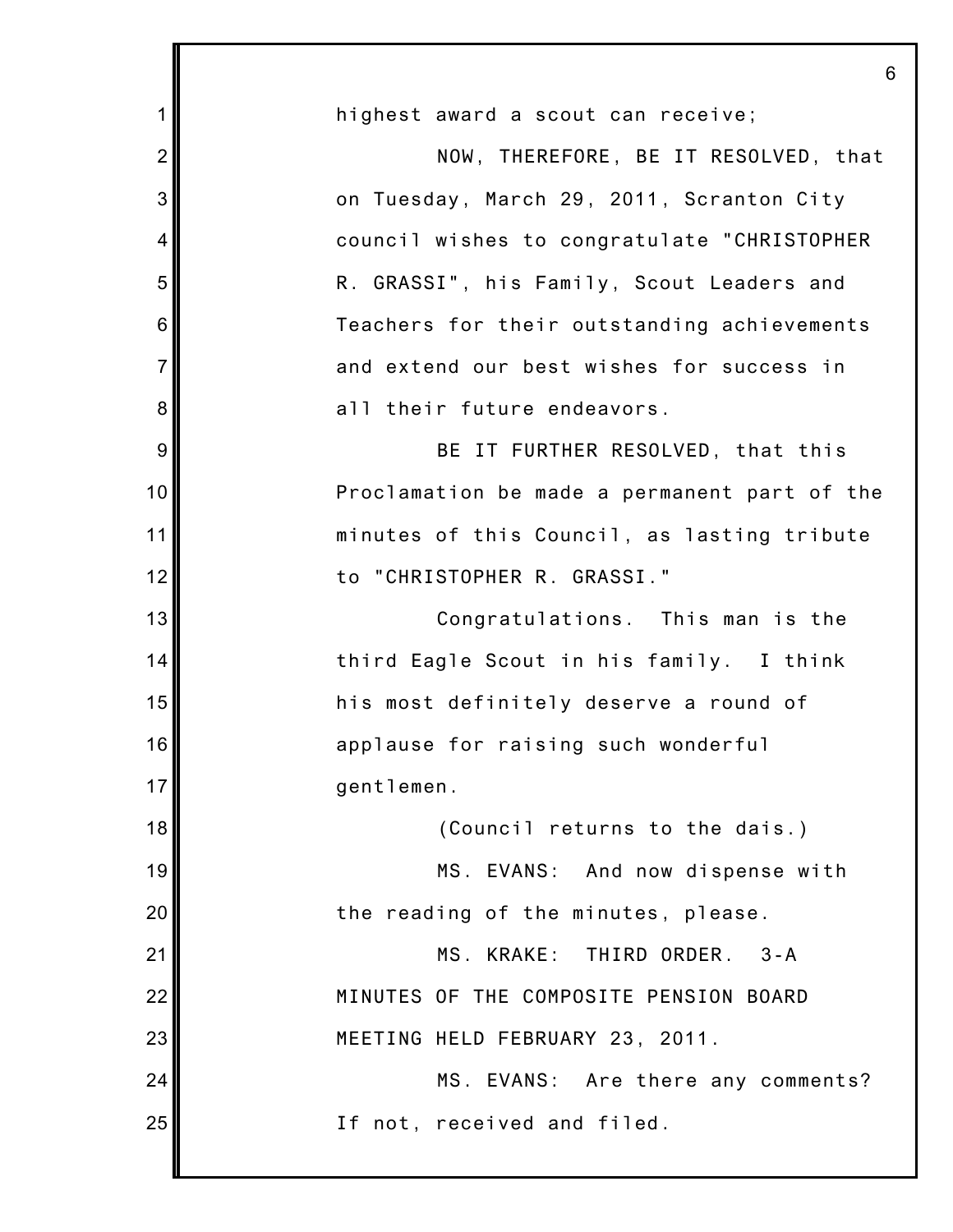highest award a scout can receive;

NOW, THEREFORE, BE IT RESOLVED, that on Tuesday, March 29, 2011, Scranton City council wishes to congratulate "CHRISTOPHER R. GRASSI", his Family, Scout Leaders and Teachers for their outstanding achievements and extend our best wishes for success in all their future endeavors.

BE IT FURTHER RESOLVED, that this Proclamation be made a permanent part of the minutes of this Council, as lasting tribute to "CHRISTOPHER R. GRASSI."

Congratulations. This man is the third Eagle Scout in his family. I think his most definitely deserve a round of applause for raising such wonderful gentlemen.

(Council returns to the dais.)

MS. EVANS: And now dispense with the reading of the minutes, please.

MS. KRAKE: THIRD ORDER. 3-A MINUTES OF THE COMPOSITE PENSION BOARD MEETING HELD FEBRUARY 23, 2011.

MS. EVANS: Are there any comments? If not, received and filed.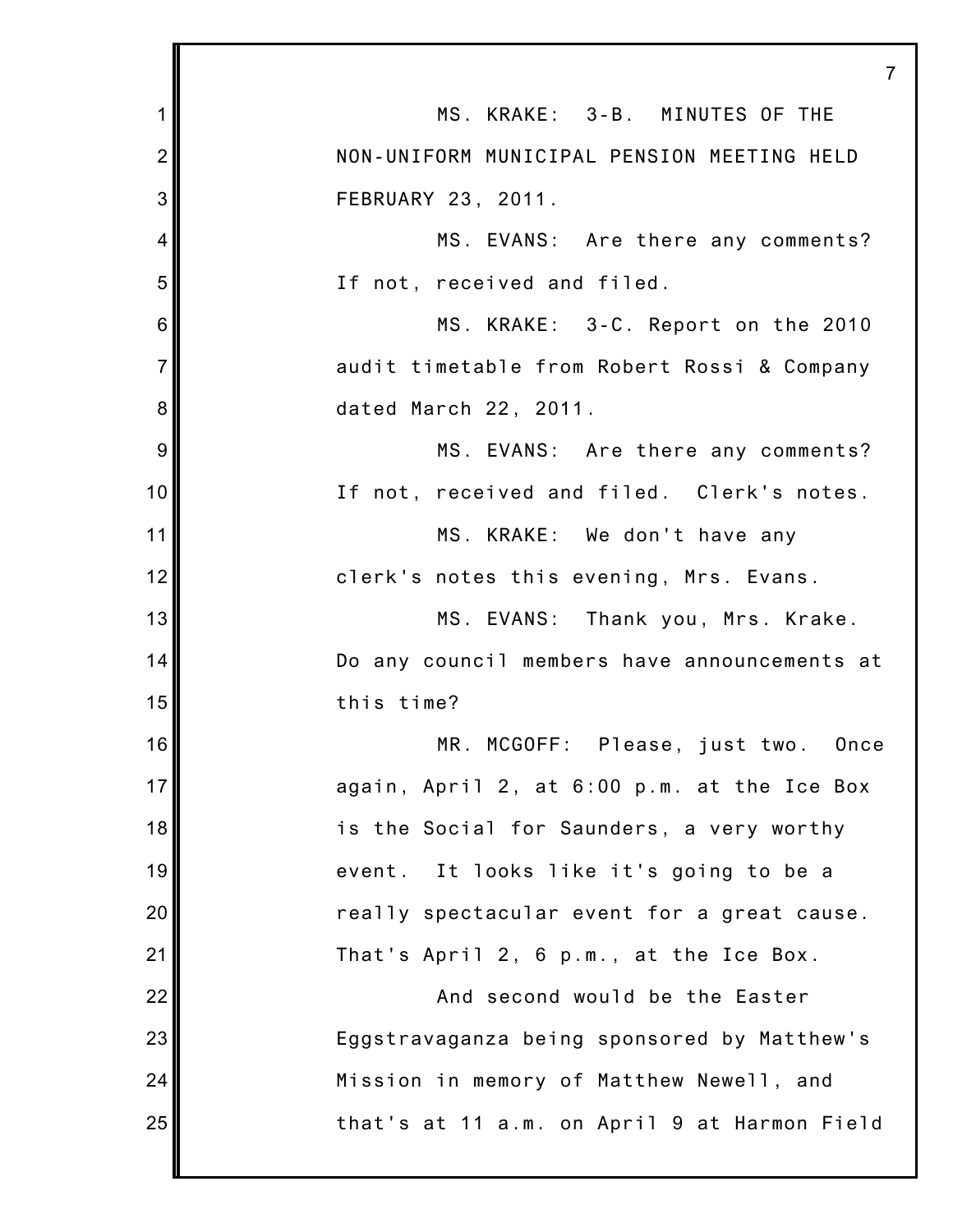MS. KRAKE: 3-B. MINUTES OF THE NON-UNIFORM MUNICIPAL PENSION MEETING HELD FEBRUARY 23, 2011.

MS. EVANS: Are there any comments? If not, received and filed.

MS. KRAKE: 3-C. Report on the 2010 audit timetable from Robert Rossi & Company dated March 22, 2011.

MS. EVANS: Are there any comments? If not, received and filed. Clerk's notes.

MS. KRAKE: We don't have any clerk's notes this evening, Mrs. Evans.

MS. EVANS: Thank you, Mrs. Krake. Do any council members have announcements at this time?

MR. MCGOFF: Please, just two. Once again, April 2, at 6:00 p.m. at the Ice Box is the Social for Saunders, a very worthy event. It looks like it's going to be a really spectacular event for a great cause. That's April 2, 6 p.m., at the Ice Box.

And second would be the Easter Eggstravaganza being sponsored by Matthew's Mission in memory of Matthew Newell, and that's at 11 a.m. on April 9 at Harmon Field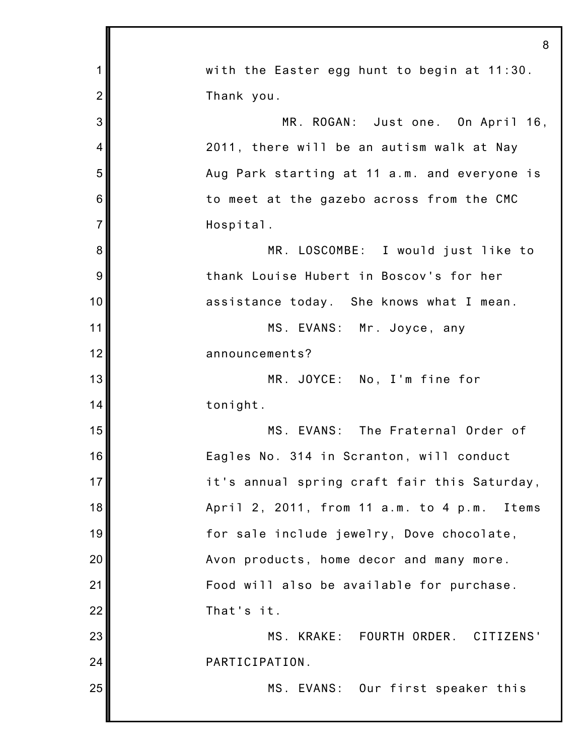with the Easter egg hunt to begin at 11:30. Thank you.

MR. ROGAN: Just one. On April 16, 2011, there will be an autism walk at Nay Aug Park starting at 11 a.m. and everyone is to meet at the gazebo across from the CMC Hospital.

MR. LOSCOMBE: I would just like to thank Louise Hubert in Boscov's for her assistance today. She knows what I mean.

MS. EVANS: Mr. Joyce, any announcements?

MR. JOYCE: No, I'm fine for tonight.

MS. EVANS: The Fraternal Order of Eagles No. 314 in Scranton, will conduct it's annual spring craft fair this Saturday, April 2, 2011, from 11 a.m. to 4 p.m. Items for sale include jewelry, Dove chocolate, Avon products, home decor and many more. Food will also be available for purchase. That's it.

MS. KRAKE: FOURTH ORDER. CITIZENS' PARTICIPATION.

MS. EVANS: Our first speaker this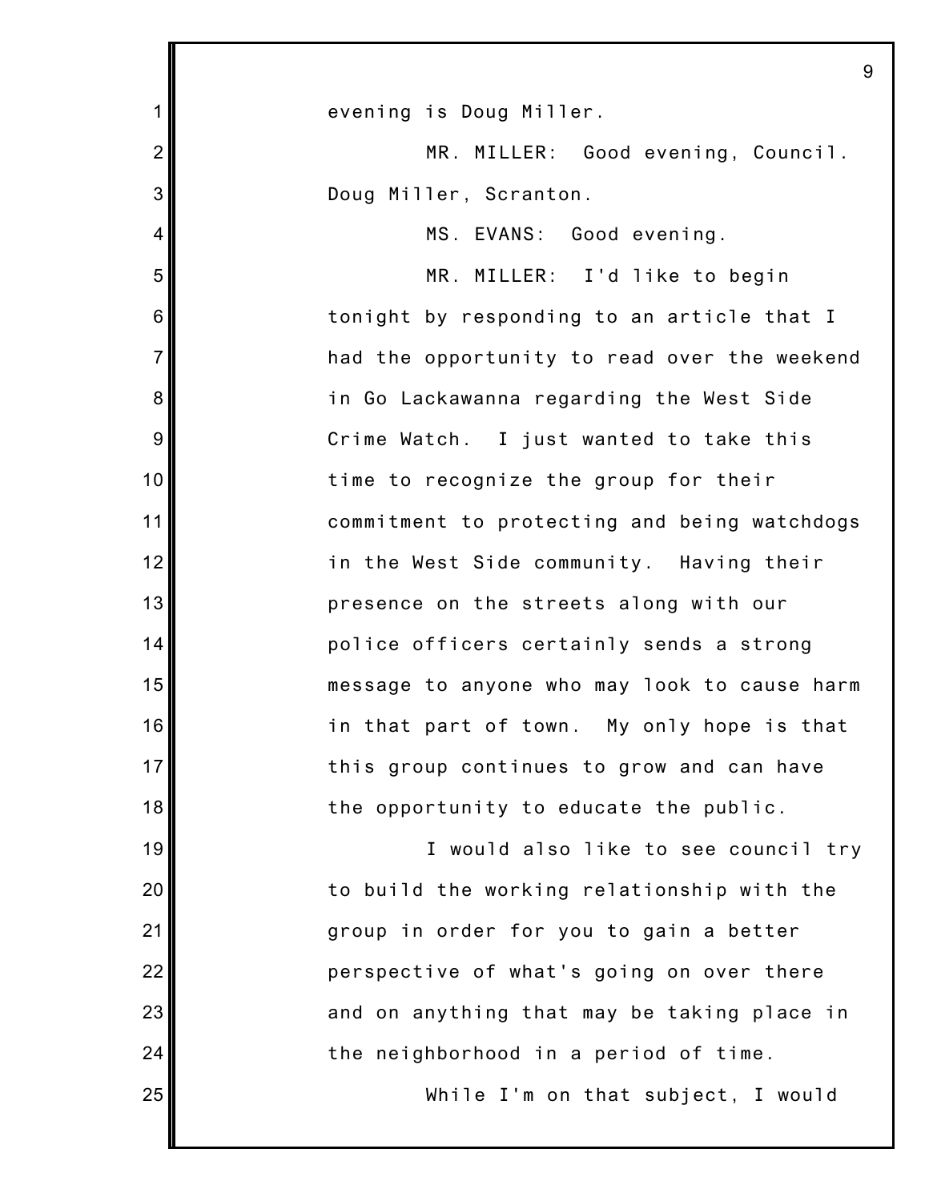evening is Doug Miller.

MR. MILLER: Good evening, Council. Doug Miller, Scranton.

MS. EVANS: Good evening.

MR. MILLER: I'd like to begin tonight by responding to an article that I had the opportunity to read over the weekend in Go Lackawanna regarding the West Side Crime Watch. I just wanted to take this time to recognize the group for their commitment to protecting and being watchdogs in the West Side community. Having their presence on the streets along with our police officers certainly sends a strong message to anyone who may look to cause harm in that part of town. My only hope is that this group continues to grow and can have the opportunity to educate the public.

I would also like to see council try to build the working relationship with the group in order for you to gain a better perspective of what's going on over there and on anything that may be taking place in the neighborhood in a period of time.

While I'm on that subject, I would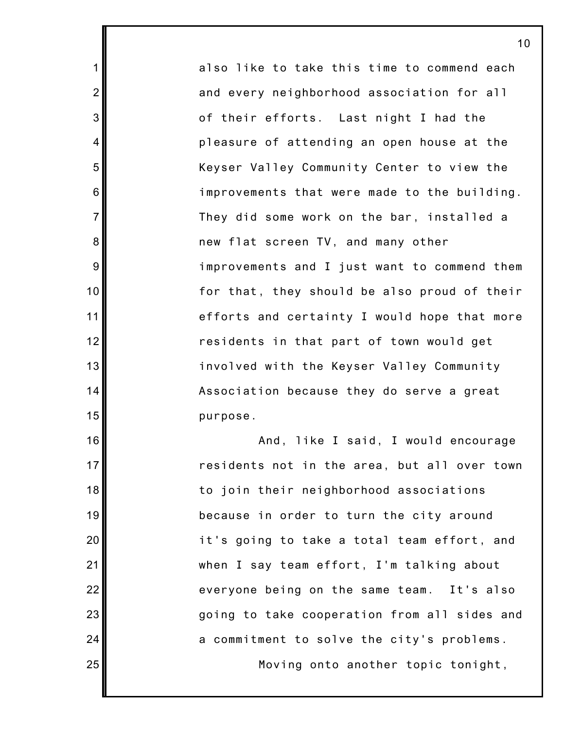also like to take this time to commend each and every neighborhood association for all of their efforts. Last night I had the pleasure of attending an open house at the Keyser Valley Community Center to view the improvements that were made to the building. They did some work on the bar, installed a new flat screen TV, and many other improvements and I just want to commend them for that, they should be also proud of their efforts and certainty I would hope that more residents in that part of town would get involved with the Keyser Valley Community Association because they do serve a great purpose.

And, like I said, I would encourage residents not in the area, but all over town to join their neighborhood associations because in order to turn the city around it's going to take a total team effort, and when I say team effort, I'm talking about everyone being on the same team. It's also going to take cooperation from all sides and a commitment to solve the city's problems.

Moving onto another topic tonight,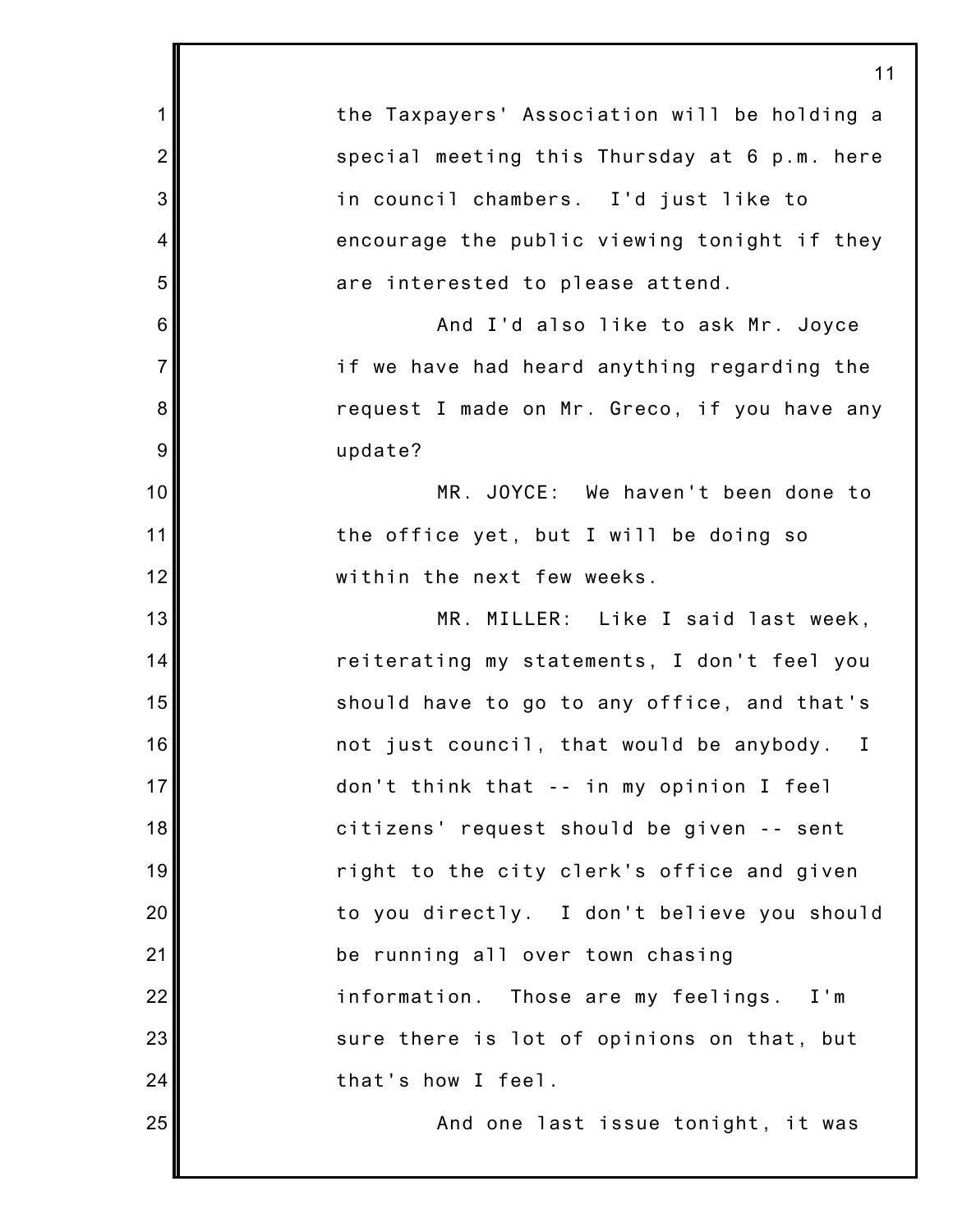the Taxpayers' Association will be holding a special meeting this Thursday at 6 p.m. here in council chambers. I'd just like to encourage the public viewing tonight if they are interested to please attend.

And I'd also like to ask Mr. Joyce if we have had heard anything regarding the request I made on Mr. Greco, if you have any update?

MR. JOYCE: We haven't been done to the office yet, but I will be doing so within the next few weeks.

MR. MILLER: Like I said last week, reiterating my statements, I don't feel you should have to go to any office, and that's not just council, that would be anybody. I don't think that -- in my opinion I feel citizens' request should be given -- sent right to the city clerk's office and given to you directly. I don't believe you should be running all over town chasing information. Those are my feelings. I'm sure there is lot of opinions on that, but that's how I feel.

And one last issue tonight, it was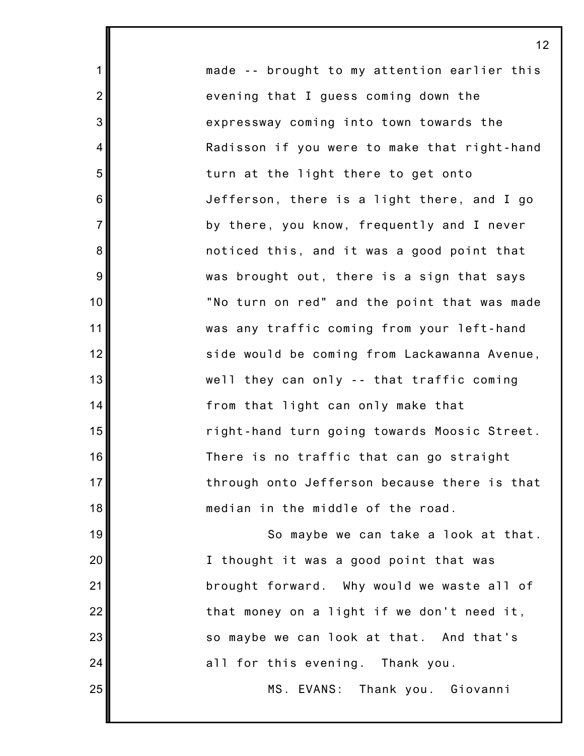made -- brought to my attention earlier this evening that I guess coming down the expressway coming into town towards the Radisson if you were to make that right-hand turn at the light there to get onto Jefferson, there is a light there, and I go by there, you know, frequently and I never noticed this, and it was a good point that was brought out, there is a sign that says "No turn on red" and the point that was made was any traffic coming from your left-hand side would be coming from Lackawanna Avenue, well they can only -- that traffic coming from that light can only make that right-hand turn going towards Moosic Street. There is no traffic that can go straight through onto Jefferson because there is that median in the middle of the road.

So maybe we can take a look at that. I thought it was a good point that was brought forward. Why would we waste all of that money on a light if we don't need it, so maybe we can look at that. And that's all for this evening. Thank you.

MS. EVANS: Thank you. Giovanni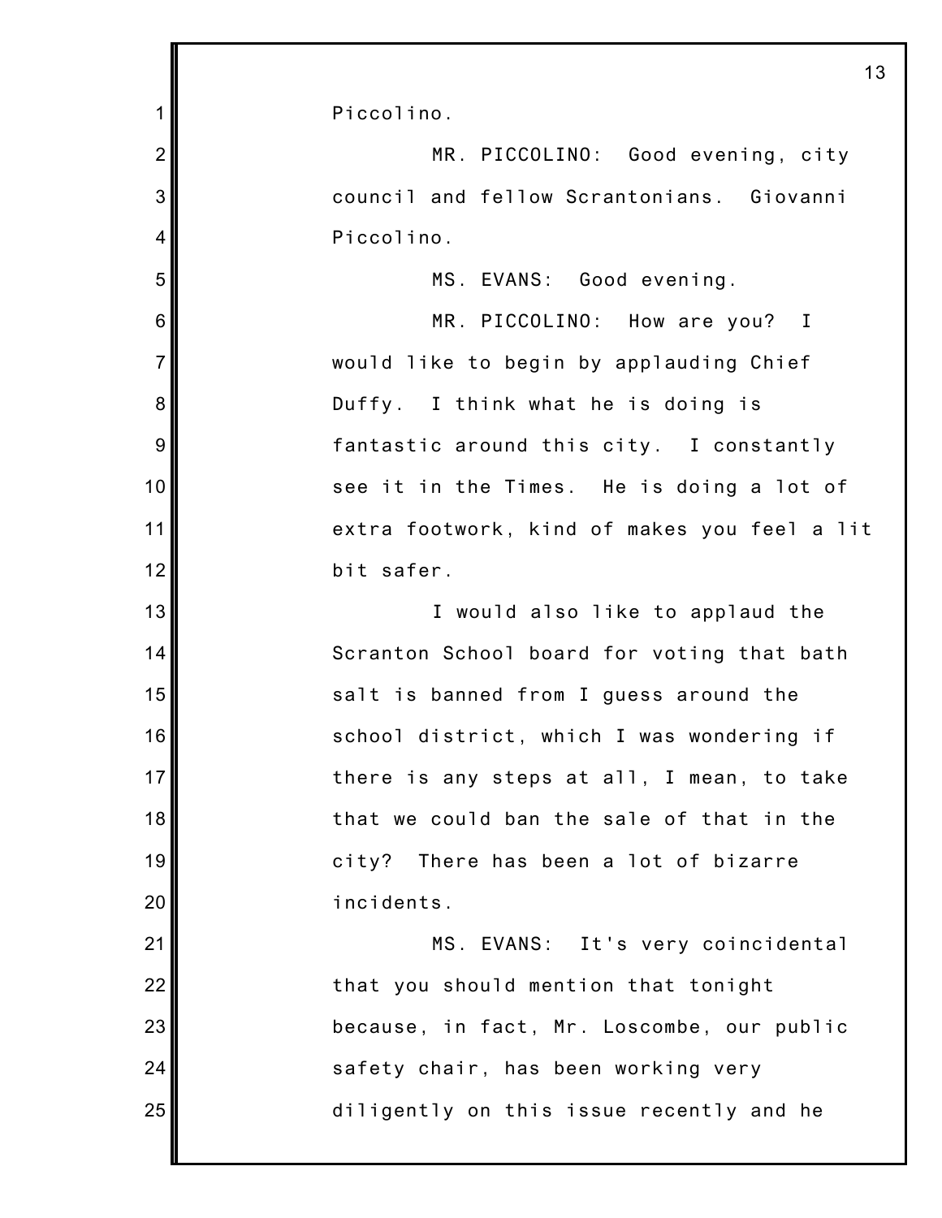Piccolino.

MR. PICCOLINO: Good evening, city council and fellow Scrantonians. Giovanni Piccolino.

MS. EVANS: Good evening.

MR. PICCOLINO: How are you? I would like to begin by applauding Chief Duffy. I think what he is doing is fantastic around this city. I constantly see it in the Times. He is doing a lot of extra footwork, kind of makes you feel a lit bit safer.

I would also like to applaud the Scranton School board for voting that bath salt is banned from I guess around the school district, which I was wondering if there is any steps at all, I mean, to take that we could ban the sale of that in the city? There has been a lot of bizarre incidents.

MS. EVANS: It's very coincidental that you should mention that tonight because, in fact, Mr. Loscombe, our public safety chair, has been working very diligently on this issue recently and he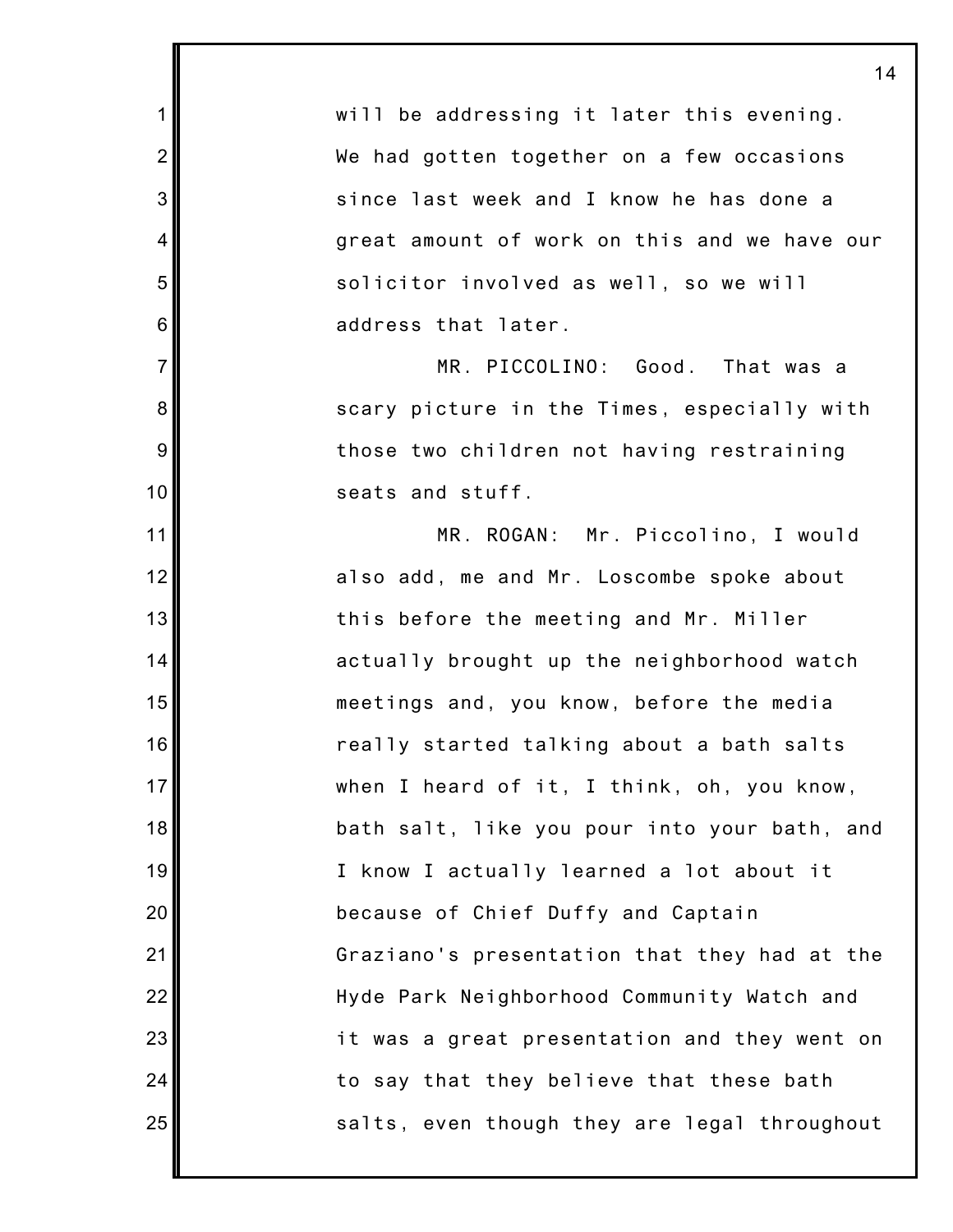will be addressing it later this evening. We had gotten together on a few occasions since last week and I know he has done a great amount of work on this and we have our solicitor involved as well, so we will address that later.

MR. PICCOLINO: Good. That was a scary picture in the Times, especially with those two children not having restraining seats and stuff.

MR. ROGAN: Mr. Piccolino, I would also add, me and Mr. Loscombe spoke about this before the meeting and Mr. Miller actually brought up the neighborhood watch meetings and, you know, before the media really started talking about a bath salts when I heard of it, I think, oh, you know, bath salt, like you pour into your bath, and I know I actually learned a lot about it because of Chief Duffy and Captain Graziano's presentation that they had at the Hyde Park Neighborhood Community Watch and it was a great presentation and they went on to say that they believe that these bath salts, even though they are legal throughout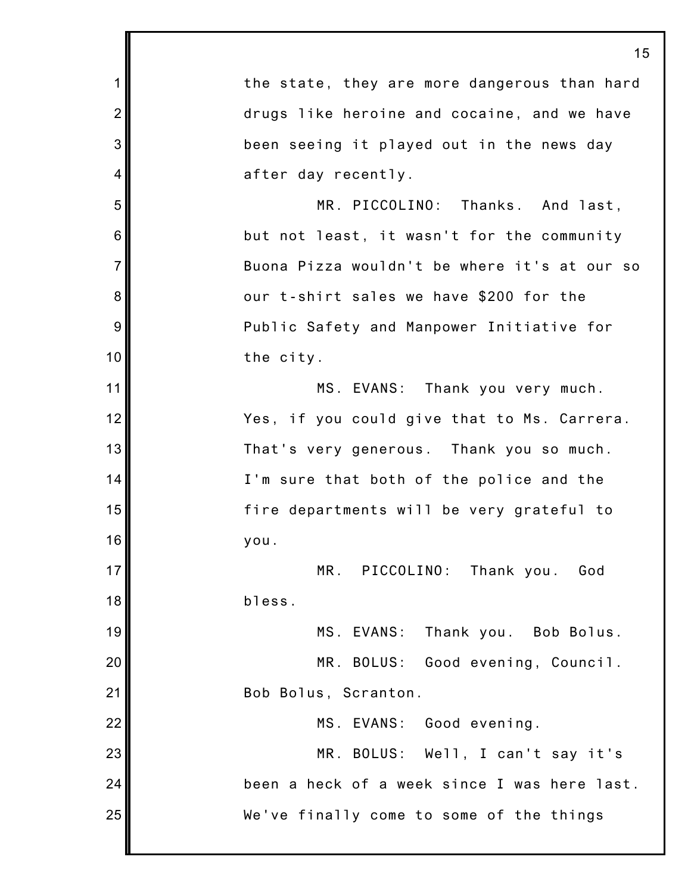the state, they are more dangerous than hard drugs like heroine and cocaine, and we have been seeing it played out in the news day after day recently.

MR. PICCOLINO: Thanks. And last, but not least, it wasn't for the community Buona Pizza wouldn't be where it's at our so our t-shirt sales we have $200 for the Public Safety and Manpower Initiative for the city.

MS. EVANS: Thank you very much. Yes, if you could give that to Ms. Carrera. That's very generous. Thank you so much. I'm sure that both of the police and the fire departments will be very grateful to you.

MR. PICCOLINO: Thank you. God bless.

MS. EVANS: Thank you. Bob Bolus.

MR. BOLUS: Good evening, Council. Bob Bolus, Scranton.

MS. EVANS: Good evening.

MR. BOLUS: Well, I can't say it's been a heck of a week since I was here last. We've finally come to some of the things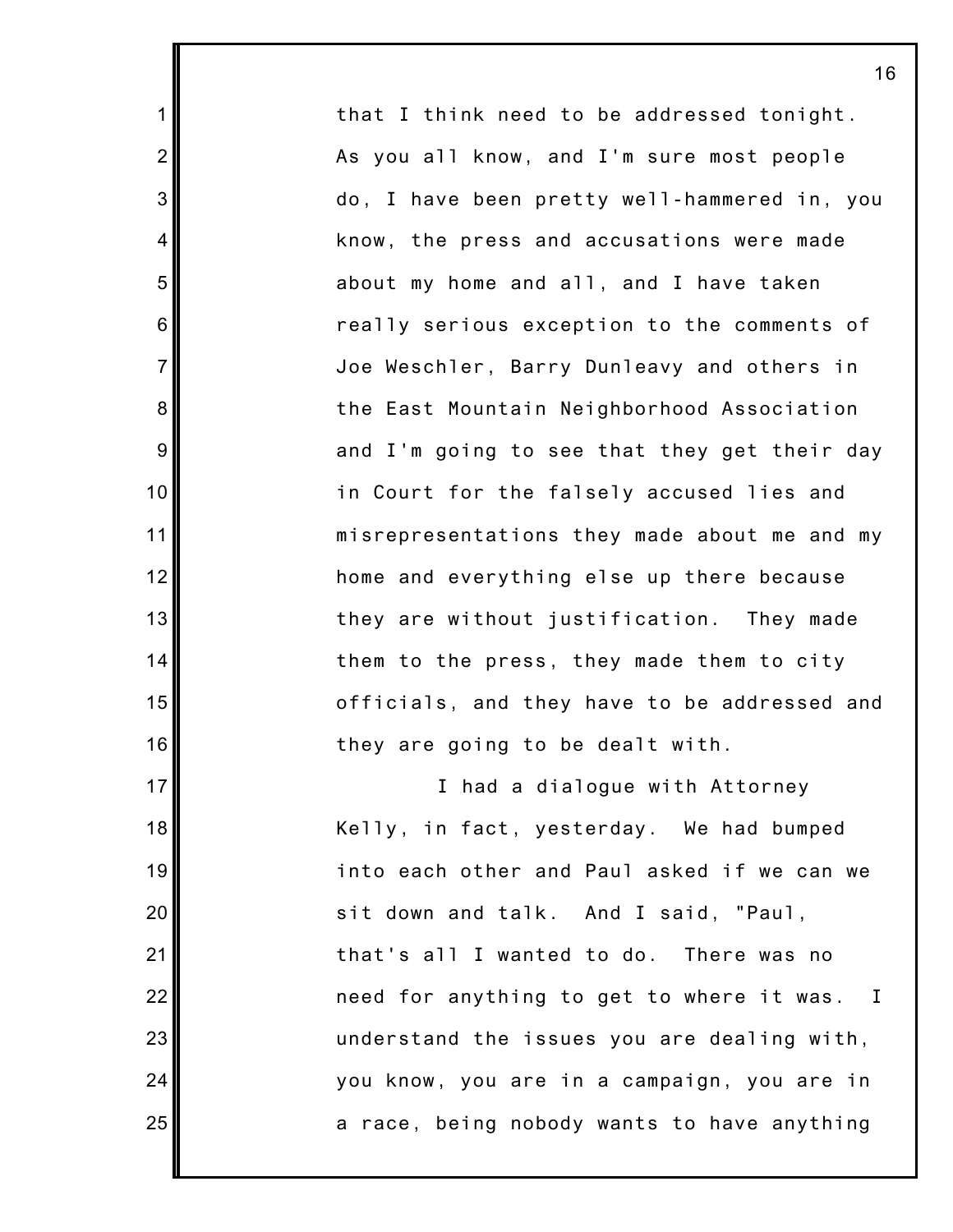that I think need to be addressed tonight. As you all know, and I'm sure most people do, I have been pretty well-hammered in, you know, the press and accusations were made about my home and all, and I have taken really serious exception to the comments of Joe Weschler, Barry Dunleavy and others in the East Mountain Neighborhood Association and I'm going to see that they get their day in Court for the falsely accused lies and misrepresentations they made about me and my home and everything else up there because they are without justification. They made them to the press, they made them to city officials, and they have to be addressed and they are going to be dealt with.

I had a dialogue with Attorney Kelly, in fact, yesterday. We had bumped into each other and Paul asked if we can we sit down and talk. And I said, "Paul, that's all I wanted to do. There was no need for anything to get to where it was. I understand the issues you are dealing with, you know, you are in a campaign, you are in a race, being nobody wants to have anything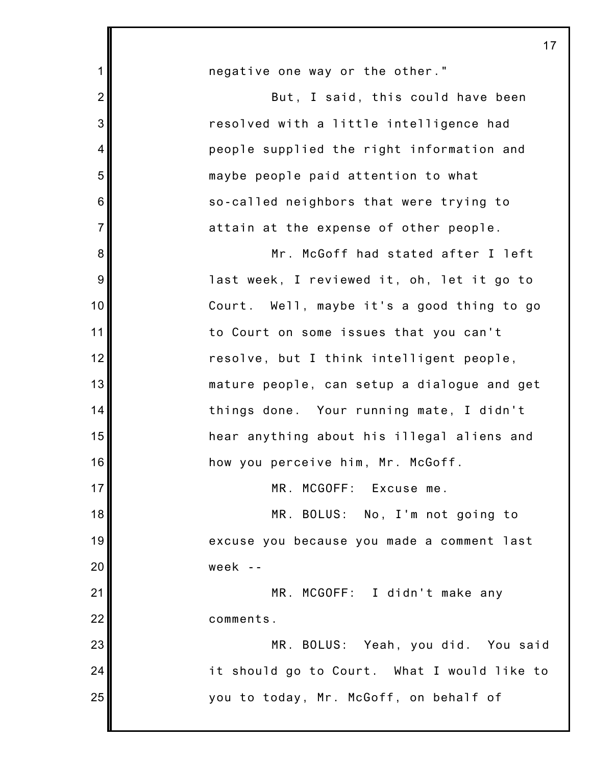negative one way or the other."

But, I said, this could have been resolved with a little intelligence had people supplied the right information and maybe people paid attention to what so-called neighbors that were trying to attain at the expense of other people.

Mr. McGoff had stated after I left last week, I reviewed it, oh, let it go to Court. Well, maybe it's a good thing to go to Court on some issues that you can't resolve, but I think intelligent people, mature people, can setup a dialogue and get things done. Your running mate, I didn't hear anything about his illegal aliens and how you perceive him, Mr. McGoff.

MR. MCGOFF: Excuse me.

MR. BOLUS: No, I'm not going to excuse you because you made a comment last week --

MR. MCGOFF: I didn't make any comments.

MR. BOLUS: Yeah, you did. You said it should go to Court. What I would like to you to today, Mr. McGoff, on behalf of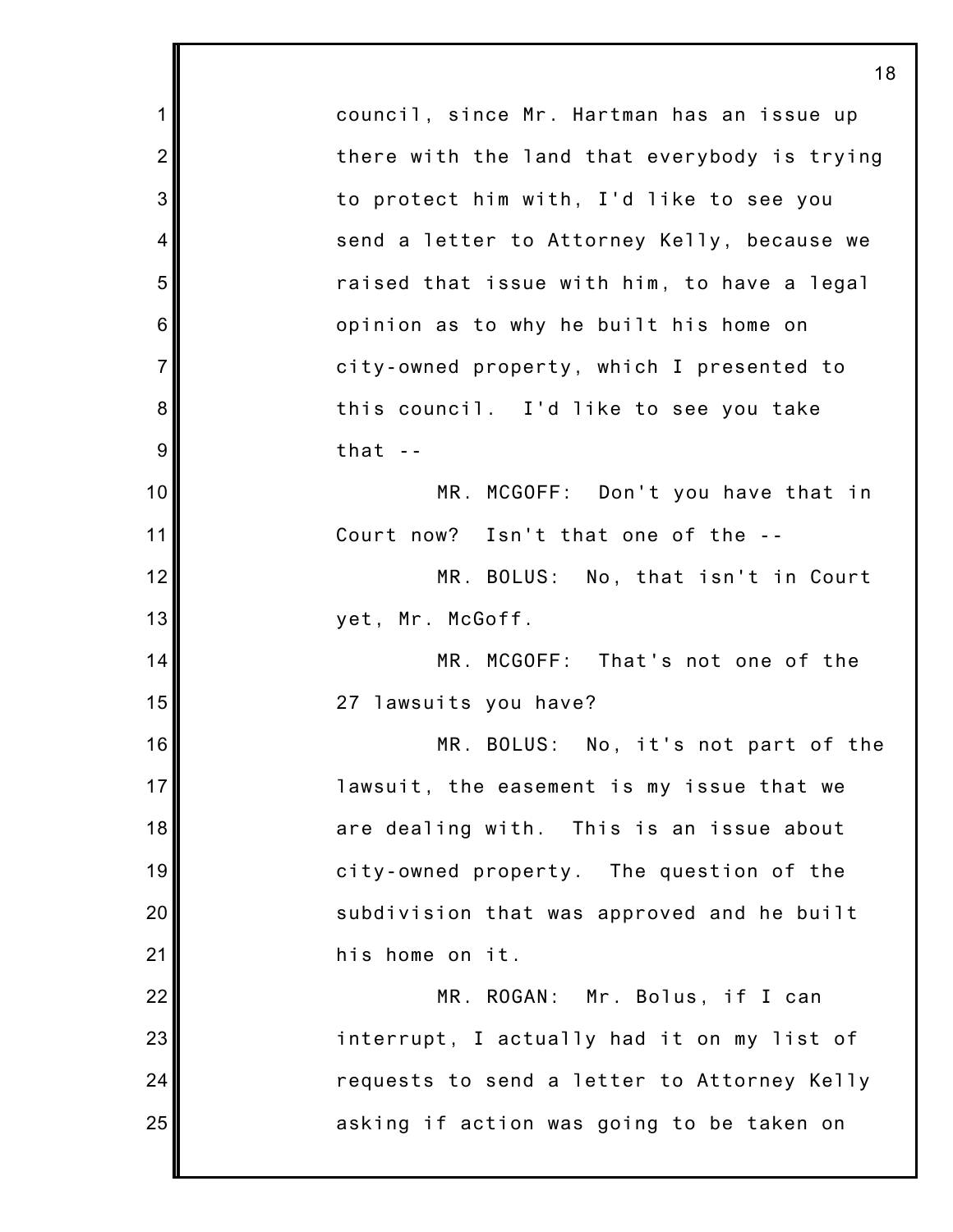council, since Mr. Hartman has an issue up there with the land that everybody is trying to protect him with, I'd like to see you send a letter to Attorney Kelly, because we raised that issue with him, to have a legal opinion as to why he built his home on city-owned property, which I presented to this council. I'd like to see you take that --

MR. MCGOFF: Don't you have that in Court now? Isn't that one of the --

MR. BOLUS: No, that isn't in Court yet, Mr. McGoff.

MR. MCGOFF: That's not one of the 27 lawsuits you have?

MR. BOLUS: No, it's not part of the lawsuit, the easement is my issue that we are dealing with. This is an issue about city-owned property. The question of the subdivision that was approved and he built his home on it.

MR. ROGAN: Mr. Bolus, if I can interrupt, I actually had it on my list of requests to send a letter to Attorney Kelly asking if action was going to be taken on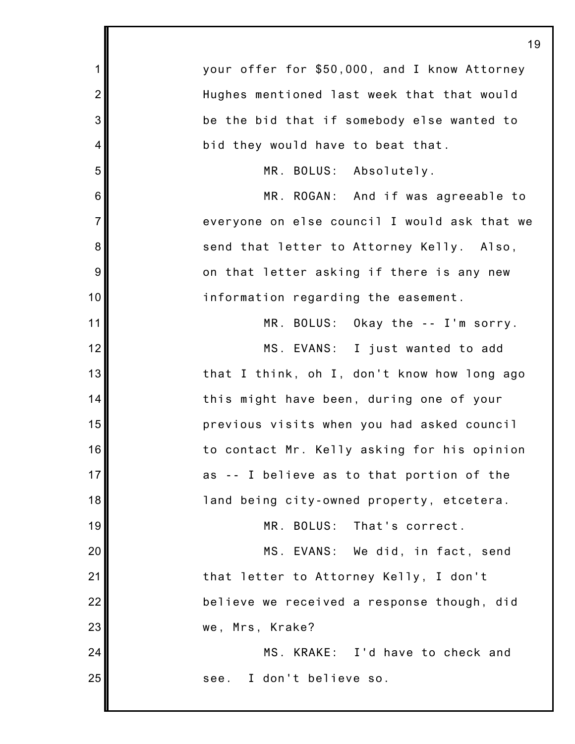your offer for $50,000, and I know Attorney Hughes mentioned last week that that would be the bid that if somebody else wanted to bid they would have to beat that.

MR. BOLUS: Absolutely.

MR. ROGAN: And if was agreeable to everyone on else council I would ask that we send that letter to Attorney Kelly. Also, on that letter asking if there is any new information regarding the easement.

MR. BOLUS: Okay the -- I'm sorry.

MS. EVANS: I just wanted to add that I think, oh I, don't know how long ago this might have been, during one of your previous visits when you had asked council to contact Mr. Kelly asking for his opinion as -- I believe as to that portion of the land being city-owned property, etcetera.

MR. BOLUS: That's correct.

MS. EVANS: We did, in fact, send that letter to Attorney Kelly, I don't believe we received a response though, did we, Mrs, Krake?

MS. KRAKE: I'd have to check and see. I don't believe so.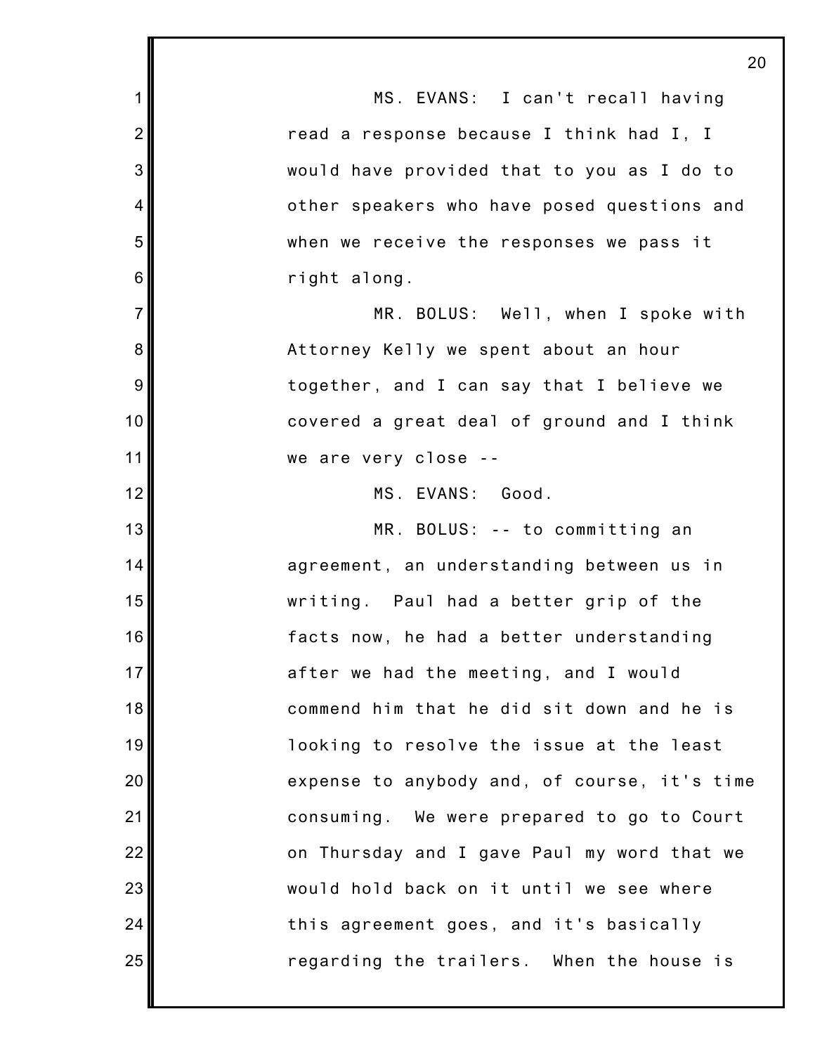MS. EVANS: I can't recall having read a response because I think had I, I would have provided that to you as I do to other speakers who have posed questions and when we receive the responses we pass it right along.

MR. BOLUS: Well, when I spoke with Attorney Kelly we spent about an hour together, and I can say that I believe we covered a great deal of ground and I think we are very close --

MS. EVANS: Good.

MR. BOLUS: -- to committing an agreement, an understanding between us in writing. Paul had a better grip of the facts now, he had a better understanding after we had the meeting, and I would commend him that he did sit down and he is looking to resolve the issue at the least expense to anybody and, of course, it's time consuming. We were prepared to go to Court on Thursday and I gave Paul my word that we would hold back on it until we see where this agreement goes, and it's basically regarding the trailers. When the house is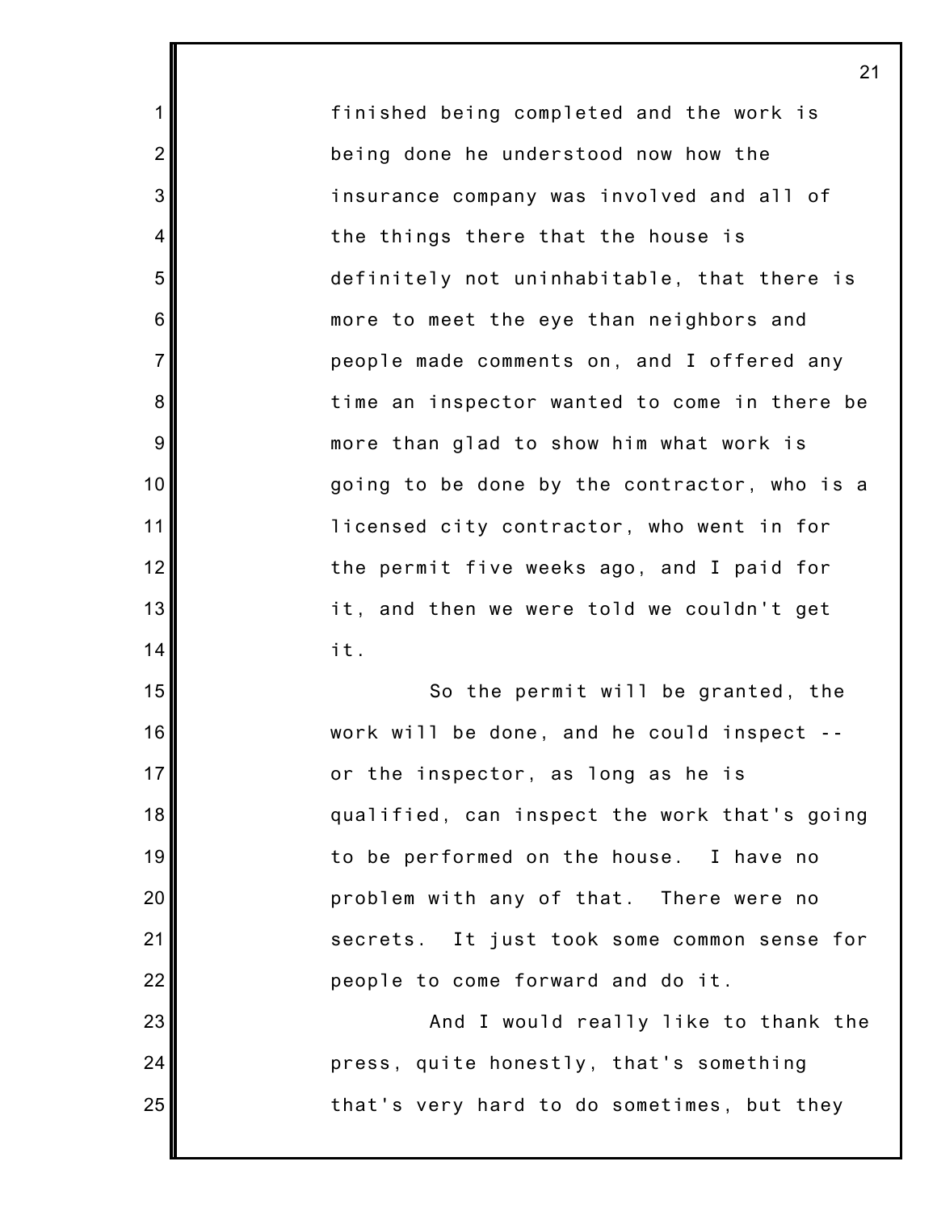finished being completed and the work is being done he understood now how the insurance company was involved and all of the things there that the house is definitely not uninhabitable, that there is more to meet the eye than neighbors and people made comments on, and I offered any time an inspector wanted to come in there be more than glad to show him what work is going to be done by the contractor, who is a licensed city contractor, who went in for the permit five weeks ago, and I paid for it, and then we were told we couldn't get it.

So the permit will be granted, the work will be done, and he could inspect -- or the inspector, as long as he is qualified, can inspect the work that's going to be performed on the house. I have no problem with any of that. There were no secrets. It just took some common sense for people to come forward and do it.

And I would really like to thank the press, quite honestly, that's something that's very hard to do sometimes, but they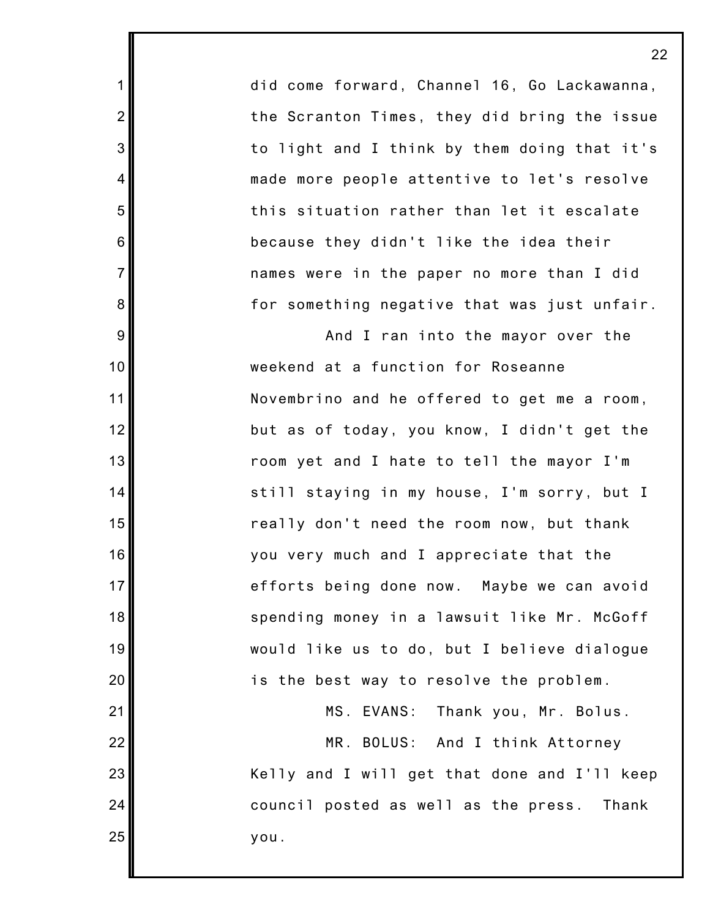did come forward, Channel 16, Go Lackawanna, the Scranton Times, they did bring the issue to light and I think by them doing that it's made more people attentive to let's resolve this situation rather than let it escalate because they didn't like the idea their names were in the paper no more than I did for something negative that was just unfair.

And I ran into the mayor over the weekend at a function for Roseanne Novembrino and he offered to get me a room, but as of today, you know, I didn't get the room yet and I hate to tell the mayor I'm still staying in my house, I'm sorry, but I really don't need the room now, but thank you very much and I appreciate that the efforts being done now. Maybe we can avoid spending money in a lawsuit like Mr. McGoff would like us to do, but I believe dialogue is the best way to resolve the problem.

MS. EVANS: Thank you, Mr. Bolus.

MR. BOLUS: And I think Attorney Kelly and I will get that done and I'll keep council posted as well as the press. Thank you.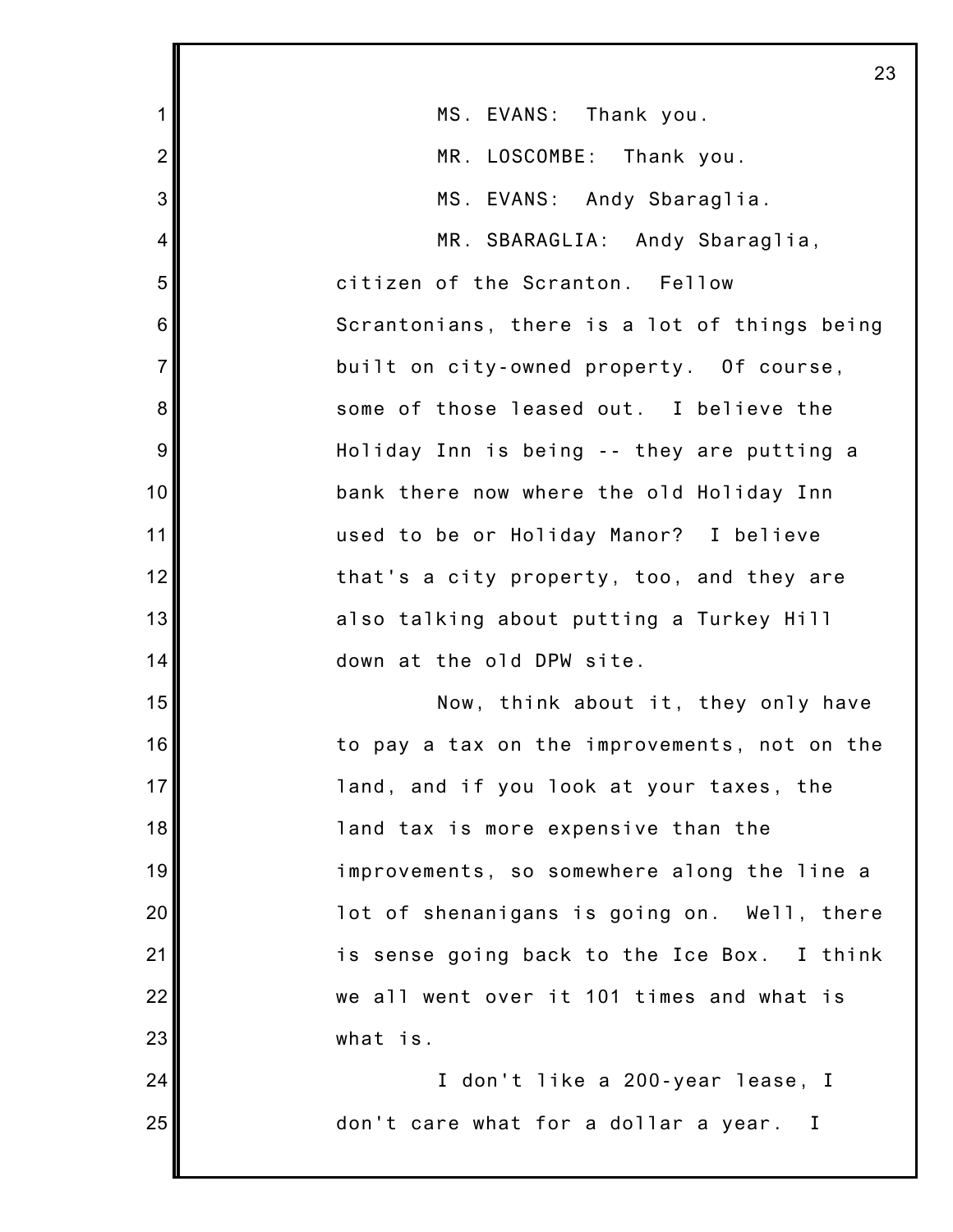MS. EVANS: Thank you.

MR. LOSCOMBE: Thank you.

MS. EVANS: Andy Sbaraglia.

MR. SBARAGLIA: Andy Sbaraglia, citizen of the Scranton. Fellow Scrantonians, there is a lot of things being built on city-owned property. Of course, some of those leased out. I believe the Holiday Inn is being -- they are putting a bank there now where the old Holiday Inn used to be or Holiday Manor? I believe that's a city property, too, and they are also talking about putting a Turkey Hill down at the old DPW site.

Now, think about it, they only have to pay a tax on the improvements, not on the land, and if you look at your taxes, the land tax is more expensive than the improvements, so somewhere along the line a lot of shenanigans is going on. Well, there is sense going back to the Ice Box. I think we all went over it 101 times and what is what is.

I don't like a 200-year lease, I don't care what for a dollar a year. I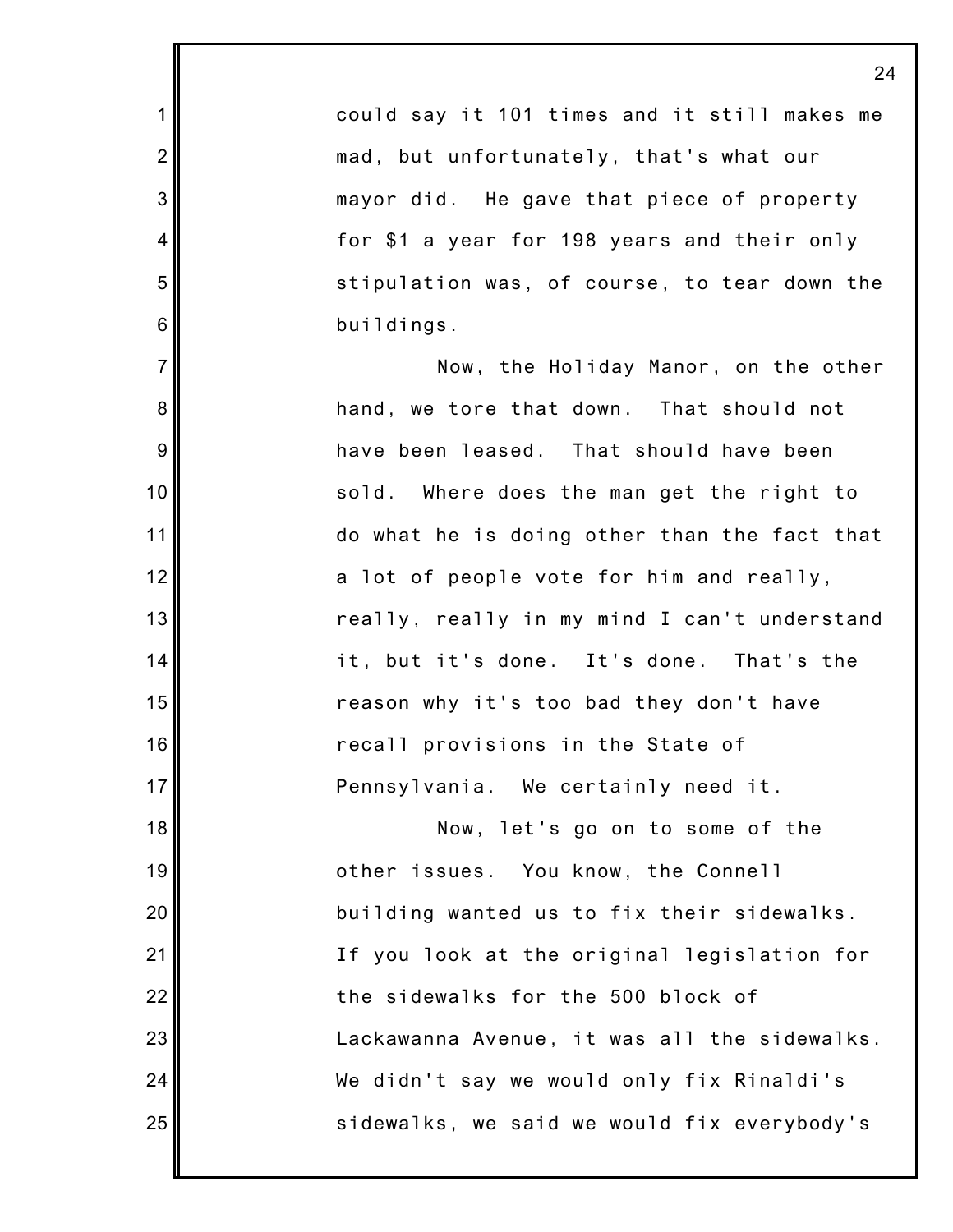could say it 101 times and it still makes me mad, but unfortunately, that's what our mayor did. He gave that piece of property for $1 a year for 198 years and their only stipulation was, of course, to tear down the buildings.

Now, the Holiday Manor, on the other hand, we tore that down. That should not have been leased. That should have been sold. Where does the man get the right to do what he is doing other than the fact that a lot of people vote for him and really, really, really in my mind I can't understand it, but it's done. It's done. That's the reason why it's too bad they don't have recall provisions in the State of Pennsylvania. We certainly need it.

Now, let's go on to some of the other issues. You know, the Connell building wanted us to fix their sidewalks. If you look at the original legislation for the sidewalks for the 500 block of Lackawanna Avenue, it was all the sidewalks. We didn't say we would only fix Rinaldi's sidewalks, we said we would fix everybody's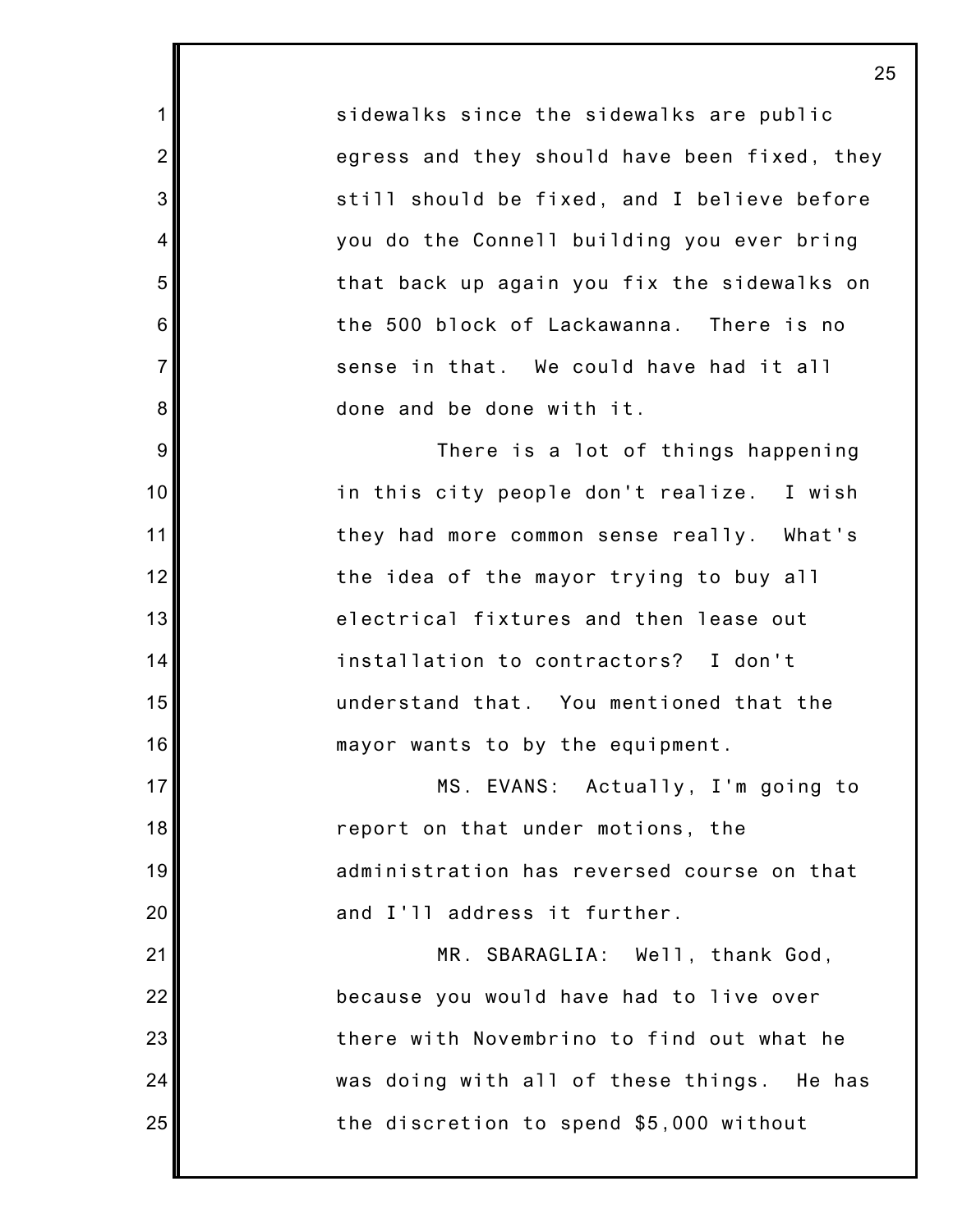sidewalks since the sidewalks are public egress and they should have been fixed, they still should be fixed, and I believe before you do the Connell building you ever bring that back up again you fix the sidewalks on the 500 block of Lackawanna. There is no sense in that. We could have had it all done and be done with it.

There is a lot of things happening in this city people don't realize. I wish they had more common sense really. What's the idea of the mayor trying to buy all electrical fixtures and then lease out installation to contractors? I don't understand that. You mentioned that the mayor wants to by the equipment.

MS. EVANS: Actually, I'm going to report on that under motions, the administration has reversed course on that and I'll address it further.

MR. SBARAGLIA: Well, thank God, because you would have had to live over there with Novembrino to find out what he was doing with all of these things. He has the discretion to spend $5,000 without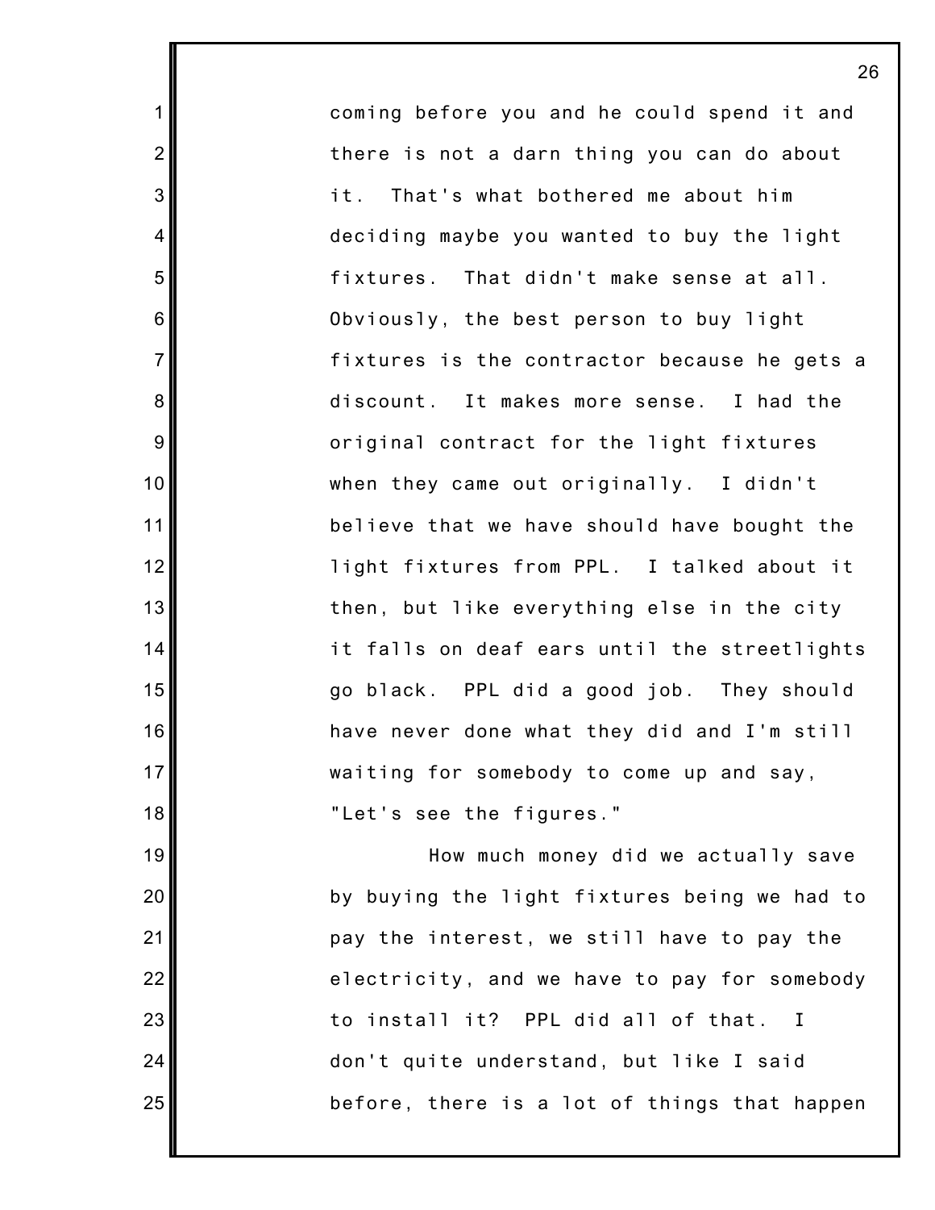coming before you and he could spend it and there is not a darn thing you can do about it. That's what bothered me about him deciding maybe you wanted to buy the light fixtures. That didn't make sense at all. Obviously, the best person to buy light fixtures is the contractor because he gets a discount. It makes more sense. I had the original contract for the light fixtures when they came out originally. I didn't believe that we have should have bought the light fixtures from PPL. I talked about it then, but like everything else in the city it falls on deaf ears until the streetlights go black. PPL did a good job. They should have never done what they did and I'm still waiting for somebody to come up and say, "Let's see the figures."

How much money did we actually save by buying the light fixtures being we had to pay the interest, we still have to pay the electricity, and we have to pay for somebody to install it? PPL did all of that. I don't quite understand, but like I said before, there is a lot of things that happen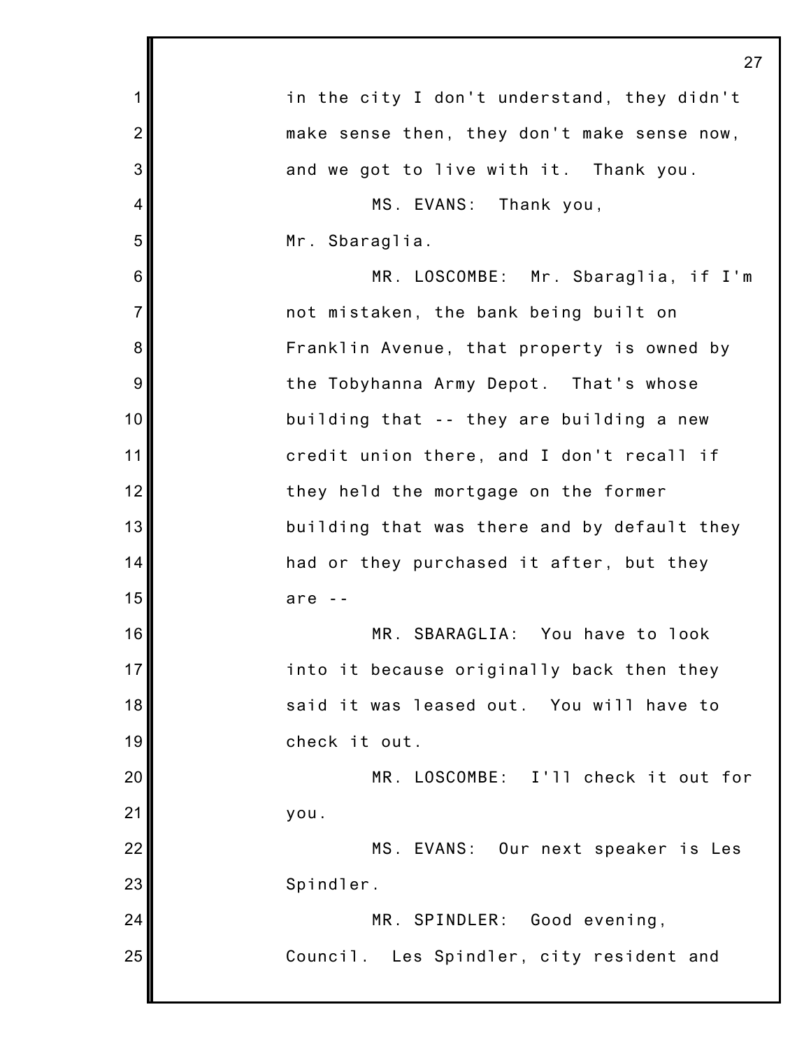in the city I don't understand, they didn't make sense then, they don't make sense now, and we got to live with it. Thank you.

MS. EVANS: Thank you, Mr. Sbaraglia.

MR. LOSCOMBE: Mr. Sbaraglia, if I'm not mistaken, the bank being built on Franklin Avenue, that property is owned by the Tobyhanna Army Depot. That's whose building that -- they are building a new credit union there, and I don't recall if they held the mortgage on the former building that was there and by default they had or they purchased it after, but they are --

MR. SBARAGLIA: You have to look into it because originally back then they said it was leased out. You will have to check it out.

MR. LOSCOMBE: I'll check it out for you.

MS. EVANS: Our next speaker is Les Spindler.

MR. SPINDLER: Good evening, Council. Les Spindler, city resident and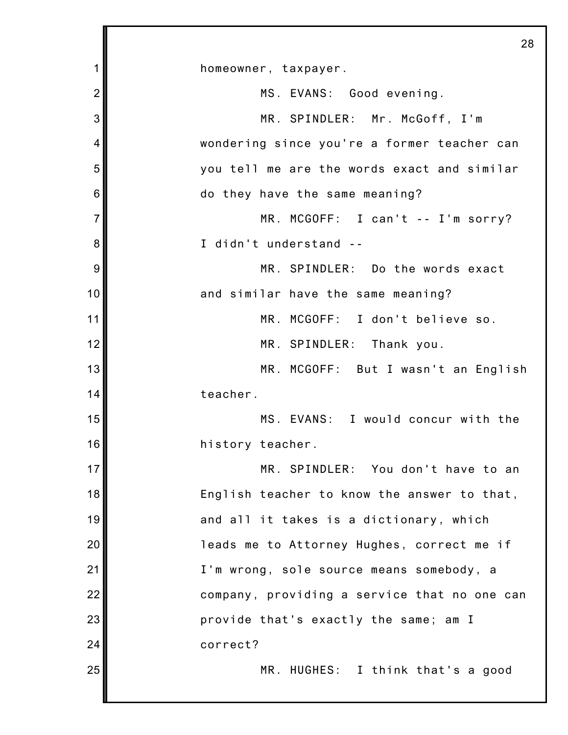homeowner, taxpayer.

MS. EVANS: Good evening.

MR. SPINDLER: Mr. McGoff, I'm wondering since you're a former teacher can you tell me are the words exact and similar do they have the same meaning?

MR. MCGOFF: I can't -- I'm sorry? I didn't understand --

MR. SPINDLER: Do the words exact and similar have the same meaning?

MR. MCGOFF: I don't believe so.

MR. SPINDLER: Thank you.

MR. MCGOFF: But I wasn't an English teacher.

MS. EVANS: I would concur with the history teacher.

MR. SPINDLER: You don't have to an English teacher to know the answer to that, and all it takes is a dictionary, which leads me to Attorney Hughes, correct me if I'm wrong, sole source means somebody, a company, providing a service that no one can provide that's exactly the same; am I correct?

MR. HUGHES: I think that's a good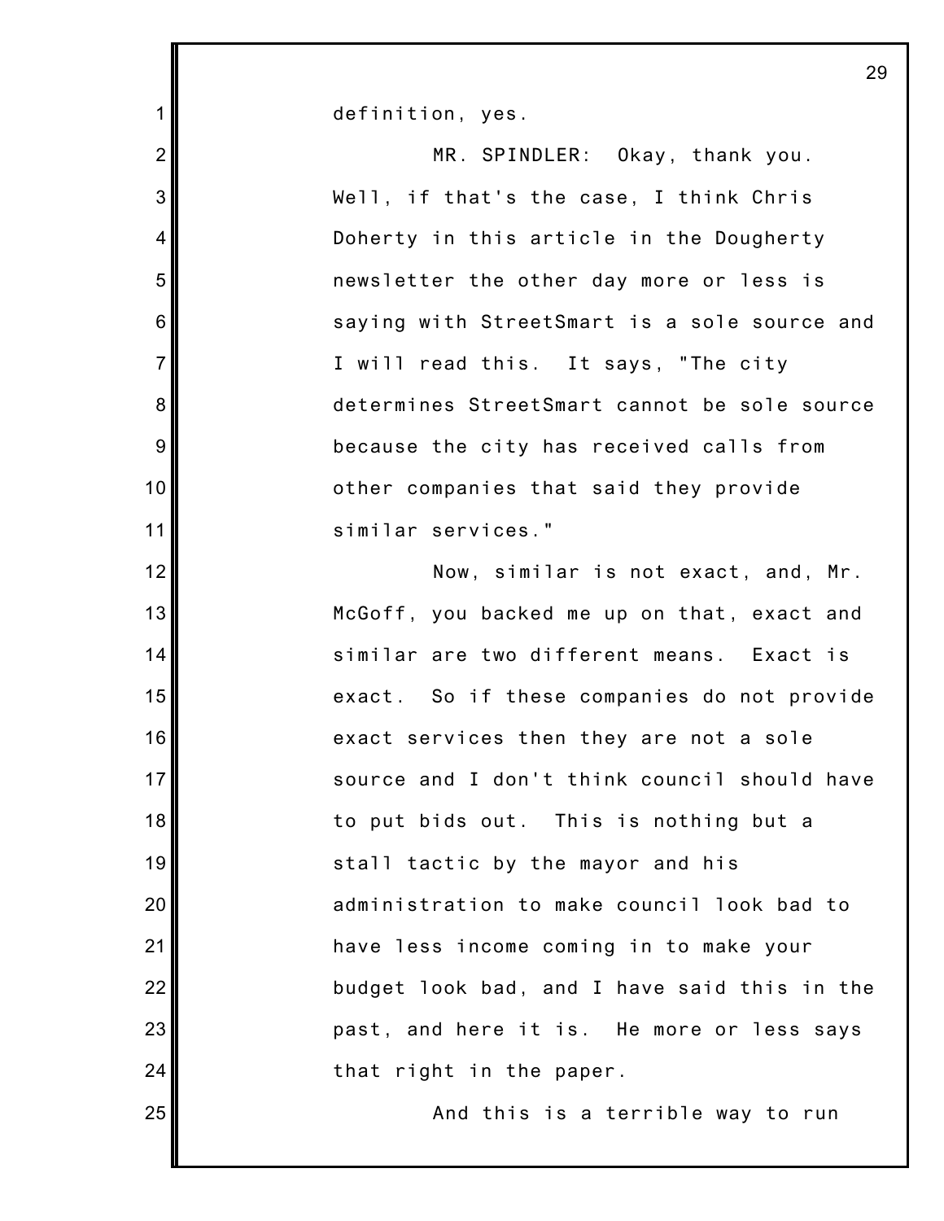definition, yes.

MR. SPINDLER: Okay, thank you. Well, if that's the case, I think Chris Doherty in this article in the Dougherty newsletter the other day more or less is saying with StreetSmart is a sole source and I will read this. It says, "The city determines StreetSmart cannot be sole source because the city has received calls from other companies that said they provide similar services."

Now, similar is not exact, and, Mr. McGoff, you backed me up on that, exact and similar are two different means. Exact is exact. So if these companies do not provide exact services then they are not a sole source and I don't think council should have to put bids out. This is nothing but a stall tactic by the mayor and his administration to make council look bad to have less income coming in to make your budget look bad, and I have said this in the past, and here it is. He more or less says that right in the paper.

And this is a terrible way to run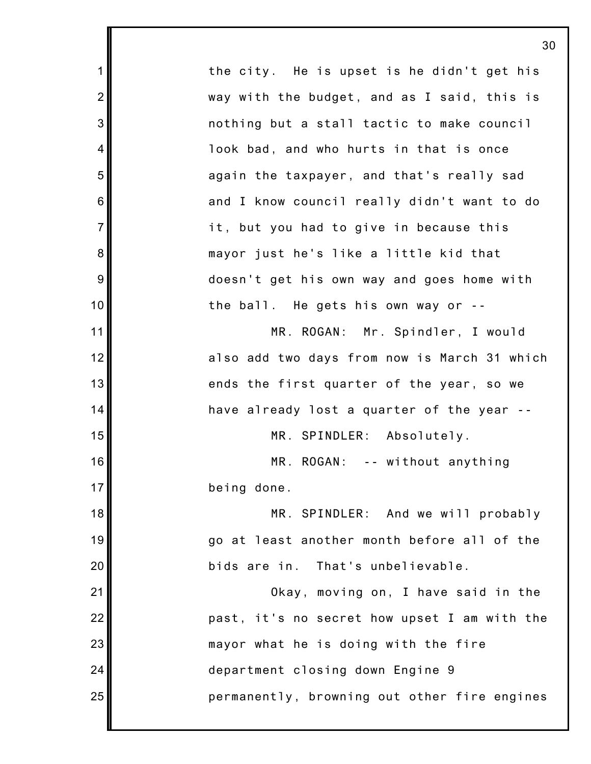the city. He is upset is he didn't get his way with the budget, and as I said, this is nothing but a stall tactic to make council look bad, and who hurts in that is once again the taxpayer, and that's really sad and I know council really didn't want to do it, but you had to give in because this mayor just he's like a little kid that doesn't get his own way and goes home with the ball. He gets his own way or --

MR. ROGAN: Mr. Spindler, I would also add two days from now is March 31 which ends the first quarter of the year, so we have already lost a quarter of the year --

MR. SPINDLER: Absolutely.

MR. ROGAN: -- without anything being done.

MR. SPINDLER: And we will probably go at least another month before all of the bids are in. That's unbelievable.

Okay, moving on, I have said in the past, it's no secret how upset I am with the mayor what he is doing with the fire department closing down Engine 9 permanently, browning out other fire engines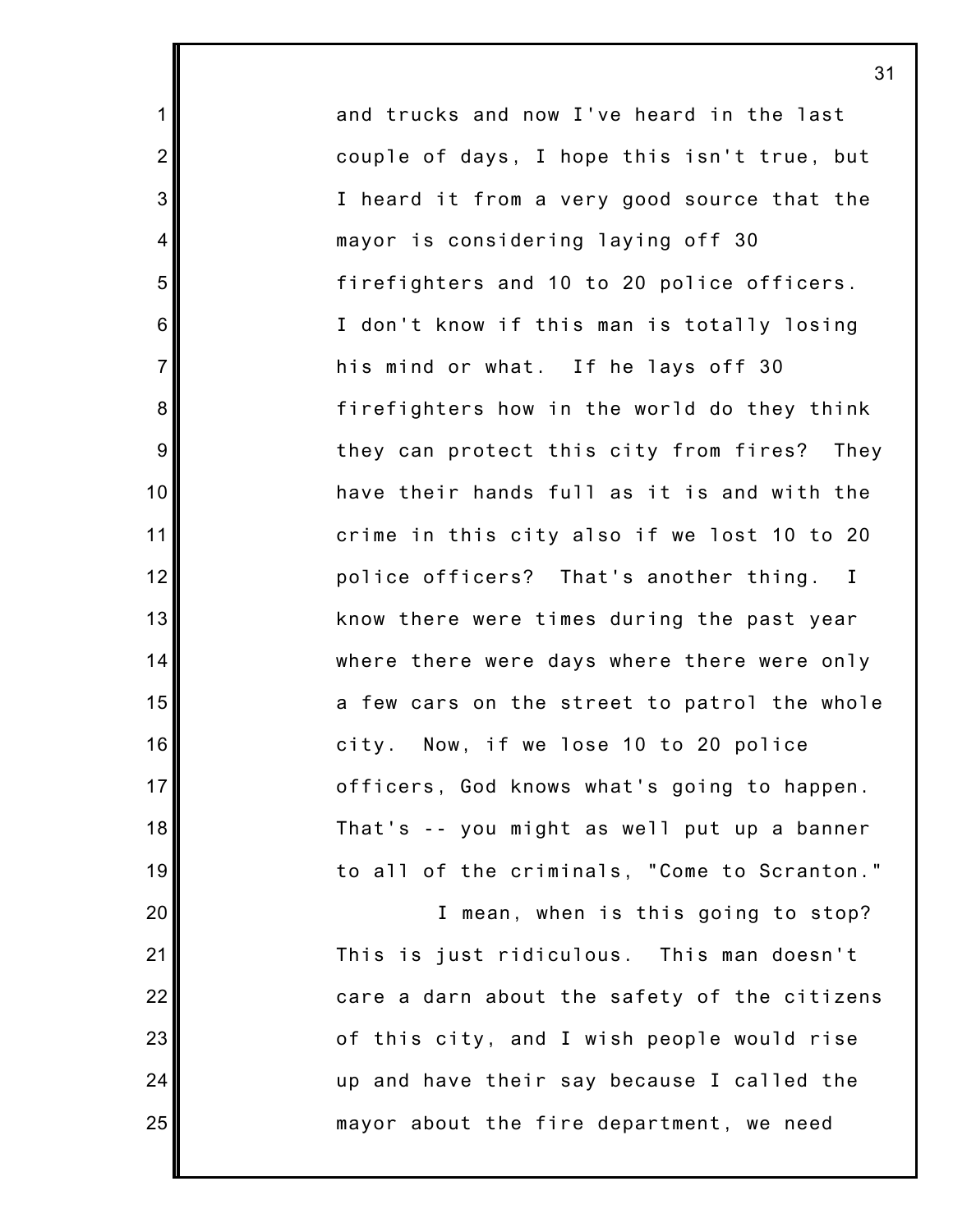and trucks and now I've heard in the last couple of days, I hope this isn't true, but I heard it from a very good source that the mayor is considering laying off 30 firefighters and 10 to 20 police officers. I don't know if this man is totally losing his mind or what. If he lays off 30 firefighters how in the world do they think they can protect this city from fires? They have their hands full as it is and with the crime in this city also if we lost 10 to 20 police officers? That's another thing. I know there were times during the past year where there were days where there were only a few cars on the street to patrol the whole city. Now, if we lose 10 to 20 police officers, God knows what's going to happen. That's -- you might as well put up a banner to all of the criminals, "Come to Scranton."

I mean, when is this going to stop? This is just ridiculous. This man doesn't care a darn about the safety of the citizens of this city, and I wish people would rise up and have their say because I called the mayor about the fire department, we need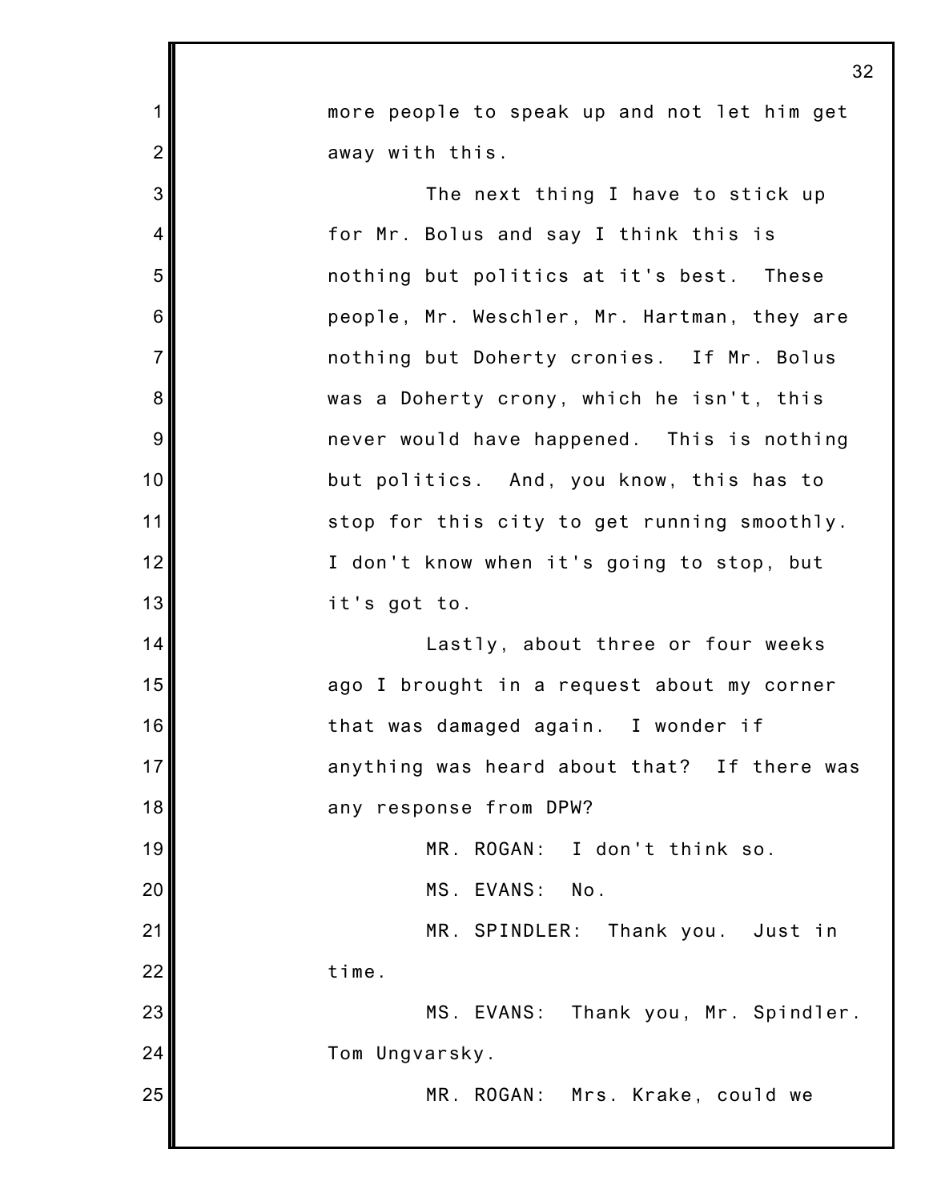more people to speak up and not let him get away with this.

The next thing I have to stick up for Mr. Bolus and say I think this is nothing but politics at it's best. These people, Mr. Weschler, Mr. Hartman, they are nothing but Doherty cronies. If Mr. Bolus was a Doherty crony, which he isn't, this never would have happened. This is nothing but politics. And, you know, this has to stop for this city to get running smoothly. I don't know when it's going to stop, but it's got to.

Lastly, about three or four weeks ago I brought in a request about my corner that was damaged again. I wonder if anything was heard about that? If there was any response from DPW?

MR. ROGAN: I don't think so.

MS. EVANS: No.

MR. SPINDLER: Thank you. Just in time.

MS. EVANS: Thank you, Mr. Spindler. Tom Ungvarsky.

MR. ROGAN: Mrs. Krake, could we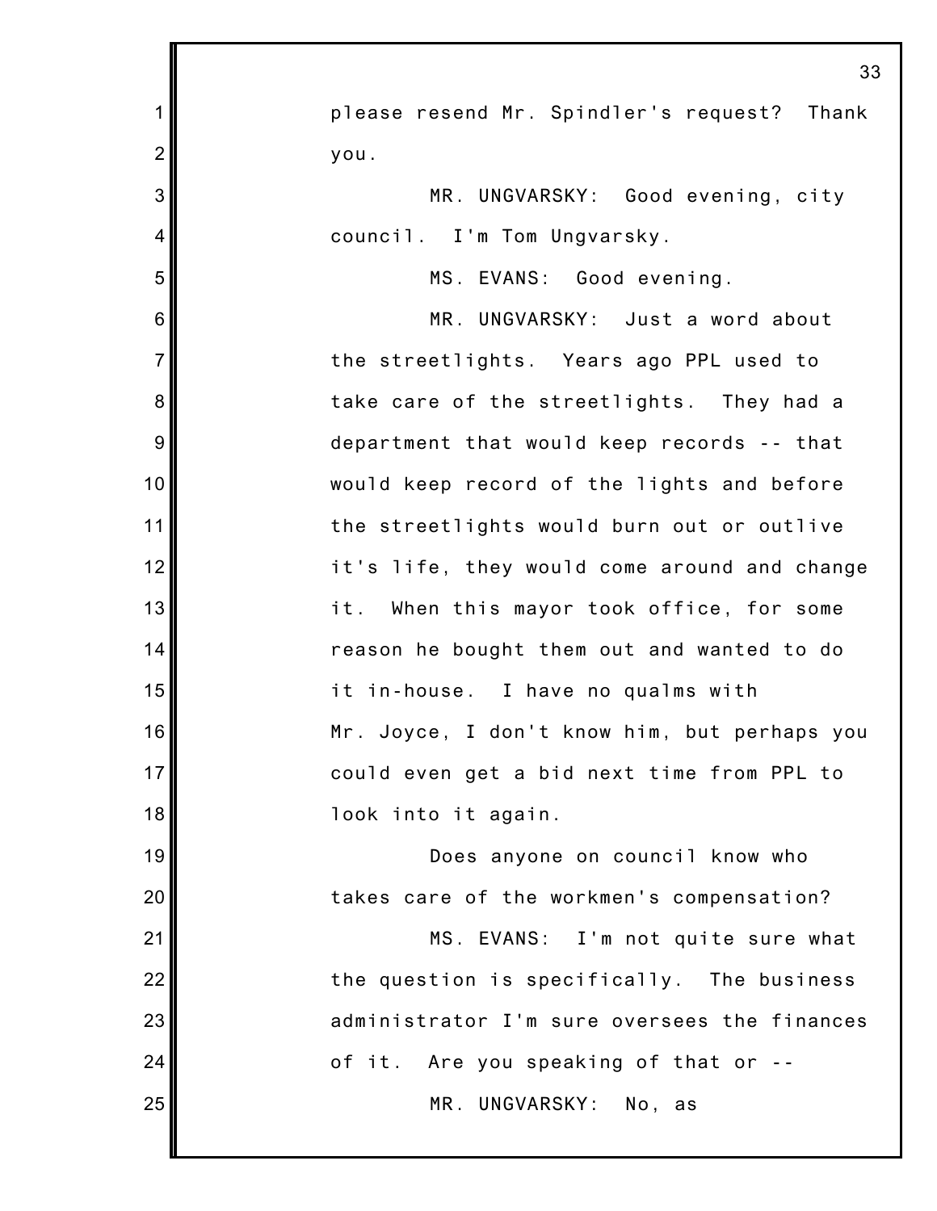please resend Mr. Spindler's request? Thank you.

MR. UNGVARSKY: Good evening, city council. I'm Tom Ungvarsky.

MS. EVANS: Good evening.

MR. UNGVARSKY: Just a word about the streetlights. Years ago PPL used to take care of the streetlights. They had a department that would keep records -- that would keep record of the lights and before the streetlights would burn out or outlive it's life, they would come around and change it. When this mayor took office, for some reason he bought them out and wanted to do it in-house. I have no qualms with Mr. Joyce, I don't know him, but perhaps you could even get a bid next time from PPL to look into it again.

Does anyone on council know who takes care of the workmen's compensation?

MS. EVANS: I'm not quite sure what the question is specifically. The business administrator I'm sure oversees the finances of it. Are you speaking of that or --

MR. UNGVARSKY: No, as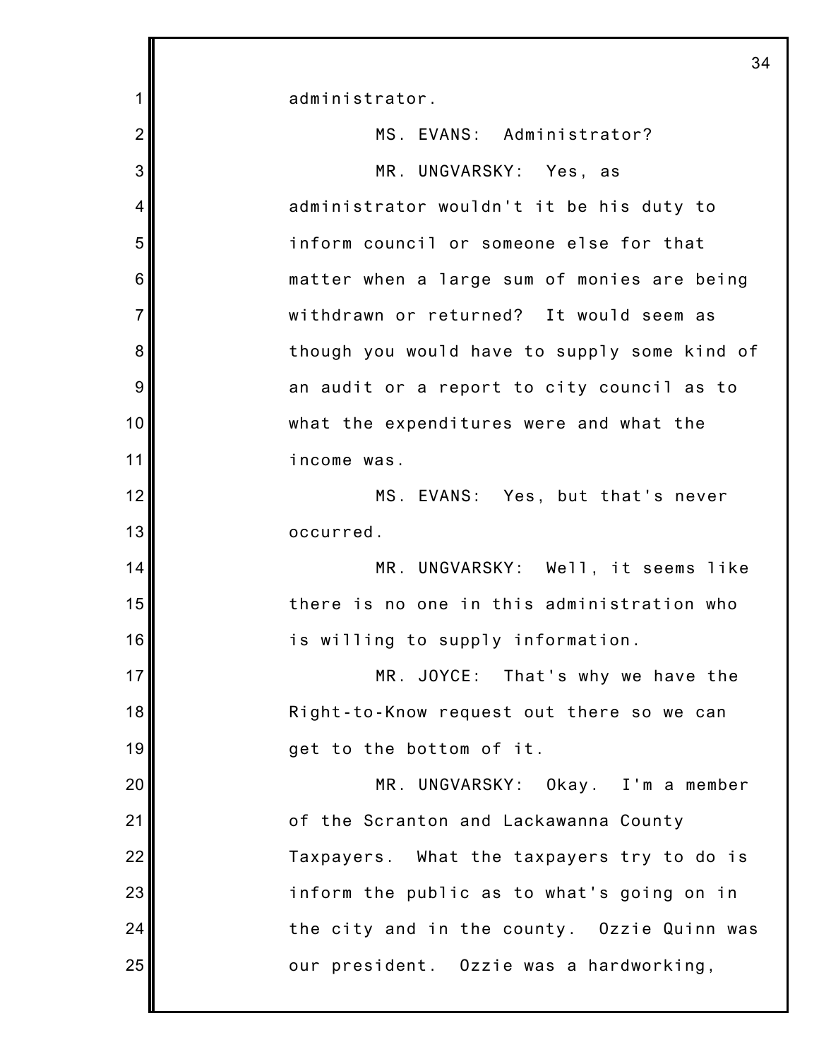administrator.

MS. EVANS: Administrator?

MR. UNGVARSKY: Yes, as administrator wouldn't it be his duty to inform council or someone else for that matter when a large sum of monies are being withdrawn or returned? It would seem as though you would have to supply some kind of an audit or a report to city council as to what the expenditures were and what the income was.

MS. EVANS: Yes, but that's never occurred.

MR. UNGVARSKY: Well, it seems like there is no one in this administration who is willing to supply information.

MR. JOYCE: That's why we have the Right-to-Know request out there so we can get to the bottom of it.

MR. UNGVARSKY: Okay. I'm a member of the Scranton and Lackawanna County Taxpayers. What the taxpayers try to do is inform the public as to what's going on in the city and in the county. Ozzie Quinn was our president. Ozzie was a hardworking,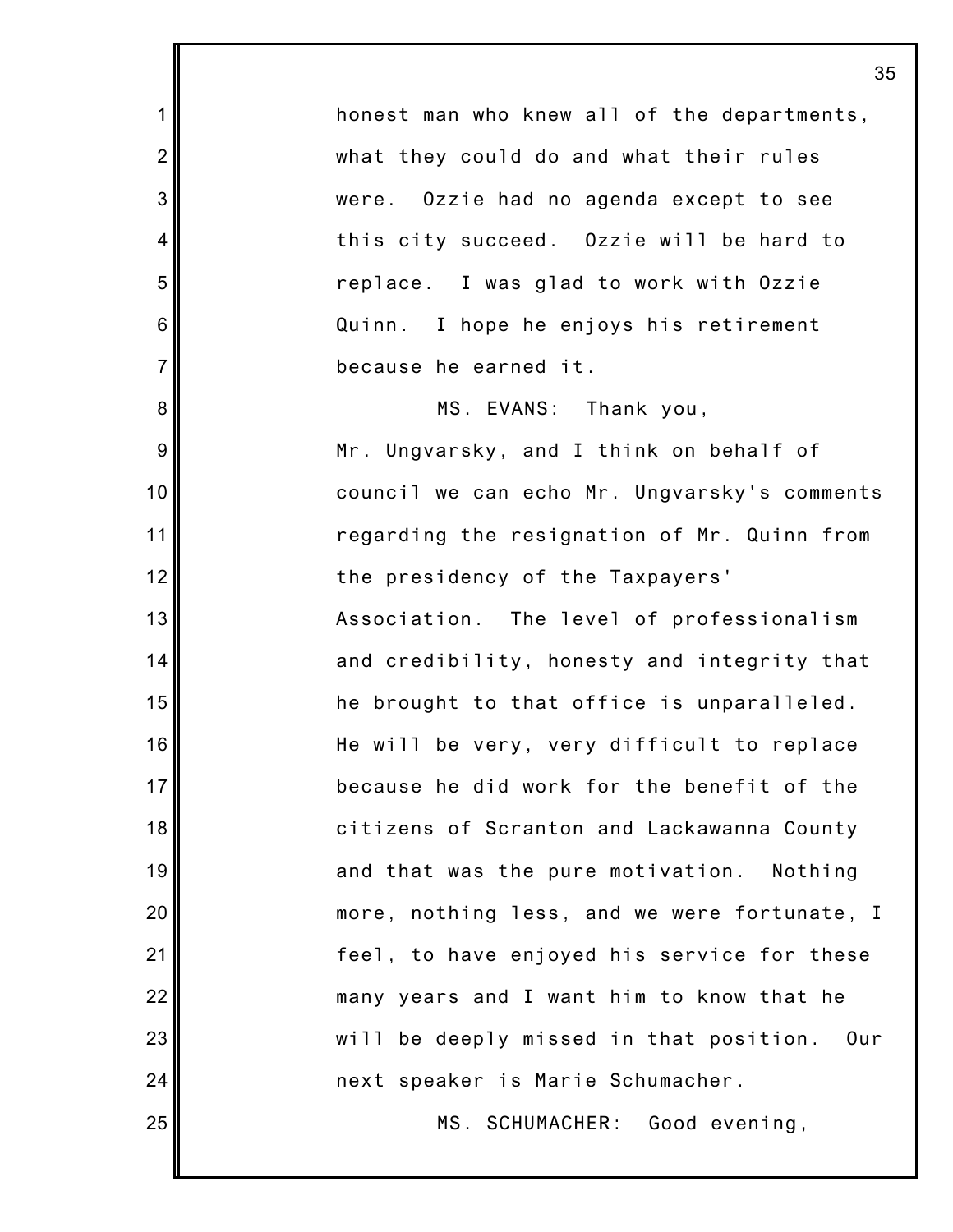honest man who knew all of the departments, what they could do and what their rules were. Ozzie had no agenda except to see this city succeed. Ozzie will be hard to replace. I was glad to work with Ozzie Quinn. I hope he enjoys his retirement because he earned it.

MS. EVANS: Thank you, Mr. Ungvarsky, and I think on behalf of council we can echo Mr. Ungvarsky's comments regarding the resignation of Mr. Quinn from the presidency of the Taxpayers' Association. The level of professionalism and credibility, honesty and integrity that he brought to that office is unparalleled. He will be very, very difficult to replace because he did work for the benefit of the citizens of Scranton and Lackawanna County and that was the pure motivation. Nothing more, nothing less, and we were fortunate, I feel, to have enjoyed his service for these many years and I want him to know that he will be deeply missed in that position. Our next speaker is Marie Schumacher.

MS. SCHUMACHER: Good evening,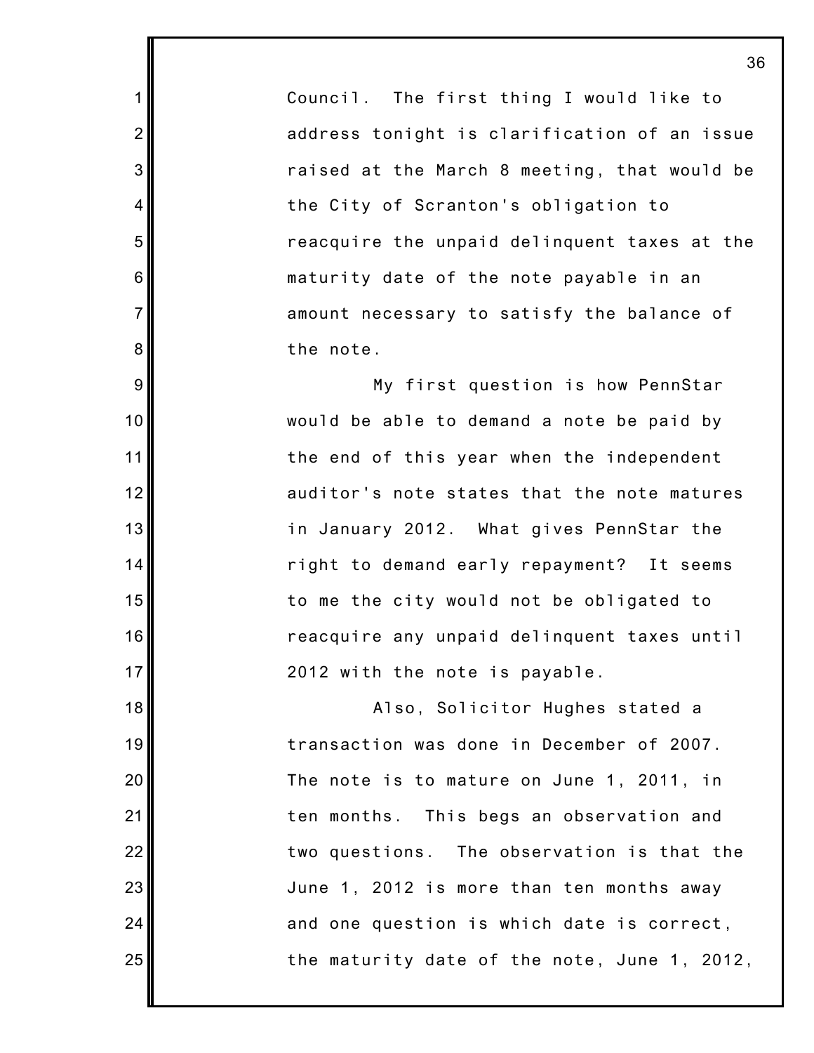Council. The first thing I would like to address tonight is clarification of an issue raised at the March 8 meeting, that would be the City of Scranton's obligation to reacquire the unpaid delinquent taxes at the maturity date of the note payable in an amount necessary to satisfy the balance of the note.

My first question is how PennStar would be able to demand a note be paid by the end of this year when the independent auditor's note states that the note matures in January 2012. What gives PennStar the right to demand early repayment? It seems to me the city would not be obligated to reacquire any unpaid delinquent taxes until 2012 with the note is payable.

Also, Solicitor Hughes stated a transaction was done in December of 2007. The note is to mature on June 1, 2011, in ten months. This begs an observation and two questions. The observation is that the June 1, 2012 is more than ten months away and one question is which date is correct, the maturity date of the note, June 1, 2012,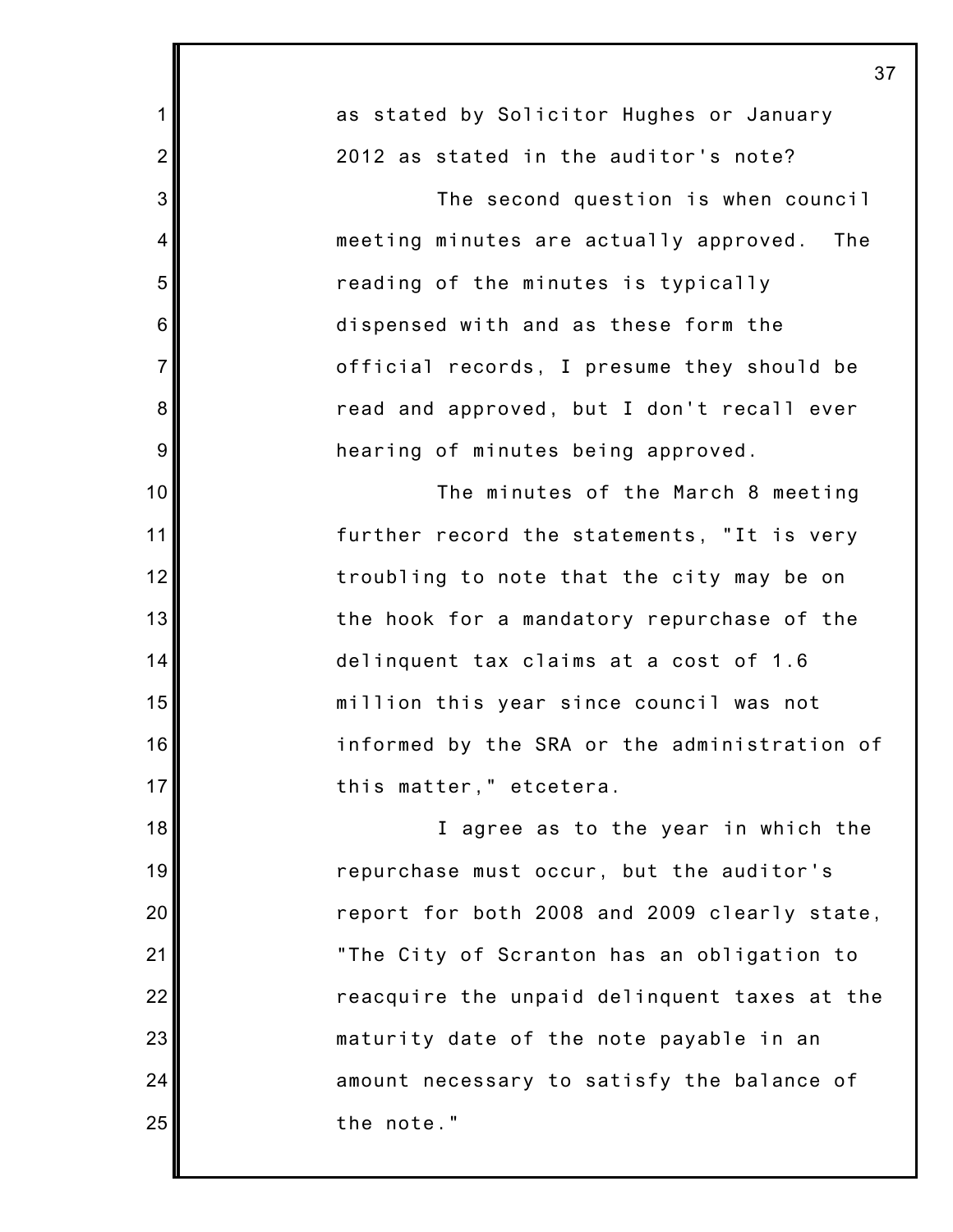as stated by Solicitor Hughes or January 2012 as stated in the auditor's note?

The second question is when council meeting minutes are actually approved. The reading of the minutes is typically dispensed with and as these form the official records, I presume they should be read and approved, but I don't recall ever hearing of minutes being approved.

The minutes of the March 8 meeting further record the statements, "It is very troubling to note that the city may be on the hook for a mandatory repurchase of the delinquent tax claims at a cost of 1.6 million this year since council was not informed by the SRA or the administration of this matter," etcetera.

I agree as to the year in which the repurchase must occur, but the auditor's report for both 2008 and 2009 clearly state, "The City of Scranton has an obligation to reacquire the unpaid delinquent taxes at the maturity date of the note payable in an amount necessary to satisfy the balance of the note."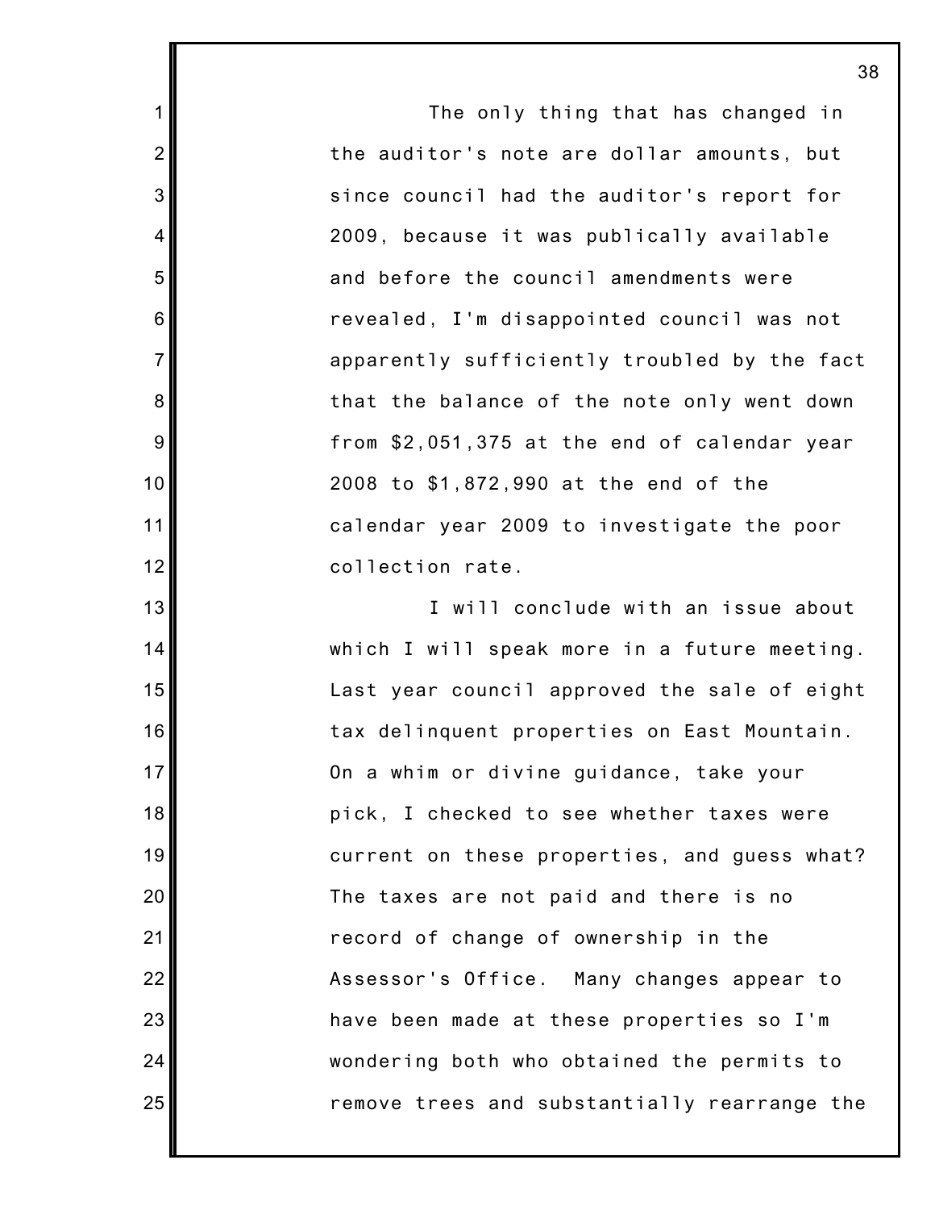The only thing that has changed in the auditor's note are dollar amounts, but since council had the auditor's report for 2009, because it was publically available and before the council amendments were revealed, I'm disappointed council was not apparently sufficiently troubled by the fact that the balance of the note only went down from $2,051,375 at the end of calendar year 2008 to $1,872,990 at the end of the calendar year 2009 to investigate the poor collection rate.

I will conclude with an issue about which I will speak more in a future meeting. Last year council approved the sale of eight tax delinquent properties on East Mountain. On a whim or divine guidance, take your pick, I checked to see whether taxes were current on these properties, and guess what? The taxes are not paid and there is no record of change of ownership in the Assessor's Office. Many changes appear to have been made at these properties so I'm wondering both who obtained the permits to remove trees and substantially rearrange the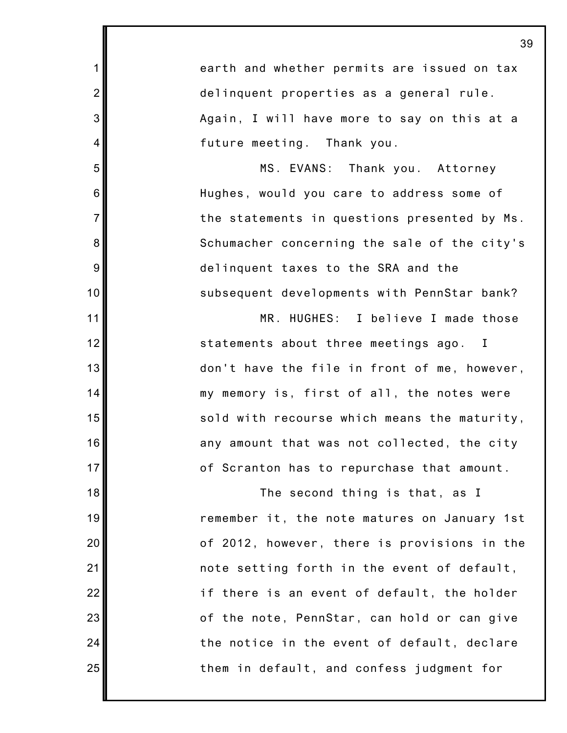earth and whether permits are issued on tax delinquent properties as a general rule. Again, I will have more to say on this at a future meeting. Thank you.

MS. EVANS: Thank you. Attorney Hughes, would you care to address some of the statements in questions presented by Ms. Schumacher concerning the sale of the city's delinquent taxes to the SRA and the subsequent developments with PennStar bank?

MR. HUGHES: I believe I made those statements about three meetings ago. I don't have the file in front of me, however, my memory is, first of all, the notes were sold with recourse which means the maturity, any amount that was not collected, the city of Scranton has to repurchase that amount.

The second thing is that, as I remember it, the note matures on January 1st of 2012, however, there is provisions in the note setting forth in the event of default, if there is an event of default, the holder of the note, PennStar, can hold or can give the notice in the event of default, declare them in default, and confess judgment for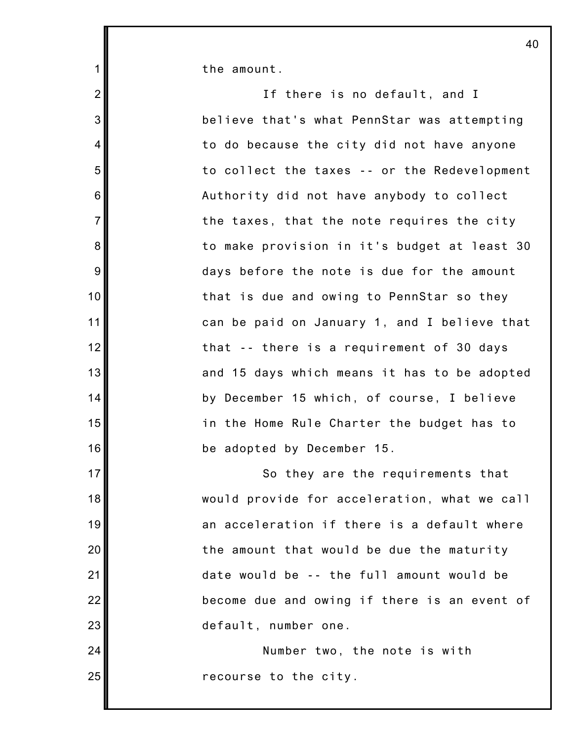the amount.

If there is no default, and I believe that's what PennStar was attempting to do because the city did not have anyone to collect the taxes -- or the Redevelopment Authority did not have anybody to collect the taxes, that the note requires the city to make provision in it's budget at least 30 days before the note is due for the amount that is due and owing to PennStar so they can be paid on January 1, and I believe that that -- there is a requirement of 30 days and 15 days which means it has to be adopted by December 15 which, of course, I believe in the Home Rule Charter the budget has to be adopted by December 15.

So they are the requirements that would provide for acceleration, what we call an acceleration if there is a default where the amount that would be due the maturity date would be -- the full amount would be become due and owing if there is an event of default, number one.

Number two, the note is with recourse to the city.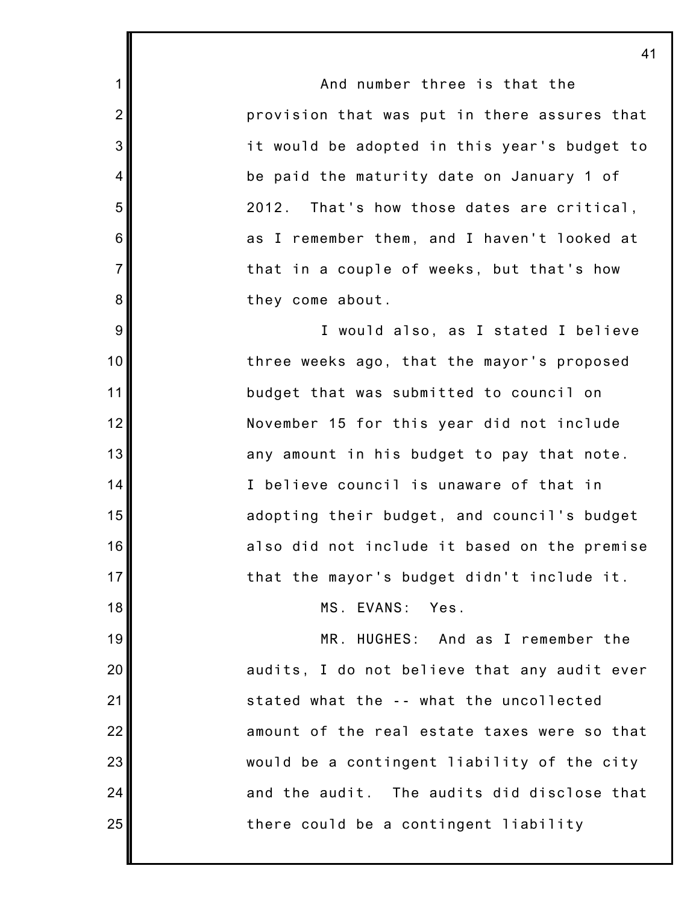And number three is that the provision that was put in there assures that it would be adopted in this year's budget to be paid the maturity date on January 1 of 2012. That's how those dates are critical, as I remember them, and I haven't looked at that in a couple of weeks, but that's how they come about.

I would also, as I stated I believe three weeks ago, that the mayor's proposed budget that was submitted to council on November 15 for this year did not include any amount in his budget to pay that note. I believe council is unaware of that in adopting their budget, and council's budget also did not include it based on the premise that the mayor's budget didn't include it.

MS. EVANS: Yes.

MR. HUGHES: And as I remember the audits, I do not believe that any audit ever stated what the -- what the uncollected amount of the real estate taxes were so that would be a contingent liability of the city and the audit. The audits did disclose that there could be a contingent liability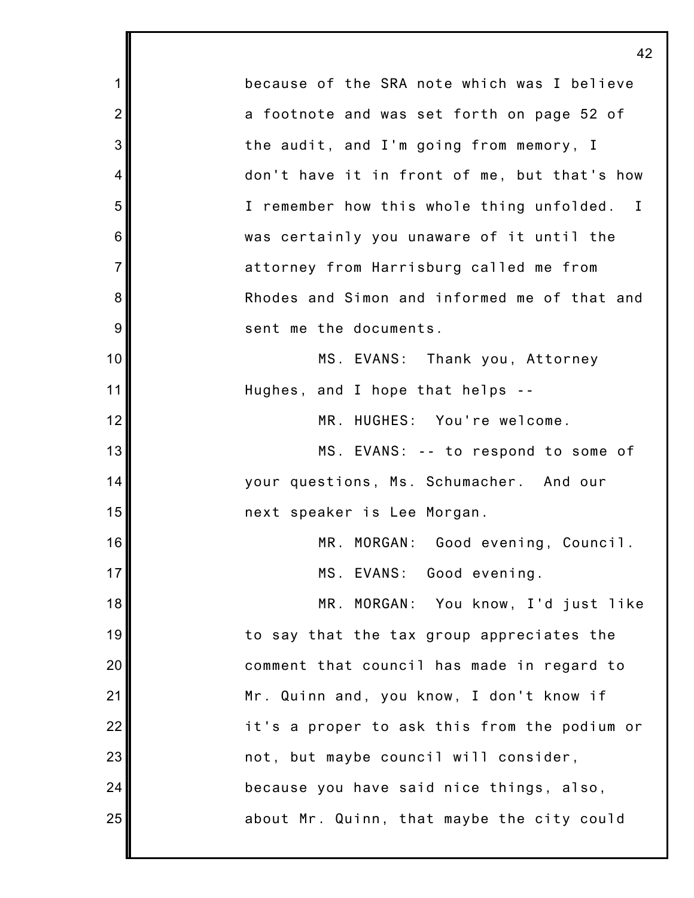because of the SRA note which was I believe a footnote and was set forth on page 52 of the audit, and I'm going from memory, I don't have it in front of me, but that's how I remember how this whole thing unfolded. I was certainly you unaware of it until the attorney from Harrisburg called me from Rhodes and Simon and informed me of that and sent me the documents.

MS. EVANS: Thank you, Attorney Hughes, and I hope that helps --

MR. HUGHES: You're welcome.

MS. EVANS: -- to respond to some of your questions, Ms. Schumacher. And our next speaker is Lee Morgan.

MR. MORGAN: Good evening, Council.

MS. EVANS: Good evening.

MR. MORGAN: You know, I'd just like to say that the tax group appreciates the comment that council has made in regard to Mr. Quinn and, you know, I don't know if it's a proper to ask this from the podium or not, but maybe council will consider, because you have said nice things, also, about Mr. Quinn, that maybe the city could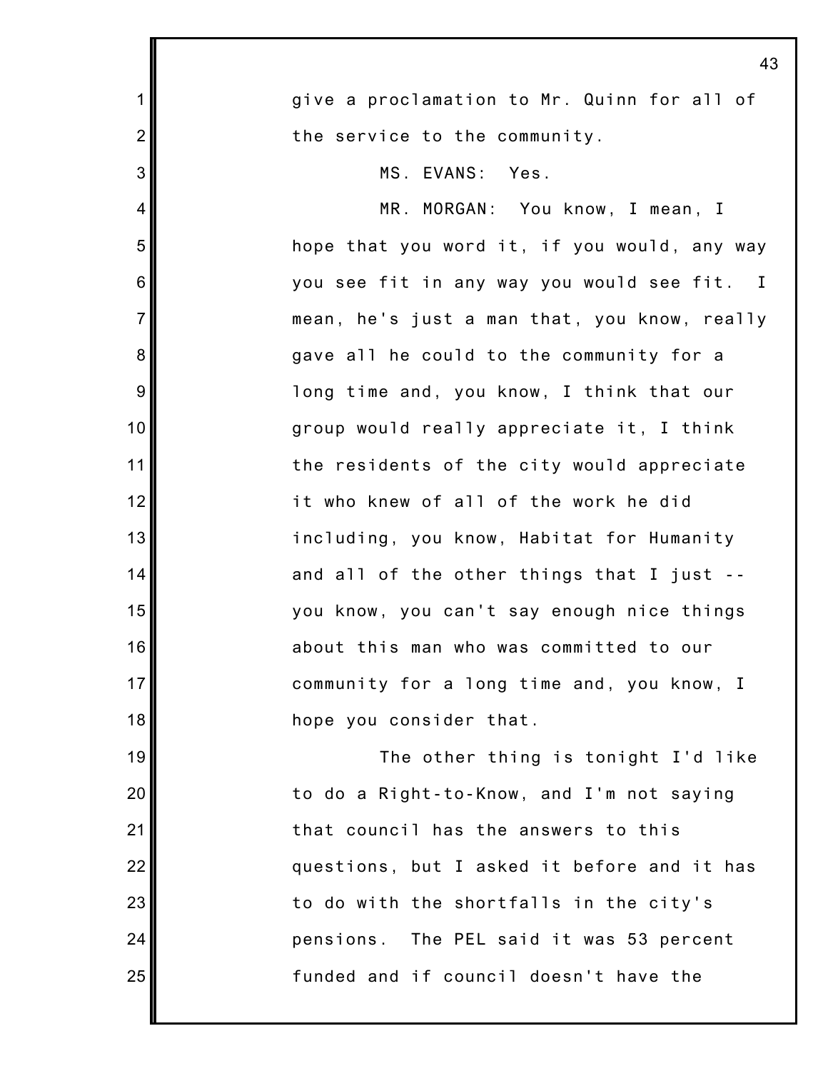give a proclamation to Mr. Quinn for all of the service to the community.

MS. EVANS: Yes.

MR. MORGAN: You know, I mean, I hope that you word it, if you would, any way you see fit in any way you would see fit. I mean, he's just a man that, you know, really gave all he could to the community for a long time and, you know, I think that our group would really appreciate it, I think the residents of the city would appreciate it who knew of all of the work he did including, you know, Habitat for Humanity and all of the other things that I just -- you know, you can't say enough nice things about this man who was committed to our community for a long time and, you know, I hope you consider that.

The other thing is tonight I'd like to do a Right-to-Know, and I'm not saying that council has the answers to this questions, but I asked it before and it has to do with the shortfalls in the city's pensions. The PEL said it was 53 percent funded and if council doesn't have the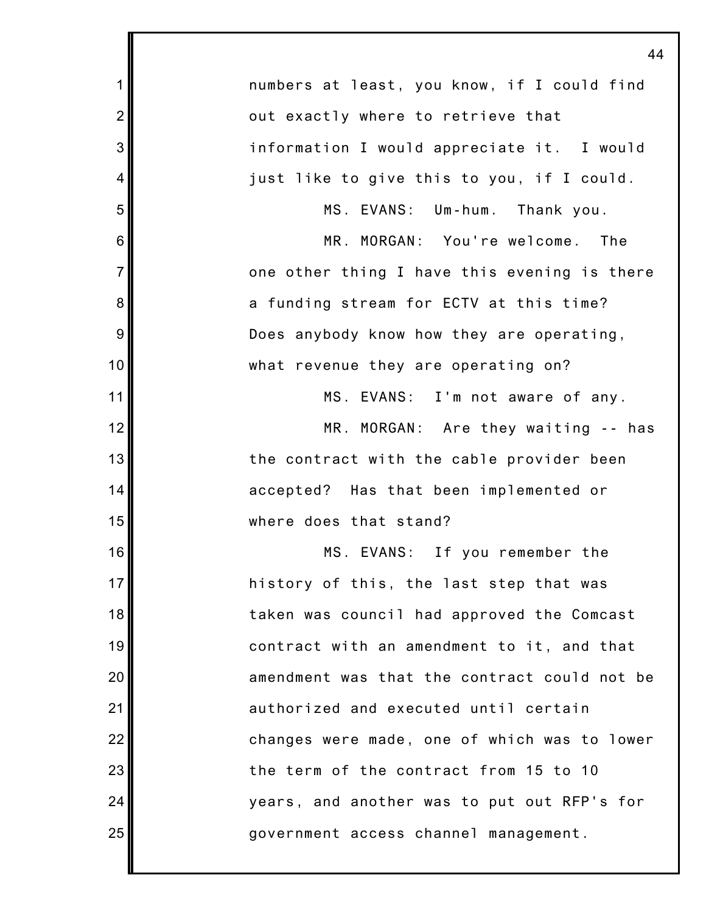numbers at least, you know, if I could find out exactly where to retrieve that information I would appreciate it. I would just like to give this to you, if I could.

MS. EVANS: Um-hum. Thank you.

MR. MORGAN: You're welcome. The one other thing I have this evening is there a funding stream for ECTV at this time? Does anybody know how they are operating, what revenue they are operating on?

MS. EVANS: I'm not aware of any.

MR. MORGAN: Are they waiting -- has the contract with the cable provider been accepted? Has that been implemented or where does that stand?

MS. EVANS: If you remember the history of this, the last step that was taken was council had approved the Comcast contract with an amendment to it, and that amendment was that the contract could not be authorized and executed until certain changes were made, one of which was to lower the term of the contract from 15 to 10 years, and another was to put out RFP's for government access channel management.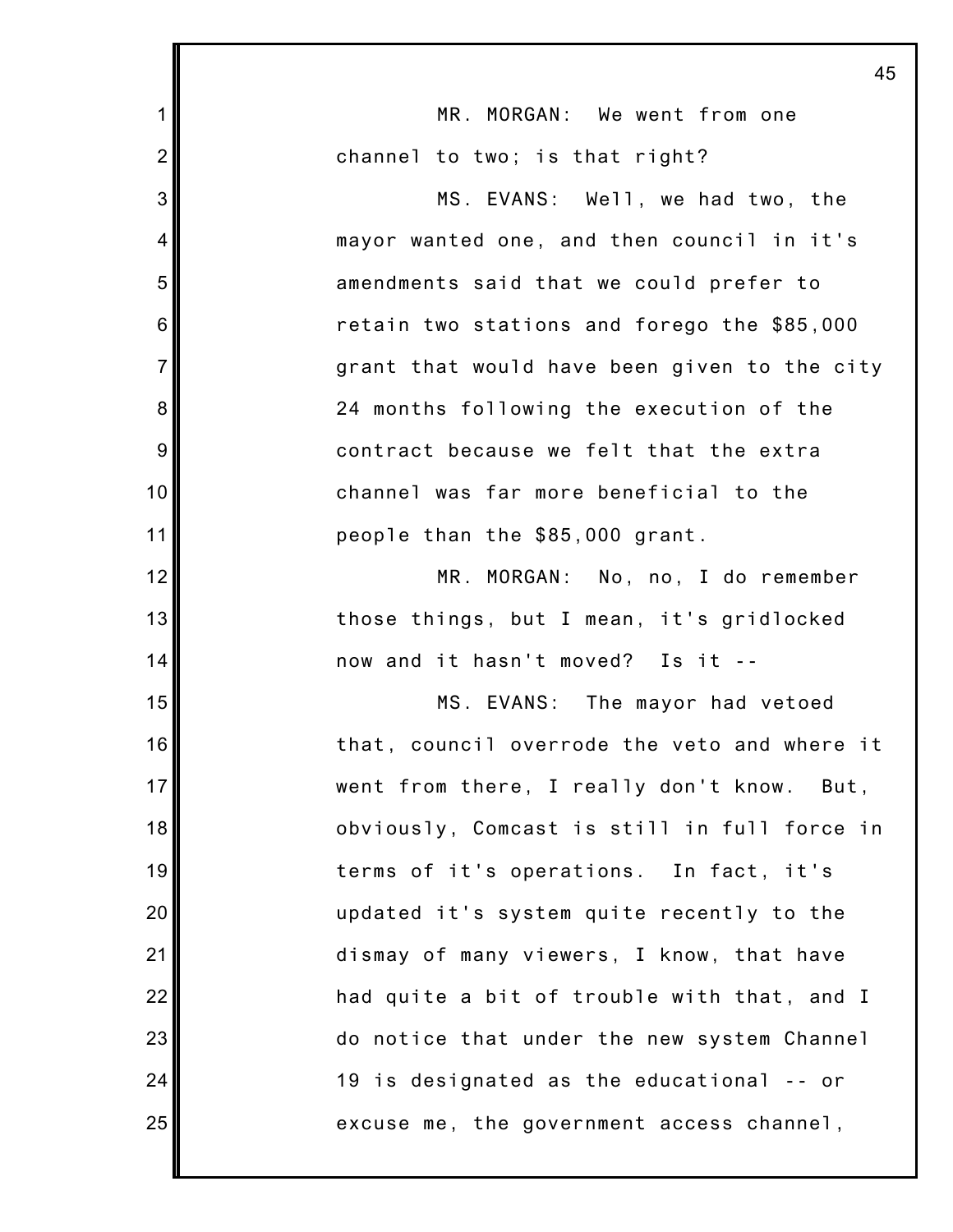MR. MORGAN: We went from one channel to two; is that right?

MS. EVANS: Well, we had two, the mayor wanted one, and then council in it's amendments said that we could prefer to retain two stations and forego the $85,000 grant that would have been given to the city 24 months following the execution of the contract because we felt that the extra channel was far more beneficial to the people than the $85,000 grant.

MR. MORGAN: No, no, I do remember those things, but I mean, it's gridlocked now and it hasn't moved? Is it --

MS. EVANS: The mayor had vetoed that, council overrode the veto and where it went from there, I really don't know. But, obviously, Comcast is still in full force in terms of it's operations. In fact, it's updated it's system quite recently to the dismay of many viewers, I know, that have had quite a bit of trouble with that, and I do notice that under the new system Channel 19 is designated as the educational -- or excuse me, the government access channel,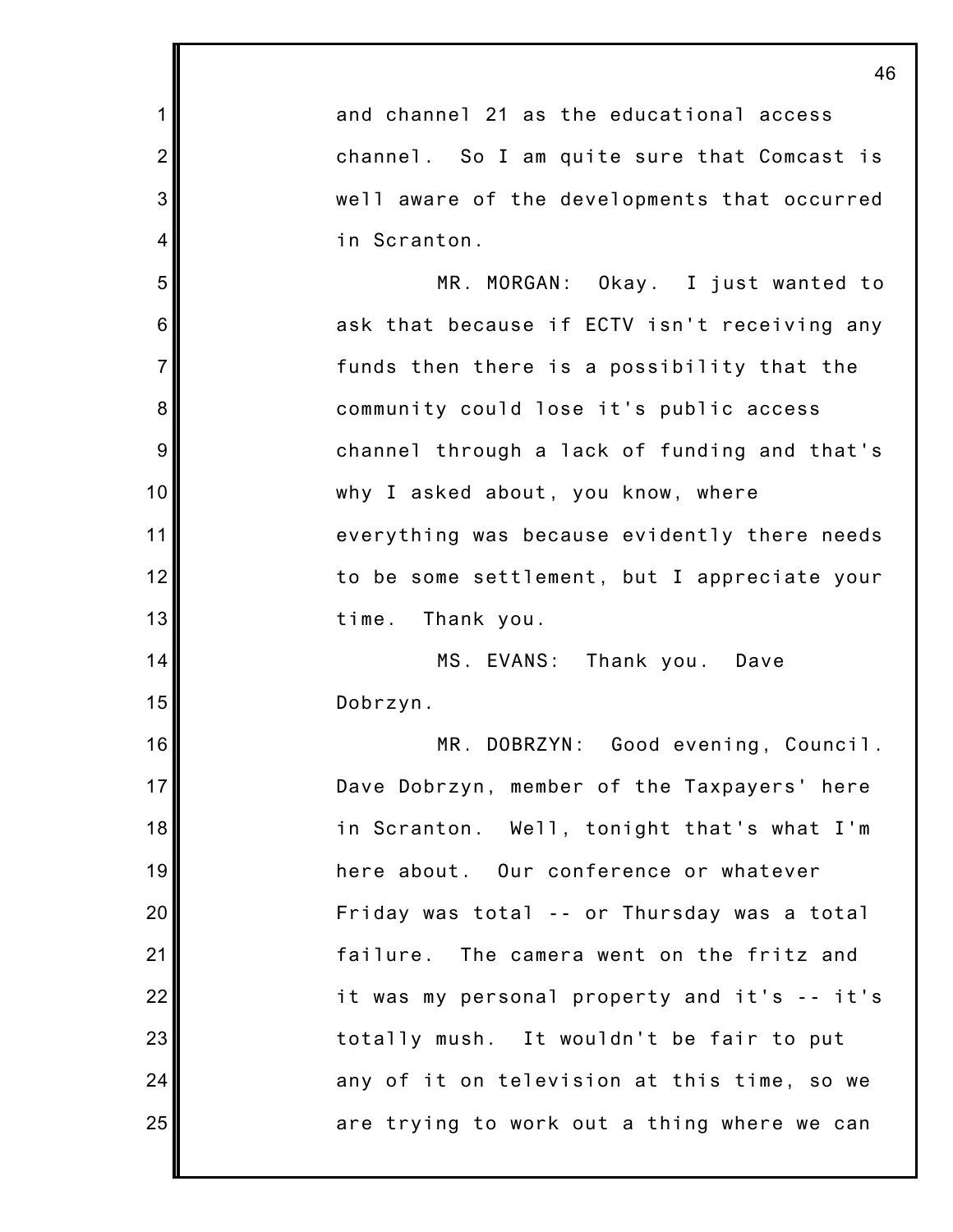and channel 21 as the educational access channel. So I am quite sure that Comcast is well aware of the developments that occurred in Scranton.

MR. MORGAN: Okay. I just wanted to ask that because if ECTV isn't receiving any funds then there is a possibility that the community could lose it's public access channel through a lack of funding and that's why I asked about, you know, where everything was because evidently there needs to be some settlement, but I appreciate your time. Thank you.

MS. EVANS: Thank you. Dave Dobrzyn.

MR. DOBRZYN: Good evening, Council. Dave Dobrzyn, member of the Taxpayers' here in Scranton. Well, tonight that's what I'm here about. Our conference or whatever Friday was total -- or Thursday was a total failure. The camera went on the fritz and it was my personal property and it's -- it's totally mush. It wouldn't be fair to put any of it on television at this time, so we are trying to work out a thing where we can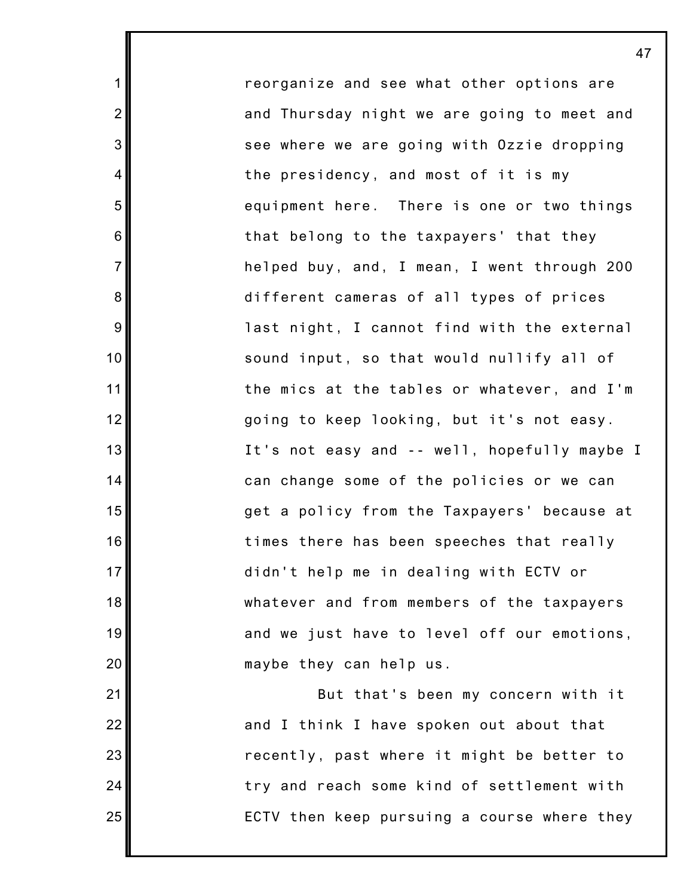reorganize and see what other options are and Thursday night we are going to meet and see where we are going with Ozzie dropping the presidency, and most of it is my equipment here. There is one or two things that belong to the taxpayers' that they helped buy, and, I mean, I went through 200 different cameras of all types of prices last night, I cannot find with the external sound input, so that would nullify all of the mics at the tables or whatever, and I'm going to keep looking, but it's not easy. It's not easy and -- well, hopefully maybe I can change some of the policies or we can get a policy from the Taxpayers' because at times there has been speeches that really didn't help me in dealing with ECTV or whatever and from members of the taxpayers and we just have to level off our emotions, maybe they can help us.

But that's been my concern with it and I think I have spoken out about that recently, past where it might be better to try and reach some kind of settlement with ECTV then keep pursuing a course where they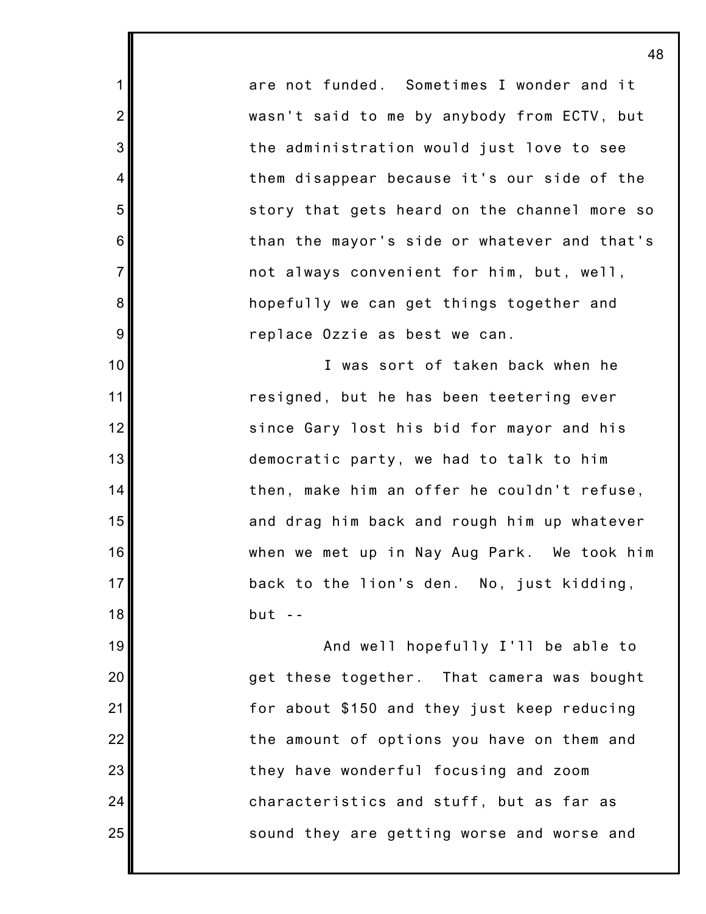are not funded. Sometimes I wonder and it wasn't said to me by anybody from ECTV, but the administration would just love to see them disappear because it's our side of the story that gets heard on the channel more so than the mayor's side or whatever and that's not always convenient for him, but, well, hopefully we can get things together and replace Ozzie as best we can.

I was sort of taken back when he resigned, but he has been teetering ever since Gary lost his bid for mayor and his democratic party, we had to talk to him then, make him an offer he couldn't refuse, and drag him back and rough him up whatever when we met up in Nay Aug Park. We took him back to the lion's den. No, just kidding, but --

And well hopefully I'll be able to get these together. That camera was bought for about $150 and they just keep reducing the amount of options you have on them and they have wonderful focusing and zoom characteristics and stuff, but as far as sound they are getting worse and worse and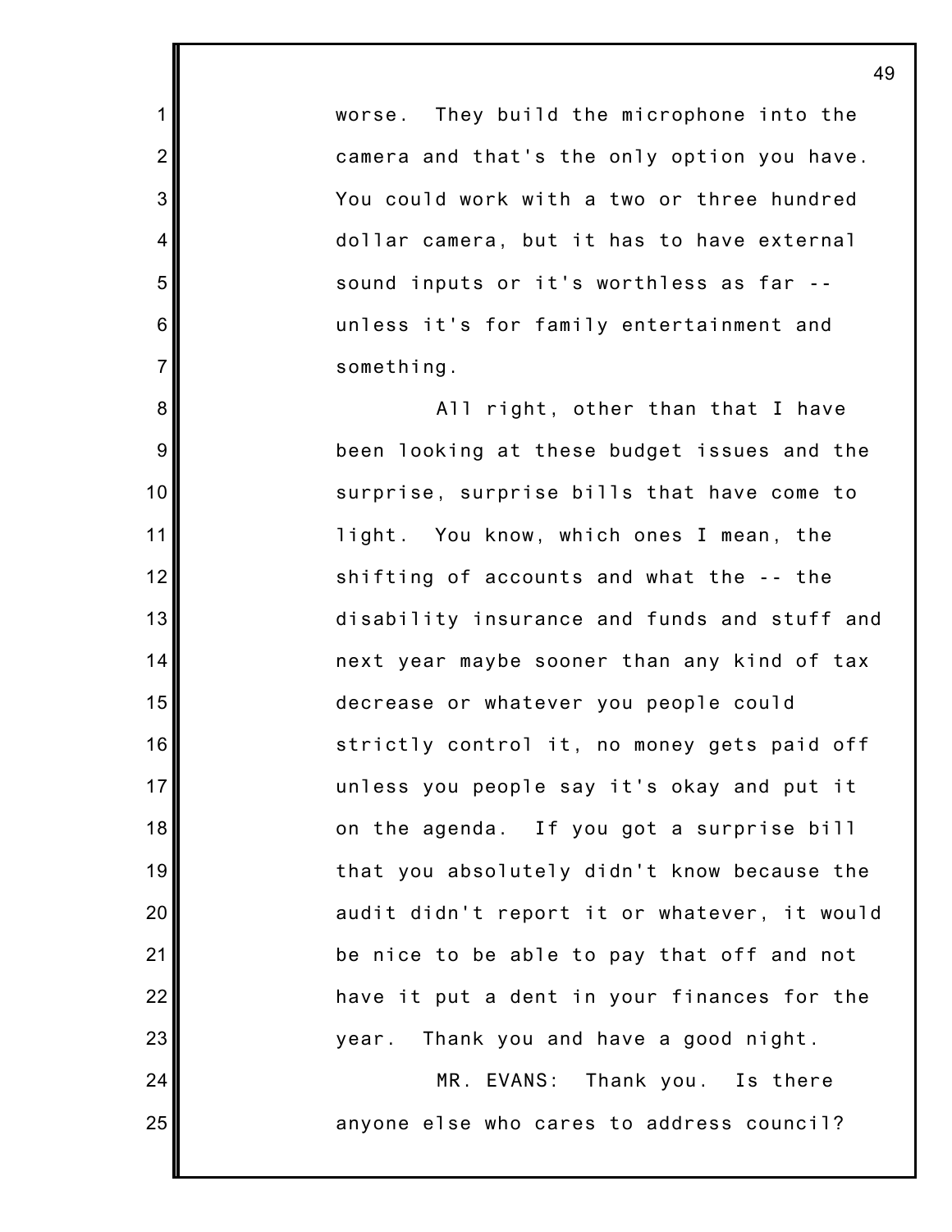worse. They build the microphone into the camera and that's the only option you have. You could work with a two or three hundred dollar camera, but it has to have external sound inputs or it's worthless as far -- unless it's for family entertainment and something.

All right, other than that I have been looking at these budget issues and the surprise, surprise bills that have come to light. You know, which ones I mean, the shifting of accounts and what the -- the disability insurance and funds and stuff and next year maybe sooner than any kind of tax decrease or whatever you people could strictly control it, no money gets paid off unless you people say it's okay and put it on the agenda. If you got a surprise bill that you absolutely didn't know because the audit didn't report it or whatever, it would be nice to be able to pay that off and not have it put a dent in your finances for the year. Thank you and have a good night.

MR. EVANS: Thank you. Is there anyone else who cares to address council?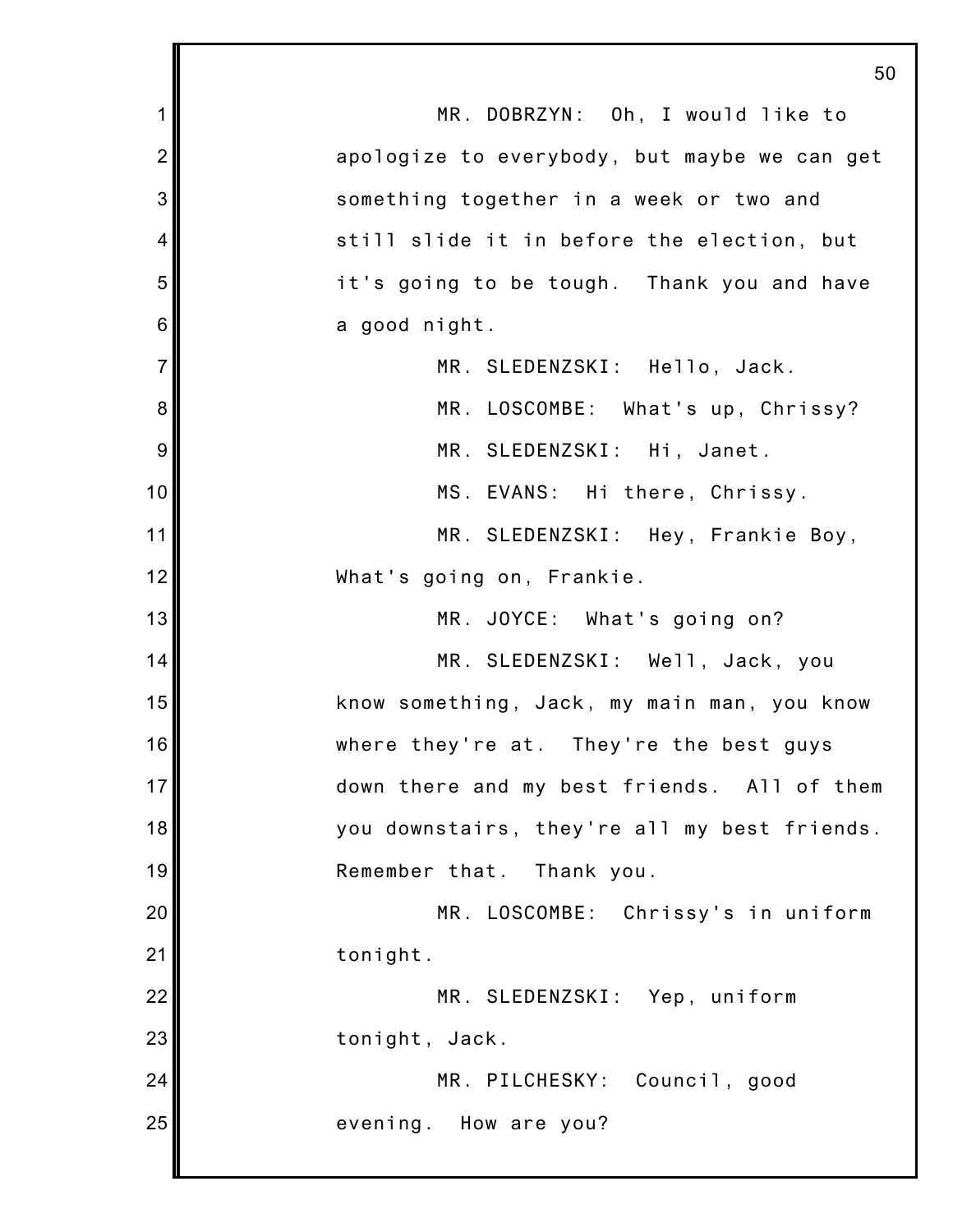MR. DOBRZYN: Oh, I would like to apologize to everybody, but maybe we can get something together in a week or two and still slide it in before the election, but it's going to be tough. Thank you and have a good night.

MR. SLEDENZSKI: Hello, Jack.

MR. LOSCOMBE: What's up, Chrissy?

MR. SLEDENZSKI: Hi, Janet.

MS. EVANS: Hi there, Chrissy.

MR. SLEDENZSKI: Hey, Frankie Boy, What's going on, Frankie.

MR. JOYCE: What's going on?

MR. SLEDENZSKI: Well, Jack, you know something, Jack, my main man, you know where they're at. They're the best guys down there and my best friends. All of them you downstairs, they're all my best friends. Remember that. Thank you.

MR. LOSCOMBE: Chrissy's in uniform tonight.

MR. SLEDENZSKI: Yep, uniform tonight, Jack.

MR. PILCHESKY: Council, good evening. How are you?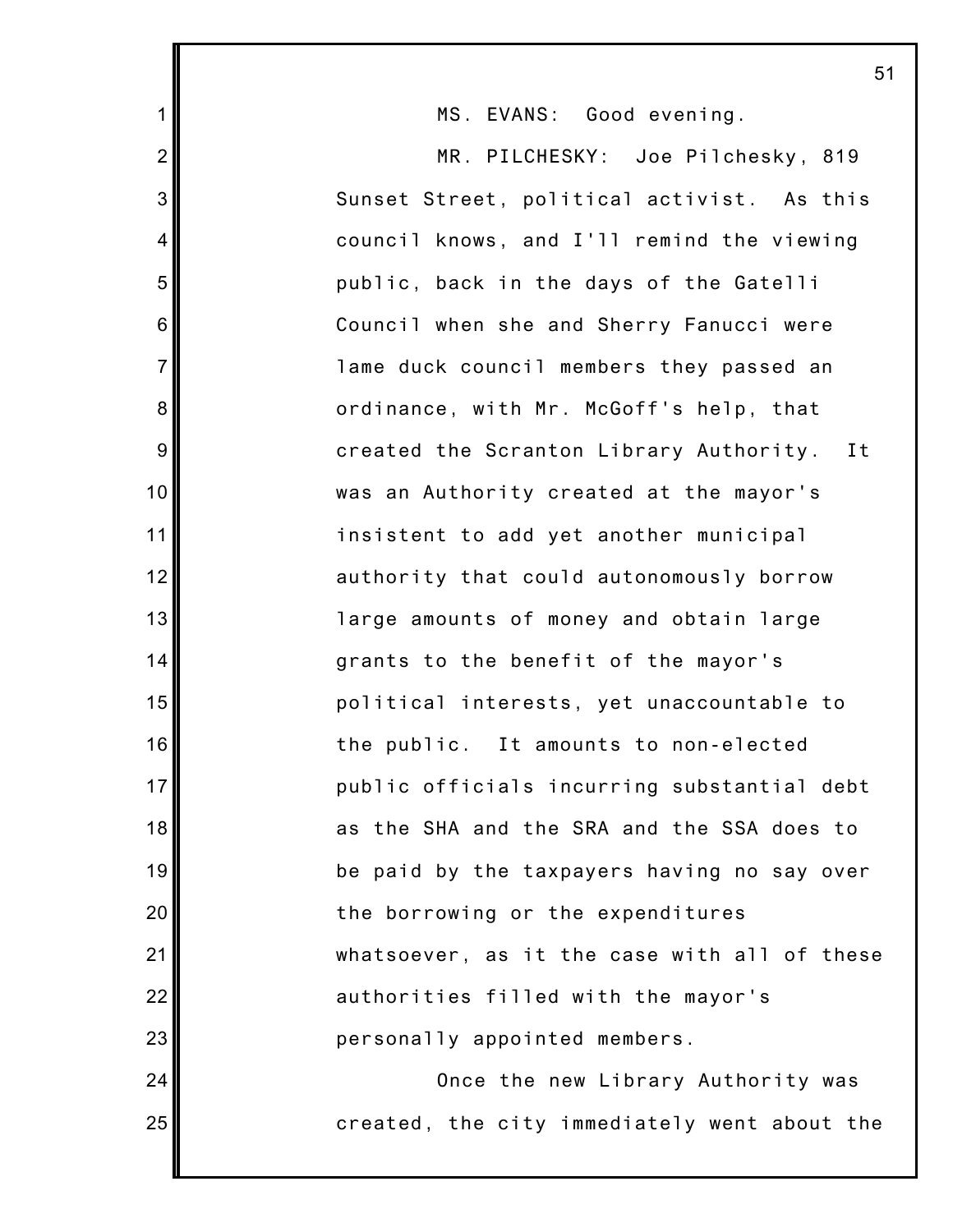MS. EVANS: Good evening.

MR. PILCHESKY: Joe Pilchesky, 819 Sunset Street, political activist. As this council knows, and I'll remind the viewing public, back in the days of the Gatelli Council when she and Sherry Fanucci were lame duck council members they passed an ordinance, with Mr. McGoff's help, that created the Scranton Library Authority. It was an Authority created at the mayor's insistent to add yet another municipal authority that could autonomously borrow large amounts of money and obtain large grants to the benefit of the mayor's political interests, yet unaccountable to the public. It amounts to non-elected public officials incurring substantial debt as the SHA and the SRA and the SSA does to be paid by the taxpayers having no say over the borrowing or the expenditures whatsoever, as it the case with all of these authorities filled with the mayor's personally appointed members.

Once the new Library Authority was created, the city immediately went about the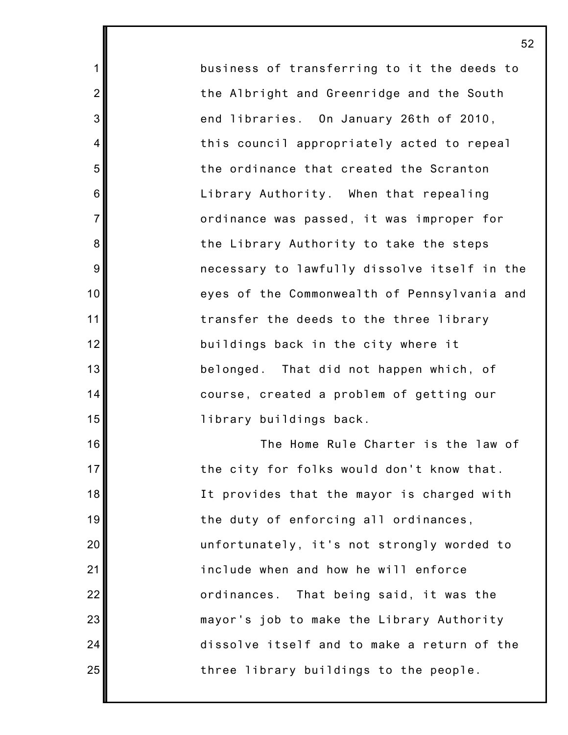business of transferring to it the deeds to the Albright and Greenridge and the South end libraries. On January 26th of 2010, this council appropriately acted to repeal the ordinance that created the Scranton Library Authority. When that repealing ordinance was passed, it was improper for the Library Authority to take the steps necessary to lawfully dissolve itself in the eyes of the Commonwealth of Pennsylvania and transfer the deeds to the three library buildings back in the city where it belonged. That did not happen which, of course, created a problem of getting our library buildings back.

The Home Rule Charter is the law of the city for folks would don't know that. It provides that the mayor is charged with the duty of enforcing all ordinances, unfortunately, it's not strongly worded to include when and how he will enforce ordinances. That being said, it was the mayor's job to make the Library Authority dissolve itself and to make a return of the three library buildings to the people.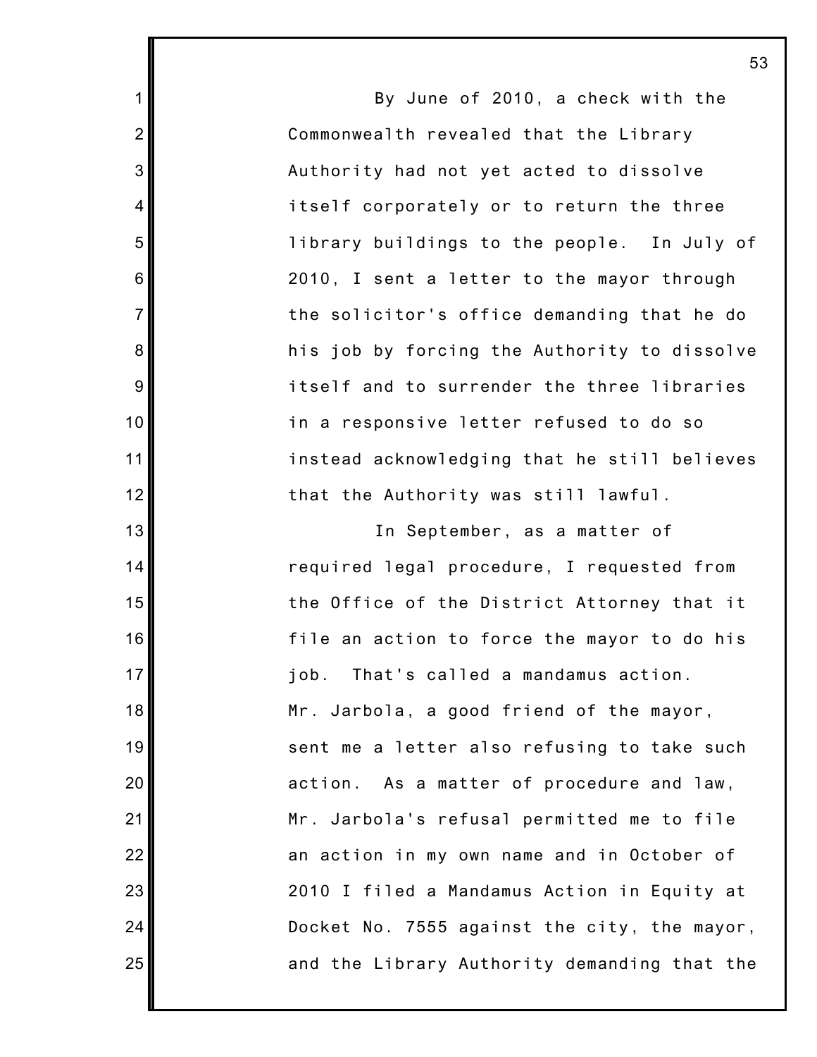By June of 2010, a check with the Commonwealth revealed that the Library Authority had not yet acted to dissolve itself corporately or to return the three library buildings to the people. In July of 2010, I sent a letter to the mayor through the solicitor's office demanding that he do his job by forcing the Authority to dissolve itself and to surrender the three libraries in a responsive letter refused to do so instead acknowledging that he still believes that the Authority was still lawful.

In September, as a matter of required legal procedure, I requested from the Office of the District Attorney that it file an action to force the mayor to do his job. That's called a mandamus action. Mr. Jarbola, a good friend of the mayor, sent me a letter also refusing to take such action. As a matter of procedure and law, Mr. Jarbola's refusal permitted me to file an action in my own name and in October of 2010 I filed a Mandamus Action in Equity at Docket No. 7555 against the city, the mayor, and the Library Authority demanding that the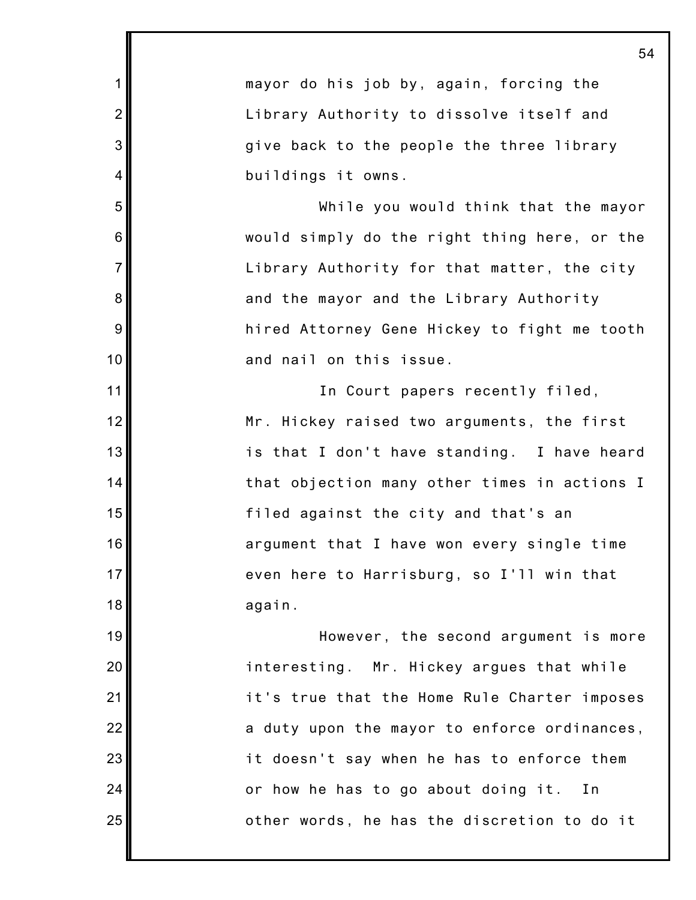mayor do his job by, again, forcing the Library Authority to dissolve itself and give back to the people the three library buildings it owns.

While you would think that the mayor would simply do the right thing here, or the Library Authority for that matter, the city and the mayor and the Library Authority hired Attorney Gene Hickey to fight me tooth and nail on this issue.

In Court papers recently filed, Mr. Hickey raised two arguments, the first is that I don't have standing. I have heard that objection many other times in actions I filed against the city and that's an argument that I have won every single time even here to Harrisburg, so I'll win that again.

However, the second argument is more interesting. Mr. Hickey argues that while it's true that the Home Rule Charter imposes a duty upon the mayor to enforce ordinances, it doesn't say when he has to enforce them or how he has to go about doing it. In other words, he has the discretion to do it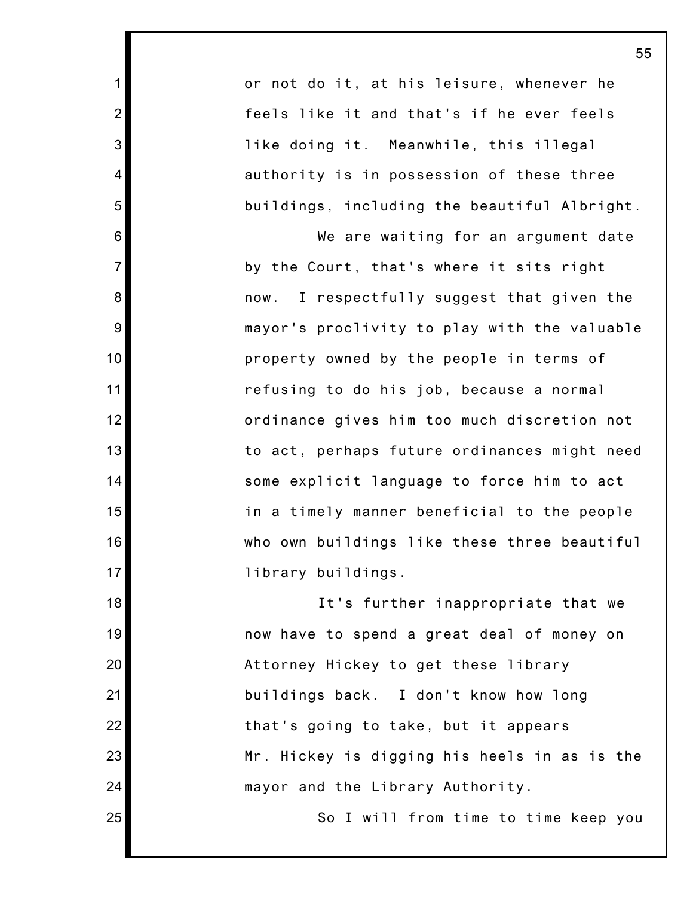or not do it, at his leisure, whenever he feels like it and that's if he ever feels like doing it. Meanwhile, this illegal authority is in possession of these three buildings, including the beautiful Albright.

We are waiting for an argument date by the Court, that's where it sits right now. I respectfully suggest that given the mayor's proclivity to play with the valuable property owned by the people in terms of refusing to do his job, because a normal ordinance gives him too much discretion not to act, perhaps future ordinances might need some explicit language to force him to act in a timely manner beneficial to the people who own buildings like these three beautiful library buildings.

It's further inappropriate that we now have to spend a great deal of money on Attorney Hickey to get these library buildings back. I don't know how long that's going to take, but it appears Mr. Hickey is digging his heels in as is the mayor and the Library Authority.

So I will from time to time keep you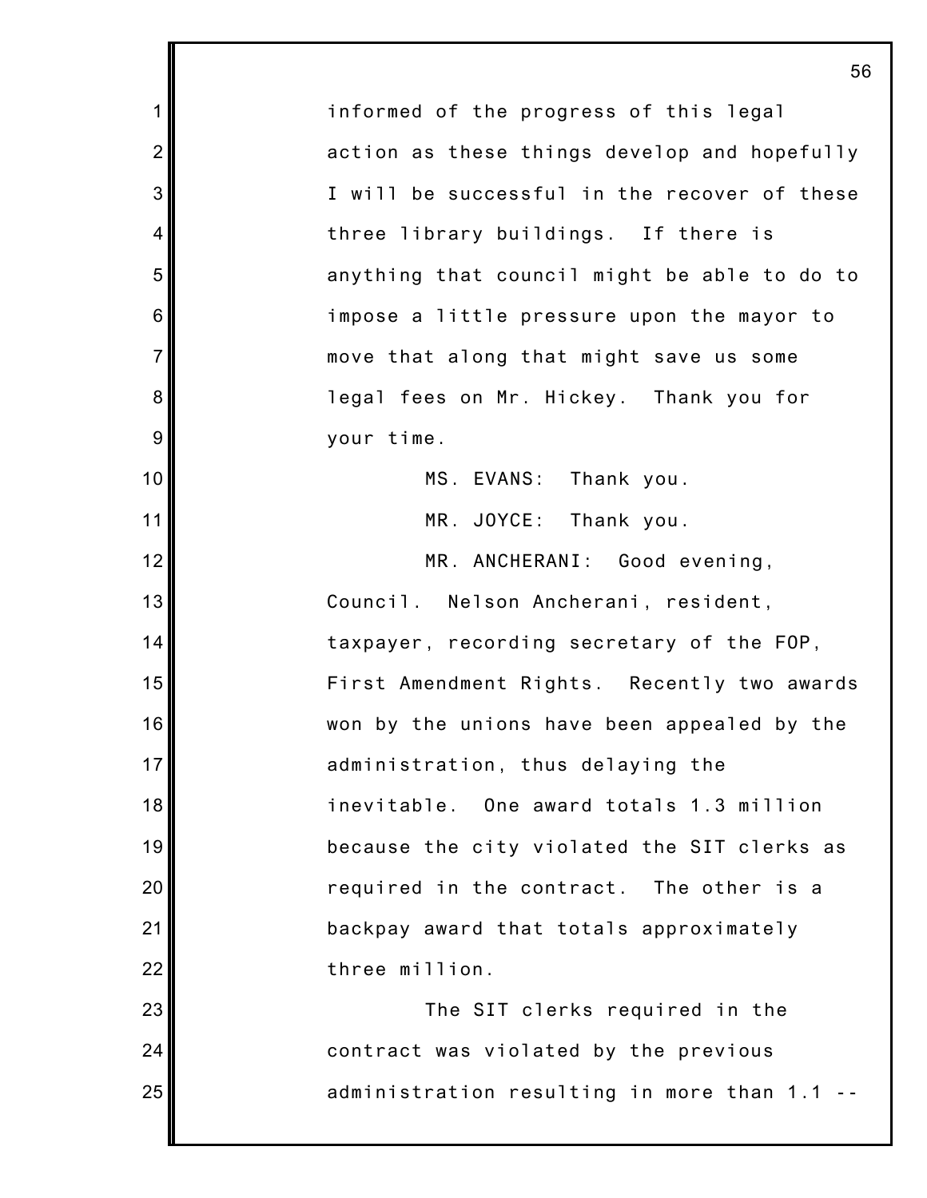informed of the progress of this legal action as these things develop and hopefully I will be successful in the recover of these three library buildings. If there is anything that council might be able to do to impose a little pressure upon the mayor to move that along that might save us some legal fees on Mr. Hickey. Thank you for your time.

MS. EVANS: Thank you.

MR. JOYCE: Thank you.

MR. ANCHERANI: Good evening, Council. Nelson Ancherani, resident, taxpayer, recording secretary of the FOP, First Amendment Rights. Recently two awards won by the unions have been appealed by the administration, thus delaying the inevitable. One award totals 1.3 million because the city violated the SIT clerks as required in the contract. The other is a backpay award that totals approximately three million.

The SIT clerks required in the contract was violated by the previous administration resulting in more than 1.1 --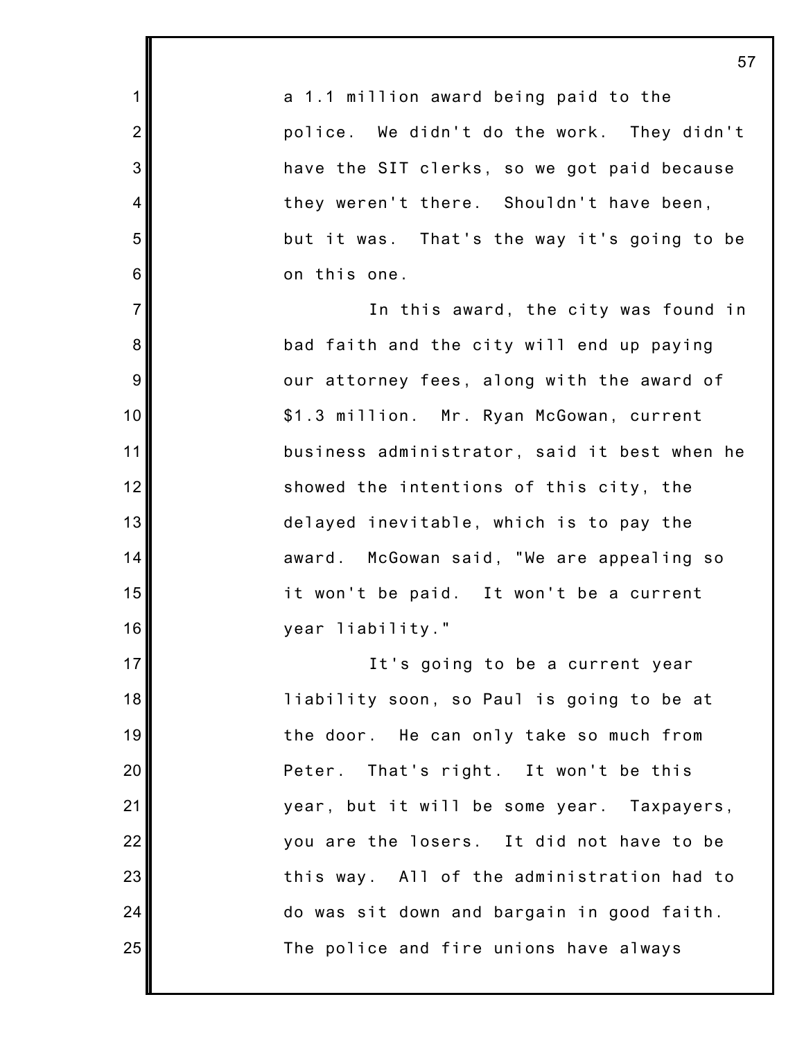a 1.1 million award being paid to the police. We didn't do the work. They didn't have the SIT clerks, so we got paid because they weren't there. Shouldn't have been, but it was. That's the way it's going to be on this one.

In this award, the city was found in bad faith and the city will end up paying our attorney fees, along with the award of $1.3 million. Mr. Ryan McGowan, current business administrator, said it best when he showed the intentions of this city, the delayed inevitable, which is to pay the award. McGowan said, "We are appealing so it won't be paid. It won't be a current year liability."

It's going to be a current year liability soon, so Paul is going to be at the door. He can only take so much from Peter. That's right. It won't be this year, but it will be some year. Taxpayers, you are the losers. It did not have to be this way. All of the administration had to do was sit down and bargain in good faith. The police and fire unions have always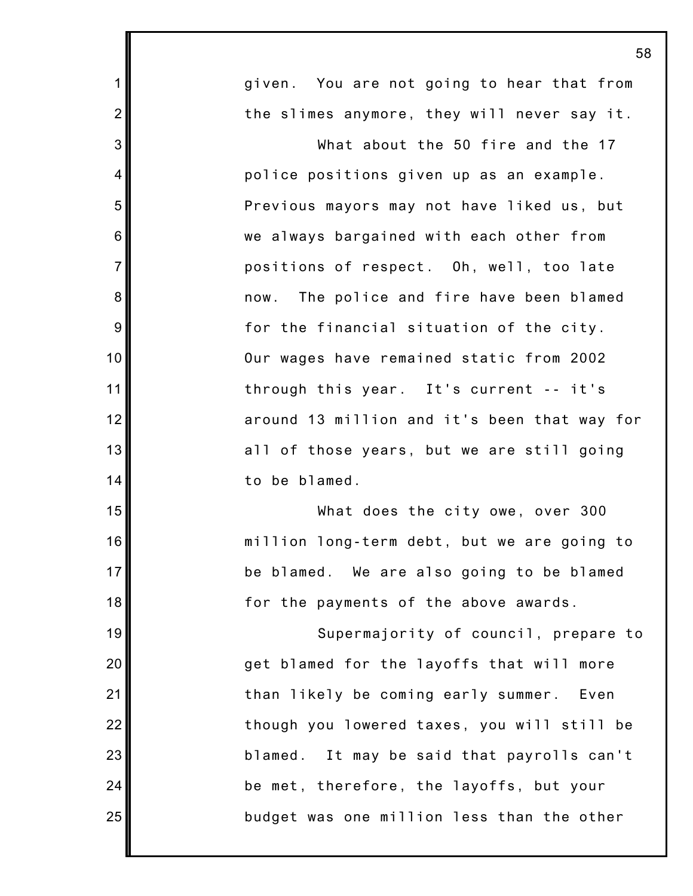given. You are not going to hear that from the slimes anymore, they will never say it.

What about the 50 fire and the 17 police positions given up as an example. Previous mayors may not have liked us, but we always bargained with each other from positions of respect. Oh, well, too late now. The police and fire have been blamed for the financial situation of the city. Our wages have remained static from 2002 through this year. It's current -- it's around 13 million and it's been that way for all of those years, but we are still going to be blamed.

What does the city owe, over 300 million long-term debt, but we are going to be blamed. We are also going to be blamed for the payments of the above awards.

Supermajority of council, prepare to get blamed for the layoffs that will more than likely be coming early summer. Even though you lowered taxes, you will still be blamed. It may be said that payrolls can't be met, therefore, the layoffs, but your budget was one million less than the other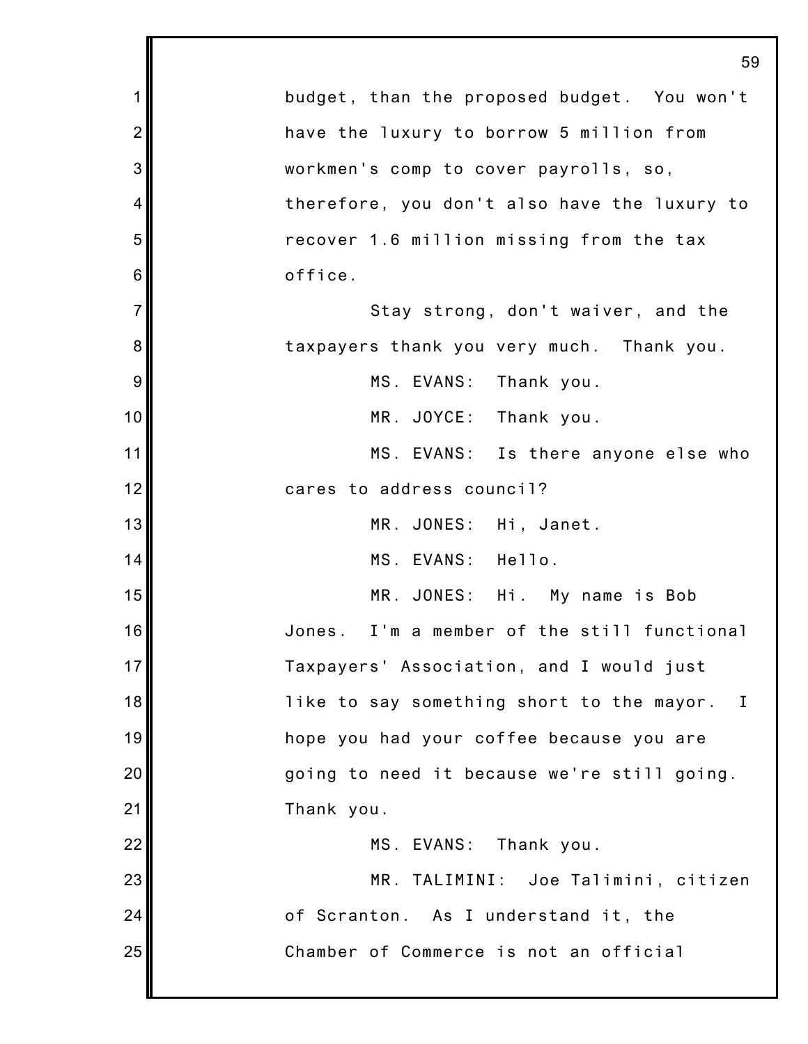budget, than the proposed budget. You won't have the luxury to borrow 5 million from workmen's comp to cover payrolls, so, therefore, you don't also have the luxury to recover 1.6 million missing from the tax office.

Stay strong, don't waiver, and the taxpayers thank you very much. Thank you.

MS. EVANS: Thank you.

MR. JOYCE: Thank you.

MS. EVANS: Is there anyone else who cares to address council?

MR. JONES: Hi, Janet.

MS. EVANS: Hello.

MR. JONES: Hi. My name is Bob Jones. I'm a member of the still functional Taxpayers' Association, and I would just like to say something short to the mayor. I hope you had your coffee because you are going to need it because we're still going. Thank you.

MS. EVANS: Thank you.

MR. TALIMINI: Joe Talimini, citizen of Scranton. As I understand it, the Chamber of Commerce is not an official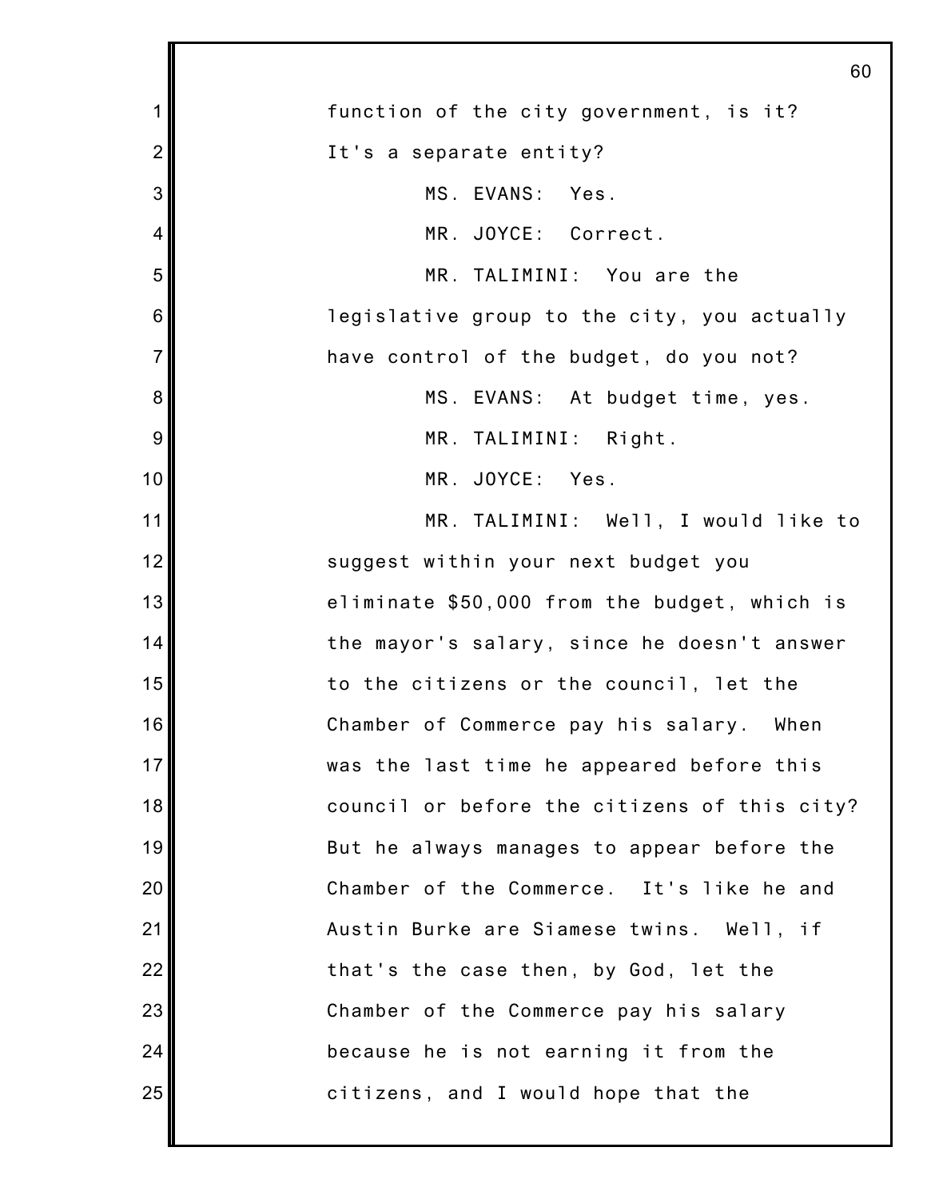function of the city government, is it? It's a separate entity?

MS. EVANS: Yes.

MR. JOYCE: Correct.

MR. TALIMINI: You are the legislative group to the city, you actually have control of the budget, do you not?

MS. EVANS: At budget time, yes.

MR. TALIMINI: Right.

MR. JOYCE: Yes.

MR. TALIMINI: Well, I would like to suggest within your next budget you eliminate $50,000 from the budget, which is the mayor's salary, since he doesn't answer to the citizens or the council, let the Chamber of Commerce pay his salary. When was the last time he appeared before this council or before the citizens of this city? But he always manages to appear before the Chamber of the Commerce. It's like he and Austin Burke are Siamese twins. Well, if that's the case then, by God, let the Chamber of the Commerce pay his salary because he is not earning it from the citizens, and I would hope that the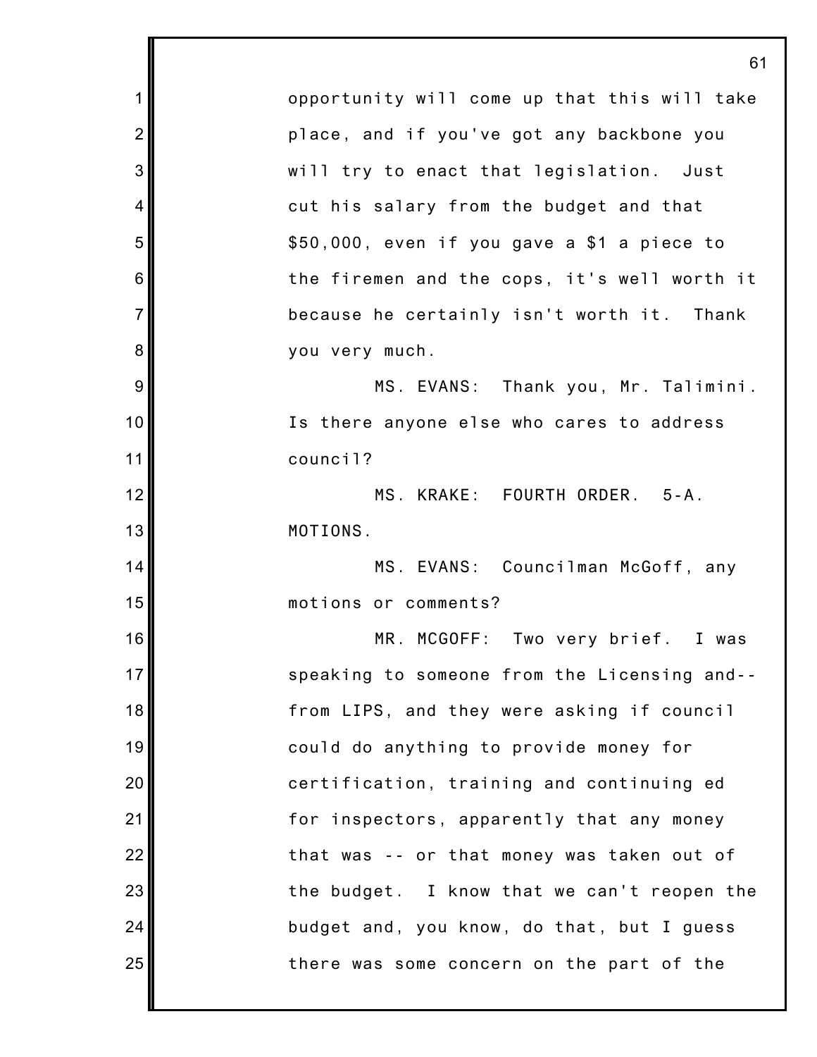opportunity will come up that this will take place, and if you've got any backbone you will try to enact that legislation. Just cut his salary from the budget and that $50,000, even if you gave a $1 a piece to the firemen and the cops, it's well worth it because he certainly isn't worth it. Thank you very much.

MS. EVANS: Thank you, Mr. Talimini. Is there anyone else who cares to address council?

MS. KRAKE: FOURTH ORDER. 5-A. MOTIONS.

MS. EVANS: Councilman McGoff, any motions or comments?

MR. MCGOFF: Two very brief. I was speaking to someone from the Licensing and-- from LIPS, and they were asking if council could do anything to provide money for certification, training and continuing ed for inspectors, apparently that any money that was -- or that money was taken out of the budget. I know that we can't reopen the budget and, you know, do that, but I guess there was some concern on the part of the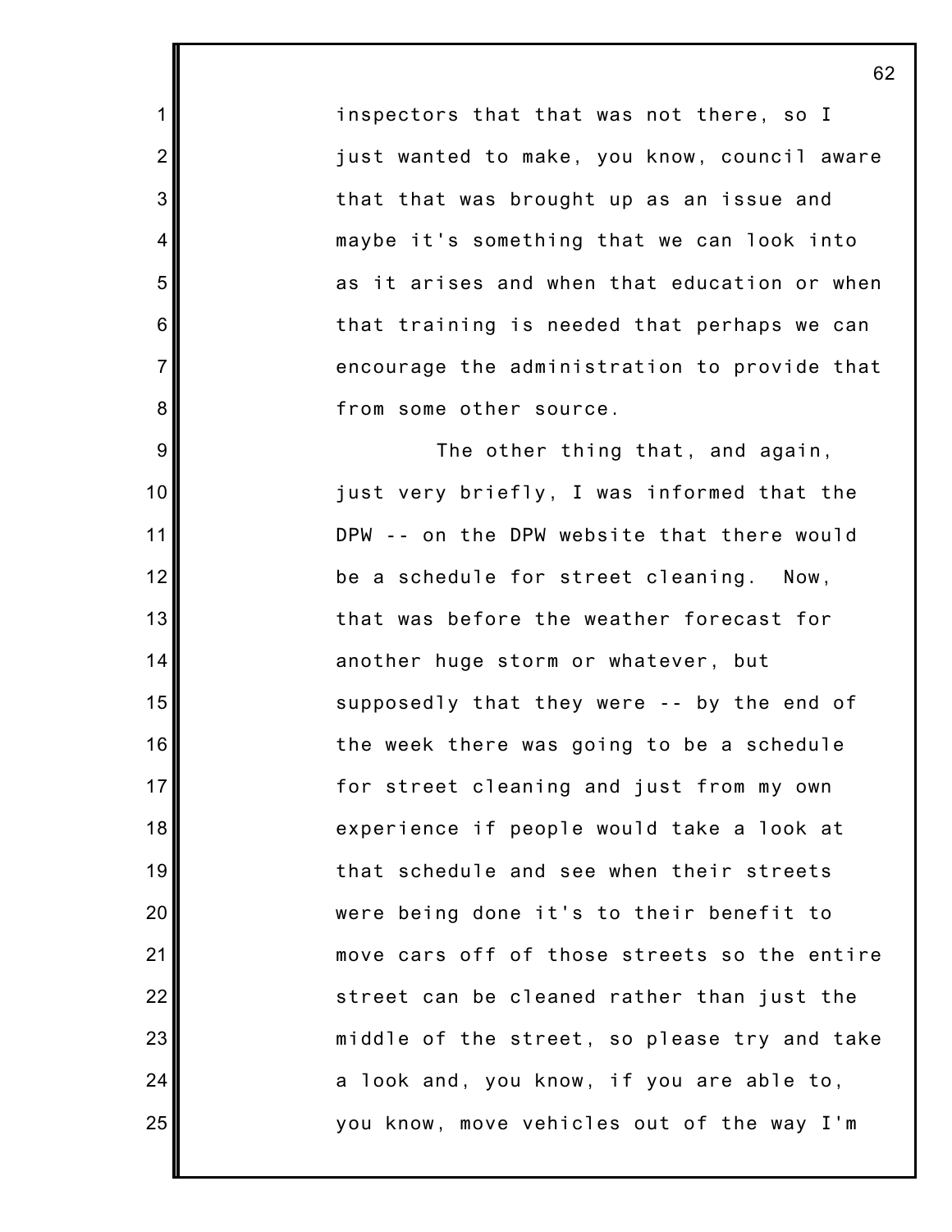inspectors that that was not there, so I just wanted to make, you know, council aware that that was brought up as an issue and maybe it's something that we can look into as it arises and when that education or when that training is needed that perhaps we can encourage the administration to provide that from some other source.

The other thing that, and again, just very briefly, I was informed that the DPW -- on the DPW website that there would be a schedule for street cleaning. Now, that was before the weather forecast for another huge storm or whatever, but supposedly that they were -- by the end of the week there was going to be a schedule for street cleaning and just from my own experience if people would take a look at that schedule and see when their streets were being done it's to their benefit to move cars off of those streets so the entire street can be cleaned rather than just the middle of the street, so please try and take a look and, you know, if you are able to, you know, move vehicles out of the way I'm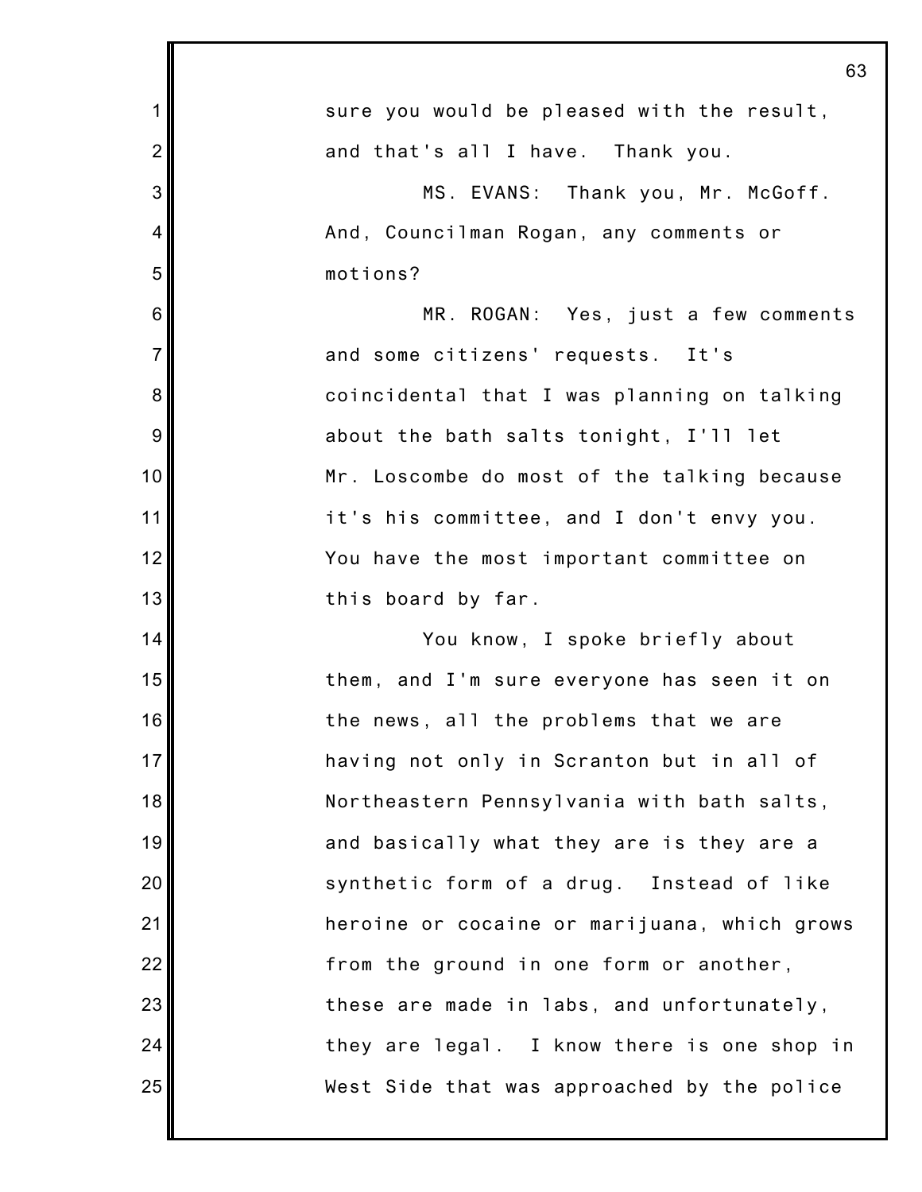sure you would be pleased with the result, and that's all I have. Thank you.

MS. EVANS: Thank you, Mr. McGoff. And, Councilman Rogan, any comments or motions?

MR. ROGAN: Yes, just a few comments and some citizens' requests. It's coincidental that I was planning on talking about the bath salts tonight, I'll let Mr. Loscombe do most of the talking because it's his committee, and I don't envy you. You have the most important committee on this board by far.

You know, I spoke briefly about them, and I'm sure everyone has seen it on the news, all the problems that we are having not only in Scranton but in all of Northeastern Pennsylvania with bath salts, and basically what they are is they are a synthetic form of a drug. Instead of like heroine or cocaine or marijuana, which grows from the ground in one form or another, these are made in labs, and unfortunately, they are legal. I know there is one shop in West Side that was approached by the police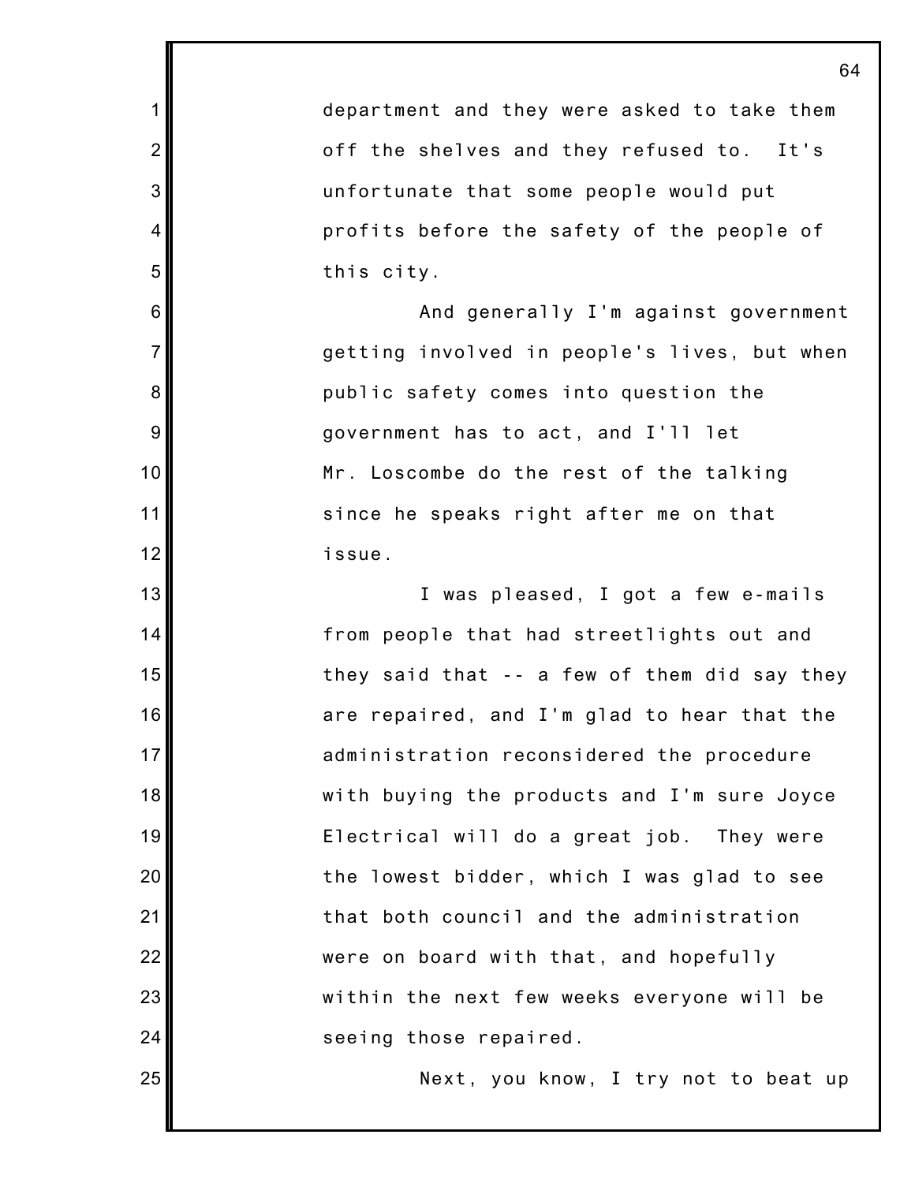department and they were asked to take them off the shelves and they refused to. It's unfortunate that some people would put profits before the safety of the people of this city.

And generally I'm against government getting involved in people's lives, but when public safety comes into question the government has to act, and I'll let Mr. Loscombe do the rest of the talking since he speaks right after me on that issue.

I was pleased, I got a few e-mails from people that had streetlights out and they said that -- a few of them did say they are repaired, and I'm glad to hear that the administration reconsidered the procedure with buying the products and I'm sure Joyce Electrical will do a great job. They were the lowest bidder, which I was glad to see that both council and the administration were on board with that, and hopefully within the next few weeks everyone will be seeing those repaired.

Next, you know, I try not to beat up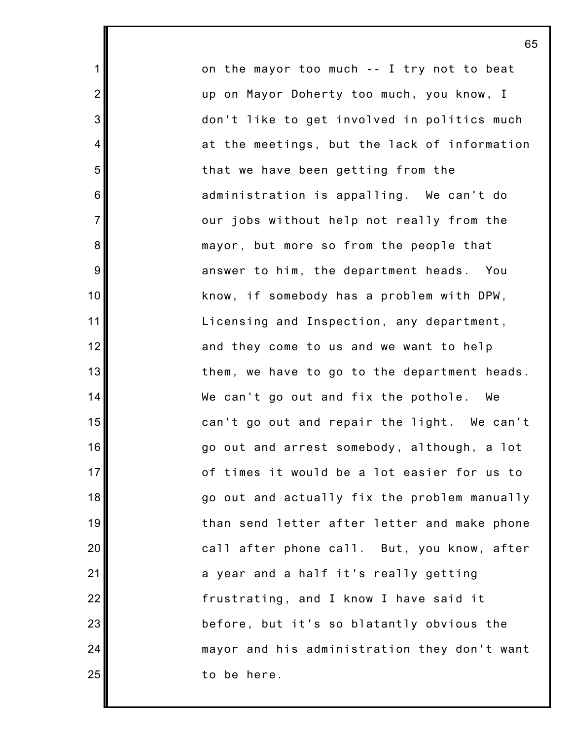on the mayor too much -- I try not to beat up on Mayor Doherty too much, you know, I don't like to get involved in politics much at the meetings, but the lack of information that we have been getting from the administration is appalling. We can't do our jobs without help not really from the mayor, but more so from the people that answer to him, the department heads. You know, if somebody has a problem with DPW, Licensing and Inspection, any department, and they come to us and we want to help them, we have to go to the department heads. We can't go out and fix the pothole. We can't go out and repair the light. We can't go out and arrest somebody, although, a lot of times it would be a lot easier for us to go out and actually fix the problem manually than send letter after letter and make phone call after phone call. But, you know, after a year and a half it's really getting frustrating, and I know I have said it before, but it's so blatantly obvious the mayor and his administration they don't want to be here.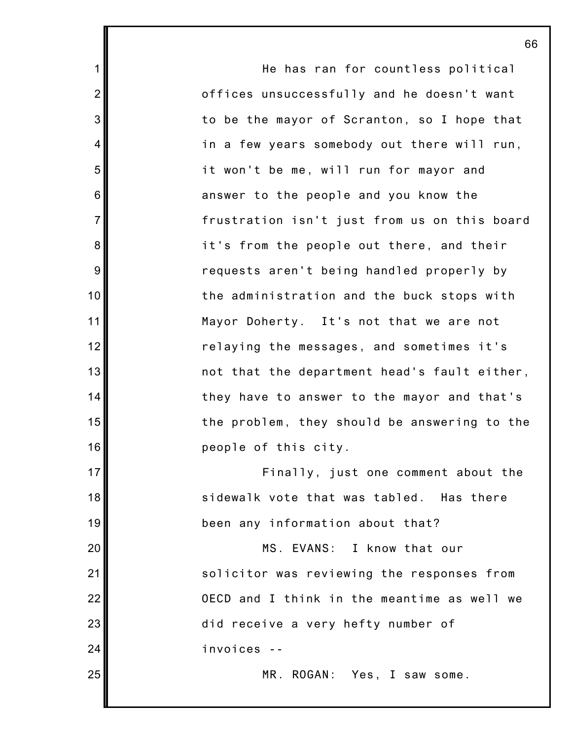He has ran for countless political offices unsuccessfully and he doesn't want to be the mayor of Scranton, so I hope that in a few years somebody out there will run, it won't be me, will run for mayor and answer to the people and you know the frustration isn't just from us on this board it's from the people out there, and their requests aren't being handled properly by the administration and the buck stops with Mayor Doherty. It's not that we are not relaying the messages, and sometimes it's not that the department head's fault either, they have to answer to the mayor and that's the problem, they should be answering to the people of this city.

Finally, just one comment about the sidewalk vote that was tabled. Has there been any information about that?

MS. EVANS: I know that our solicitor was reviewing the responses from OECD and I think in the meantime as well we did receive a very hefty number of invoices --

MR. ROGAN: Yes, I saw some.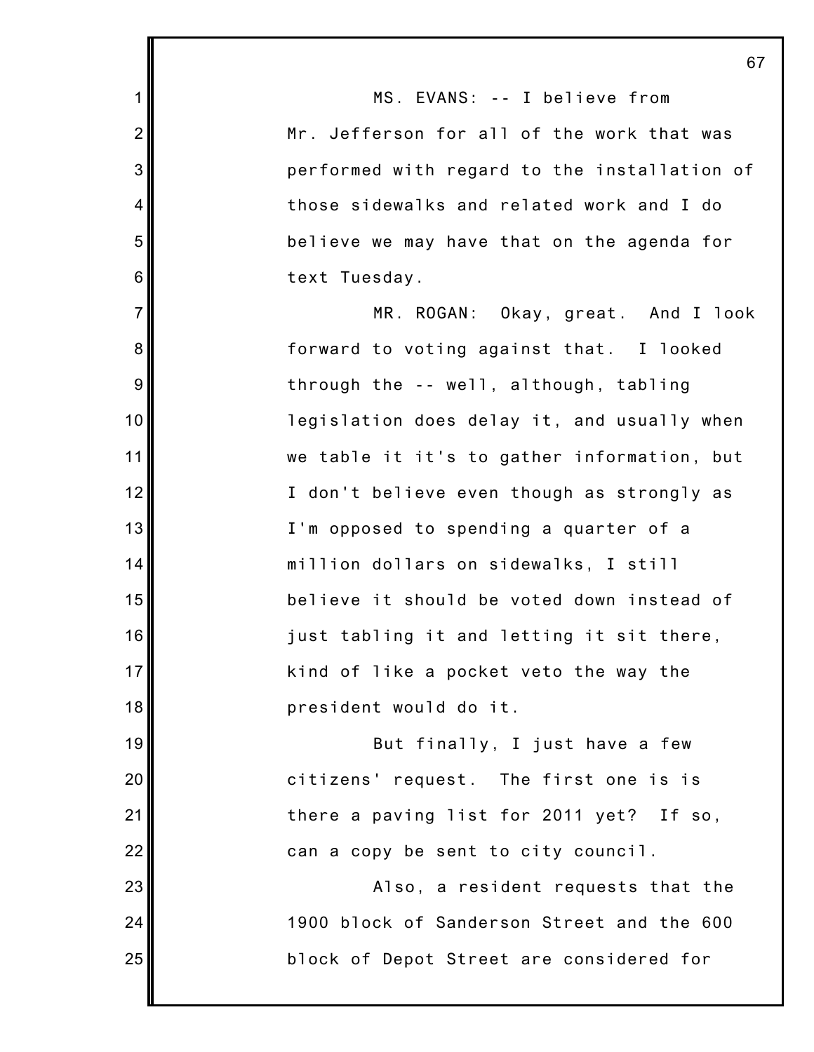MS. EVANS: -- I believe from Mr. Jefferson for all of the work that was performed with regard to the installation of those sidewalks and related work and I do believe we may have that on the agenda for text Tuesday.

MR. ROGAN: Okay, great. And I look forward to voting against that. I looked through the -- well, although, tabling legislation does delay it, and usually when we table it it's to gather information, but I don't believe even though as strongly as I'm opposed to spending a quarter of a million dollars on sidewalks, I still believe it should be voted down instead of just tabling it and letting it sit there, kind of like a pocket veto the way the president would do it.

But finally, I just have a few citizens' request. The first one is is there a paving list for 2011 yet? If so, can a copy be sent to city council.

Also, a resident requests that the 1900 block of Sanderson Street and the 600 block of Depot Street are considered for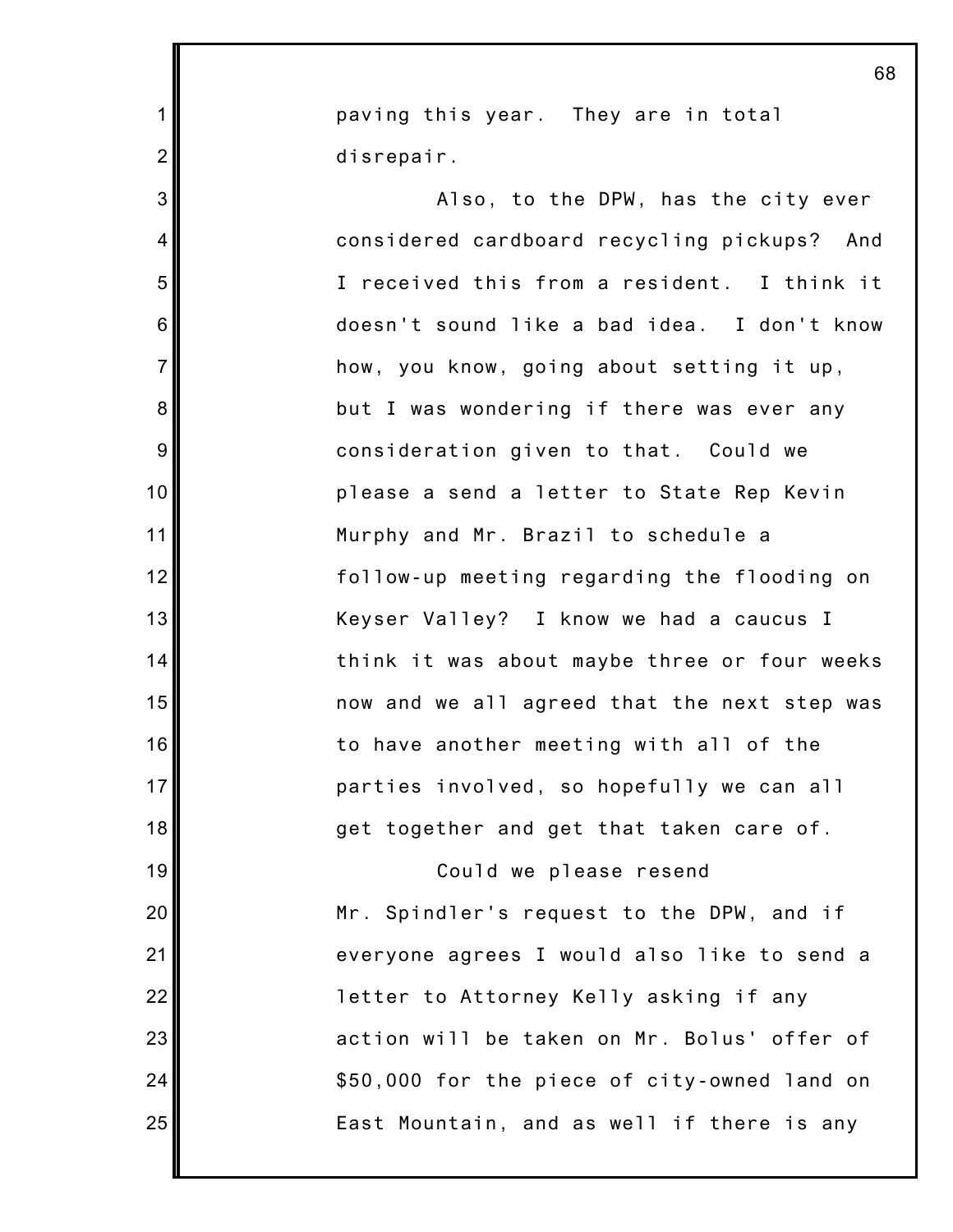paving this year. They are in total disrepair.

Also, to the DPW, has the city ever considered cardboard recycling pickups? And I received this from a resident. I think it doesn't sound like a bad idea. I don't know how, you know, going about setting it up, but I was wondering if there was ever any consideration given to that. Could we please a send a letter to State Rep Kevin Murphy and Mr. Brazil to schedule a follow-up meeting regarding the flooding on Keyser Valley? I know we had a caucus I think it was about maybe three or four weeks now and we all agreed that the next step was to have another meeting with all of the parties involved, so hopefully we can all get together and get that taken care of.

Could we please resend Mr. Spindler's request to the DPW, and if everyone agrees I would also like to send a letter to Attorney Kelly asking if any action will be taken on Mr. Bolus' offer of $50,000 for the piece of city-owned land on East Mountain, and as well if there is any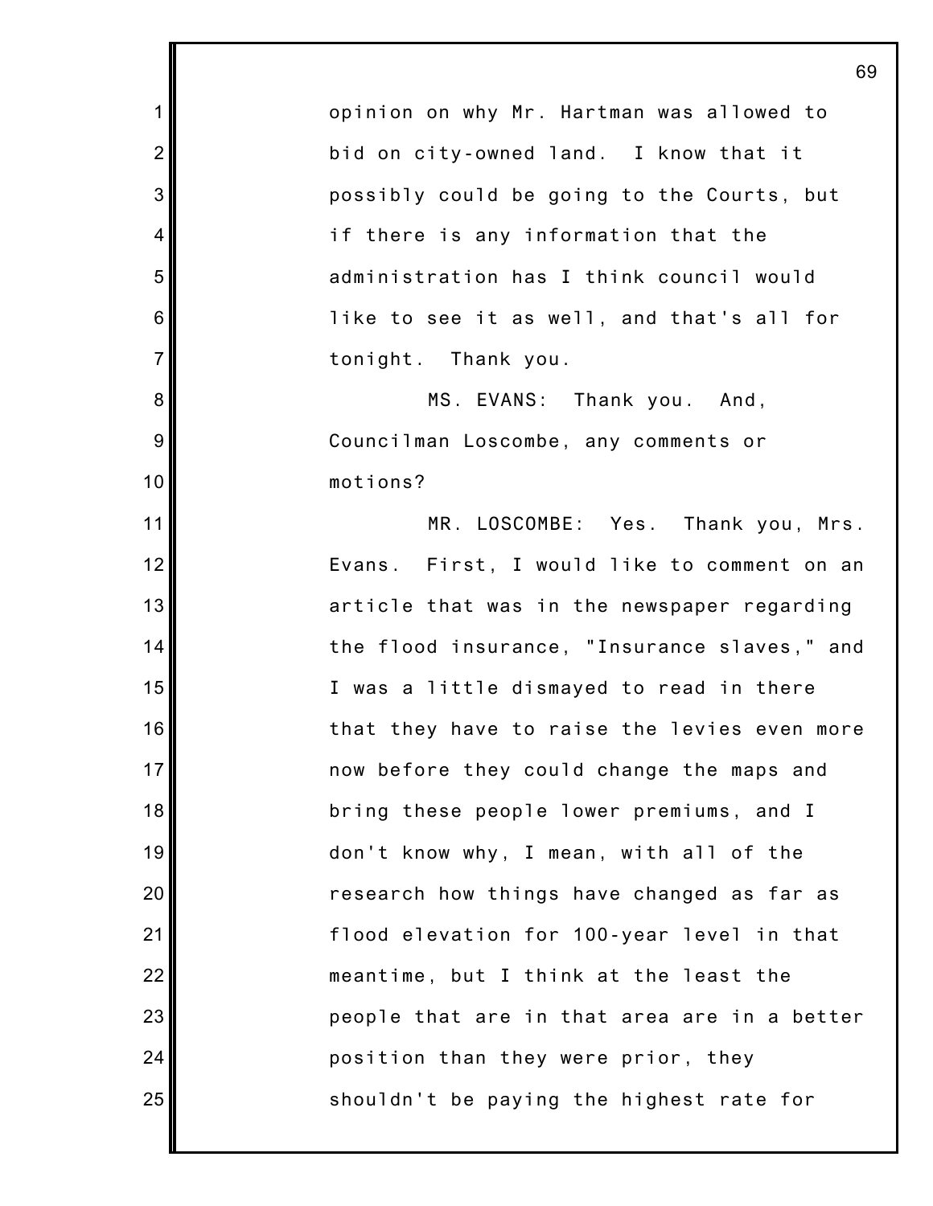opinion on why Mr. Hartman was allowed to bid on city-owned land. I know that it possibly could be going to the Courts, but if there is any information that the administration has I think council would like to see it as well, and that's all for tonight. Thank you.

MS. EVANS: Thank you. And, Councilman Loscombe, any comments or motions?

MR. LOSCOMBE: Yes. Thank you, Mrs. Evans. First, I would like to comment on an article that was in the newspaper regarding the flood insurance, "Insurance slaves," and I was a little dismayed to read in there that they have to raise the levies even more now before they could change the maps and bring these people lower premiums, and I don't know why, I mean, with all of the research how things have changed as far as flood elevation for 100-year level in that meantime, but I think at the least the people that are in that area are in a better position than they were prior, they shouldn't be paying the highest rate for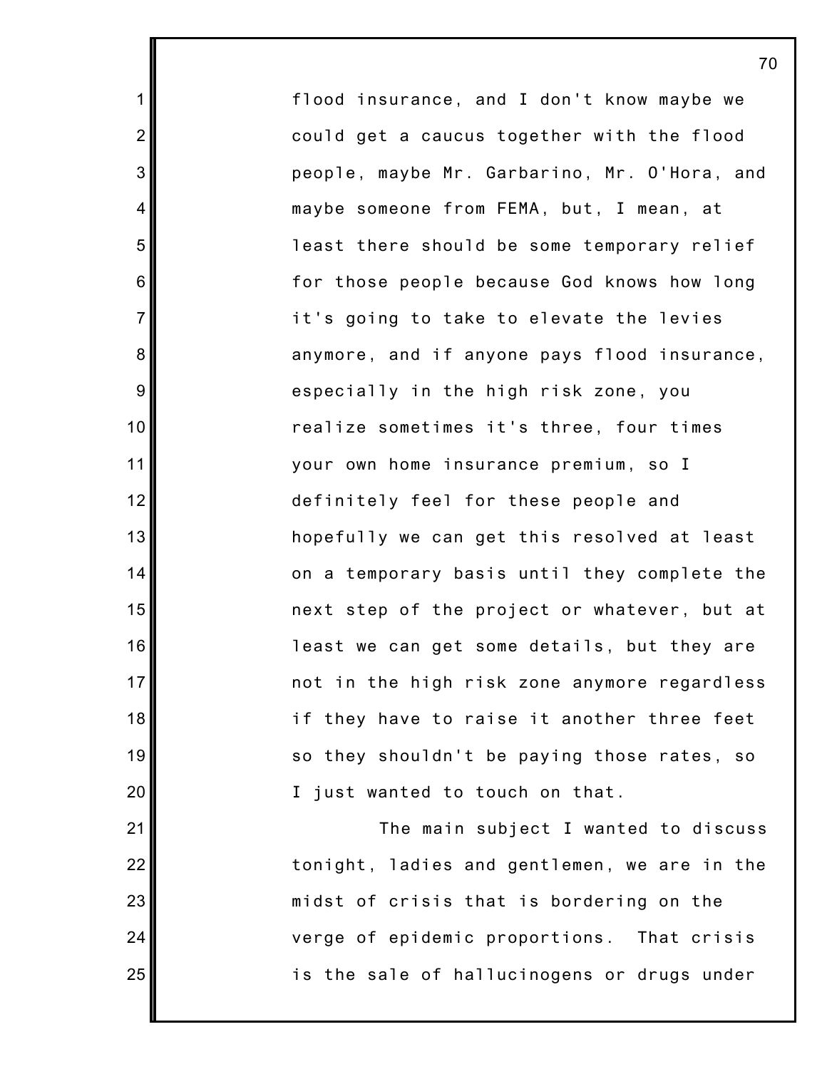flood insurance, and I don't know maybe we could get a caucus together with the flood people, maybe Mr. Garbarino, Mr. O'Hora, and maybe someone from FEMA, but, I mean, at least there should be some temporary relief for those people because God knows how long it's going to take to elevate the levies anymore, and if anyone pays flood insurance, especially in the high risk zone, you realize sometimes it's three, four times your own home insurance premium, so I definitely feel for these people and hopefully we can get this resolved at least on a temporary basis until they complete the next step of the project or whatever, but at least we can get some details, but they are not in the high risk zone anymore regardless if they have to raise it another three feet so they shouldn't be paying those rates, so I just wanted to touch on that.

The main subject I wanted to discuss tonight, ladies and gentlemen, we are in the midst of crisis that is bordering on the verge of epidemic proportions. That crisis is the sale of hallucinogens or drugs under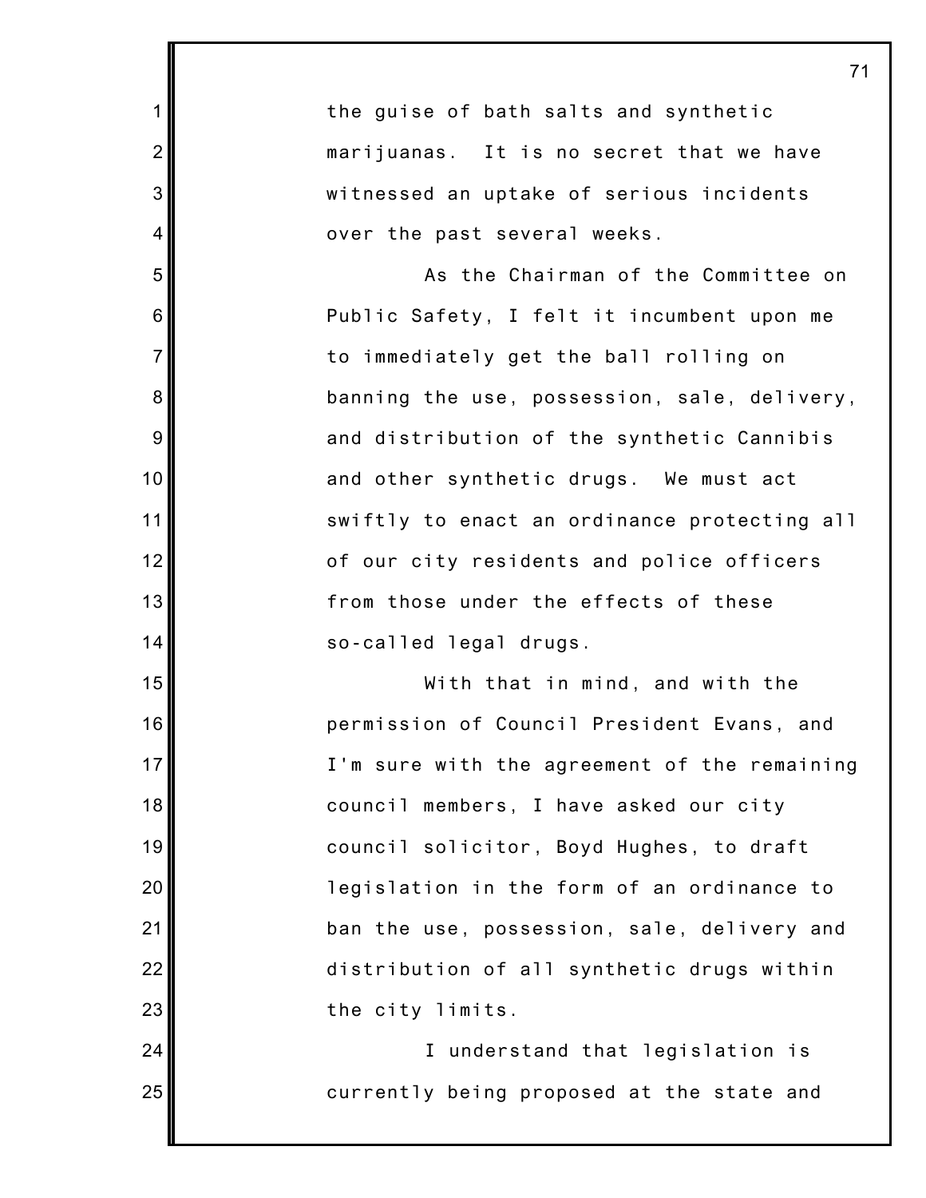the guise of bath salts and synthetic marijuanas. It is no secret that we have witnessed an uptake of serious incidents over the past several weeks.

As the Chairman of the Committee on Public Safety, I felt it incumbent upon me to immediately get the ball rolling on banning the use, possession, sale, delivery, and distribution of the synthetic Cannibis and other synthetic drugs. We must act swiftly to enact an ordinance protecting all of our city residents and police officers from those under the effects of these so-called legal drugs.

With that in mind, and with the permission of Council President Evans, and I'm sure with the agreement of the remaining council members, I have asked our city council solicitor, Boyd Hughes, to draft legislation in the form of an ordinance to ban the use, possession, sale, delivery and distribution of all synthetic drugs within the city limits.

I understand that legislation is currently being proposed at the state and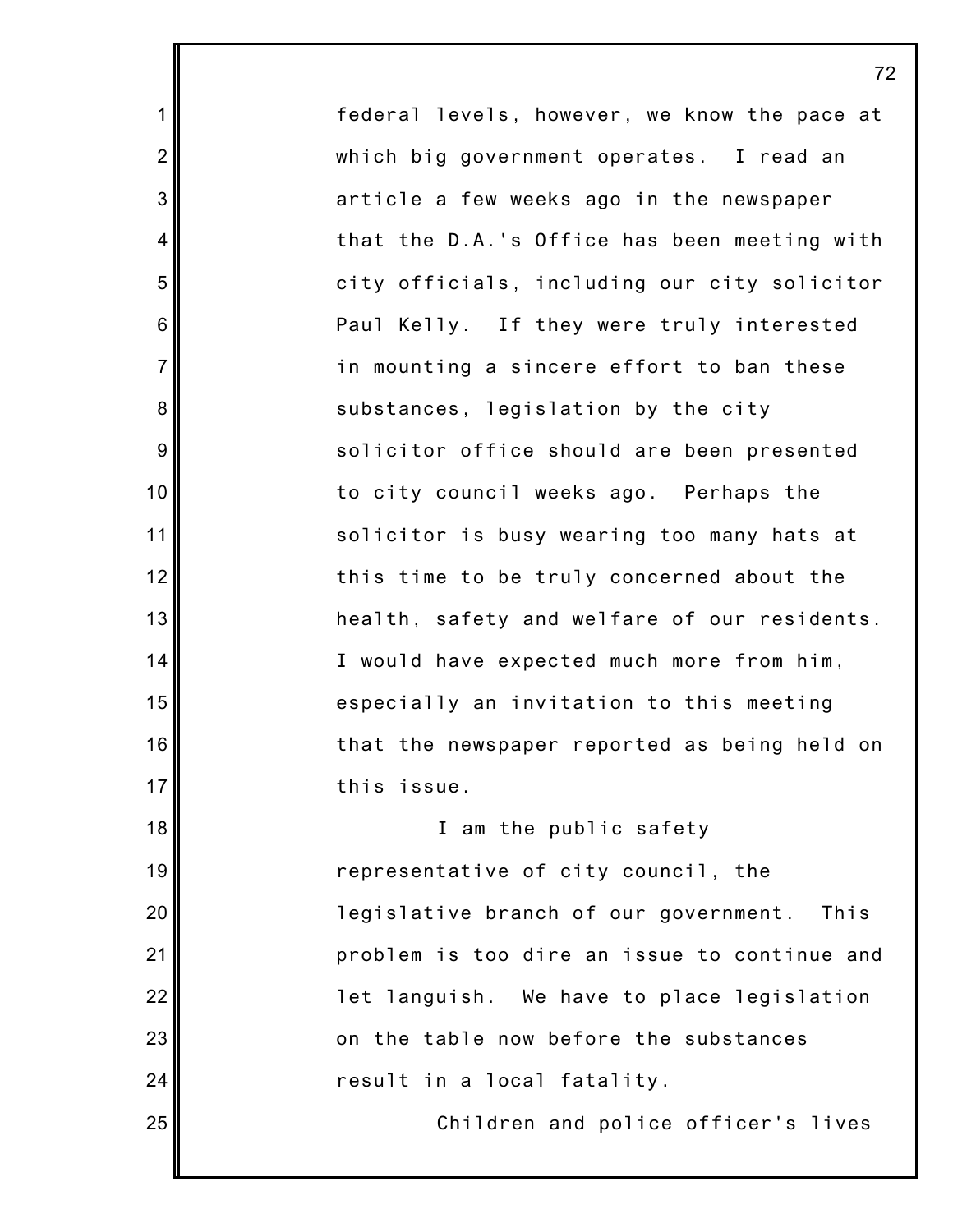federal levels, however, we know the pace at which big government operates. I read an article a few weeks ago in the newspaper that the D.A.'s Office has been meeting with city officials, including our city solicitor Paul Kelly. If they were truly interested in mounting a sincere effort to ban these substances, legislation by the city solicitor office should are been presented to city council weeks ago. Perhaps the solicitor is busy wearing too many hats at this time to be truly concerned about the health, safety and welfare of our residents. I would have expected much more from him, especially an invitation to this meeting that the newspaper reported as being held on this issue.

I am the public safety representative of city council, the legislative branch of our government. This problem is too dire an issue to continue and let languish. We have to place legislation on the table now before the substances result in a local fatality.

Children and police officer's lives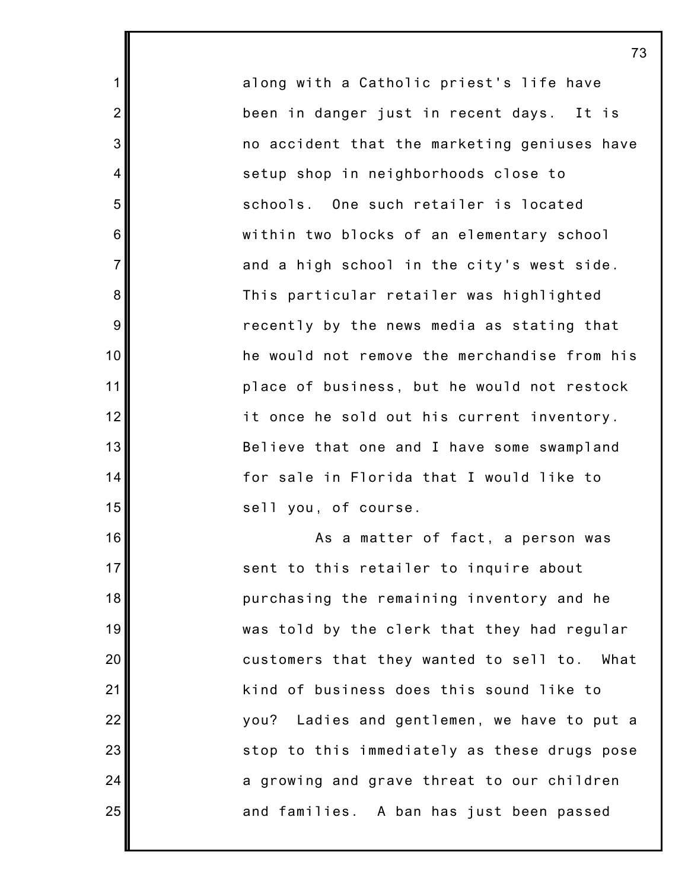along with a Catholic priest's life have been in danger just in recent days. It is no accident that the marketing geniuses have setup shop in neighborhoods close to schools. One such retailer is located within two blocks of an elementary school and a high school in the city's west side. This particular retailer was highlighted recently by the news media as stating that he would not remove the merchandise from his place of business, but he would not restock it once he sold out his current inventory. Believe that one and I have some swampland for sale in Florida that I would like to sell you, of course.

As a matter of fact, a person was sent to this retailer to inquire about purchasing the remaining inventory and he was told by the clerk that they had regular customers that they wanted to sell to. What kind of business does this sound like to you? Ladies and gentlemen, we have to put a stop to this immediately as these drugs pose a growing and grave threat to our children and families. A ban has just been passed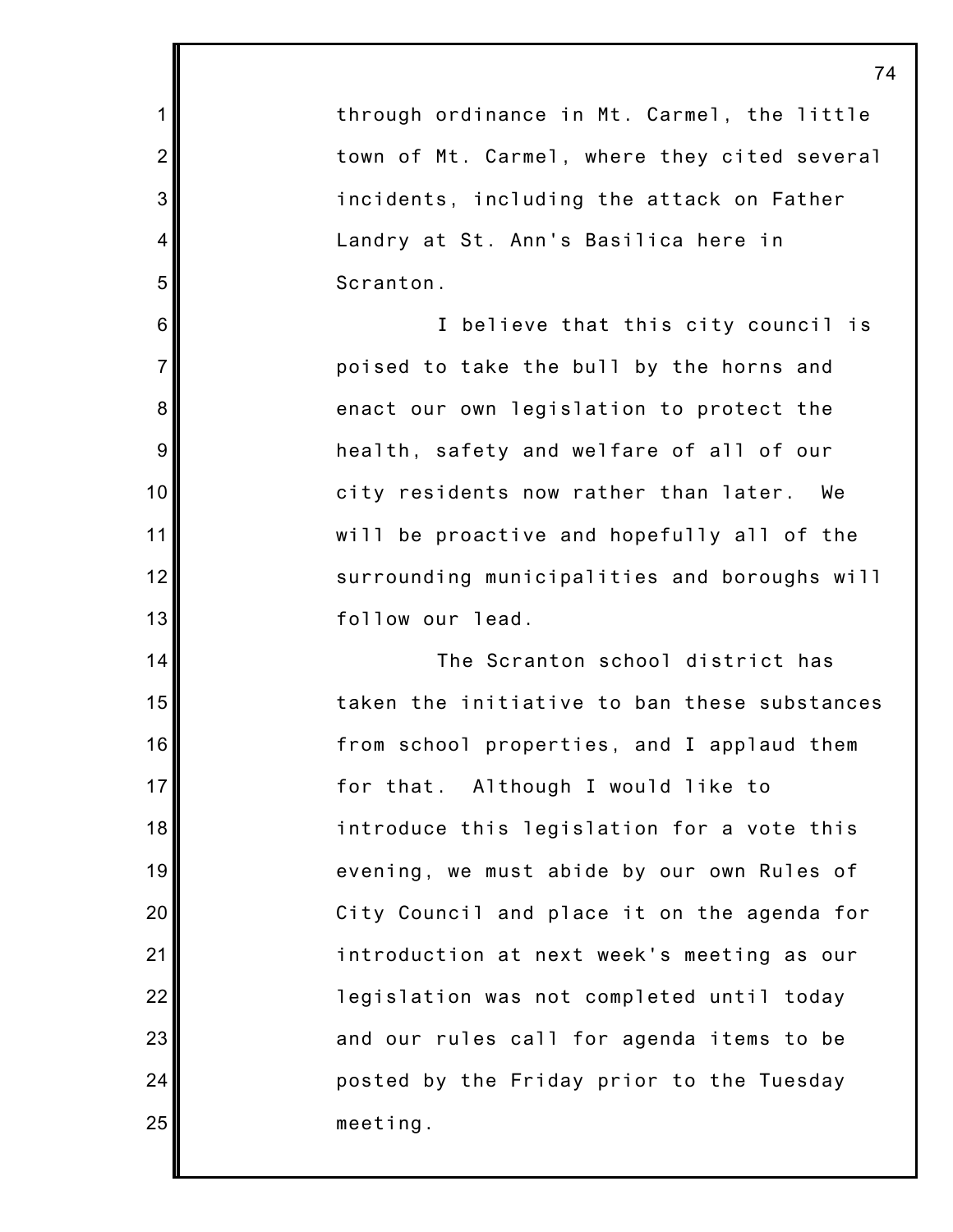through ordinance in Mt. Carmel, the little town of Mt. Carmel, where they cited several incidents, including the attack on Father Landry at St. Ann's Basilica here in Scranton.

I believe that this city council is poised to take the bull by the horns and enact our own legislation to protect the health, safety and welfare of all of our city residents now rather than later. We will be proactive and hopefully all of the surrounding municipalities and boroughs will follow our lead.

The Scranton school district has taken the initiative to ban these substances from school properties, and I applaud them for that. Although I would like to introduce this legislation for a vote this evening, we must abide by our own Rules of City Council and place it on the agenda for introduction at next week's meeting as our legislation was not completed until today and our rules call for agenda items to be posted by the Friday prior to the Tuesday meeting.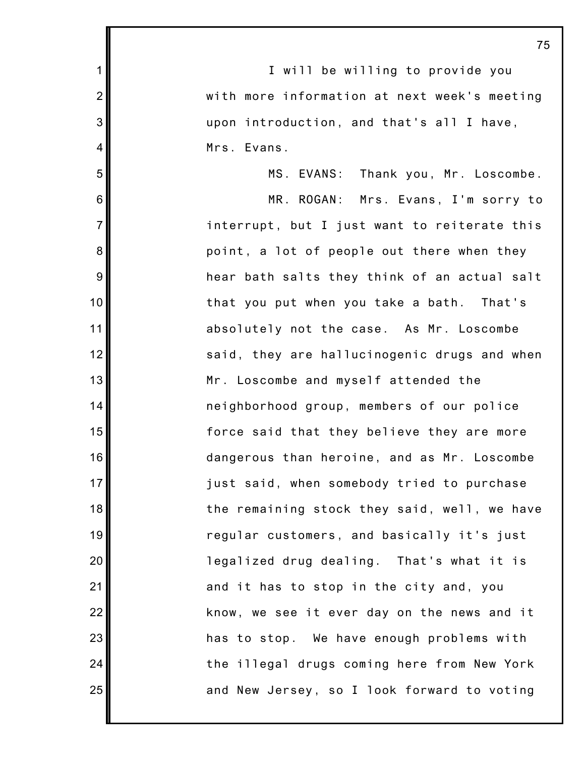I will be willing to provide you with more information at next week's meeting upon introduction, and that's all I have, Mrs. Evans.

MS. EVANS: Thank you, Mr. Loscombe.

MR. ROGAN: Mrs. Evans, I'm sorry to interrupt, but I just want to reiterate this point, a lot of people out there when they hear bath salts they think of an actual salt that you put when you take a bath. That's absolutely not the case. As Mr. Loscombe said, they are hallucinogenic drugs and when Mr. Loscombe and myself attended the neighborhood group, members of our police force said that they believe they are more dangerous than heroine, and as Mr. Loscombe just said, when somebody tried to purchase the remaining stock they said, well, we have regular customers, and basically it's just legalized drug dealing. That's what it is and it has to stop in the city and, you know, we see it ever day on the news and it has to stop. We have enough problems with the illegal drugs coming here from New York and New Jersey, so I look forward to voting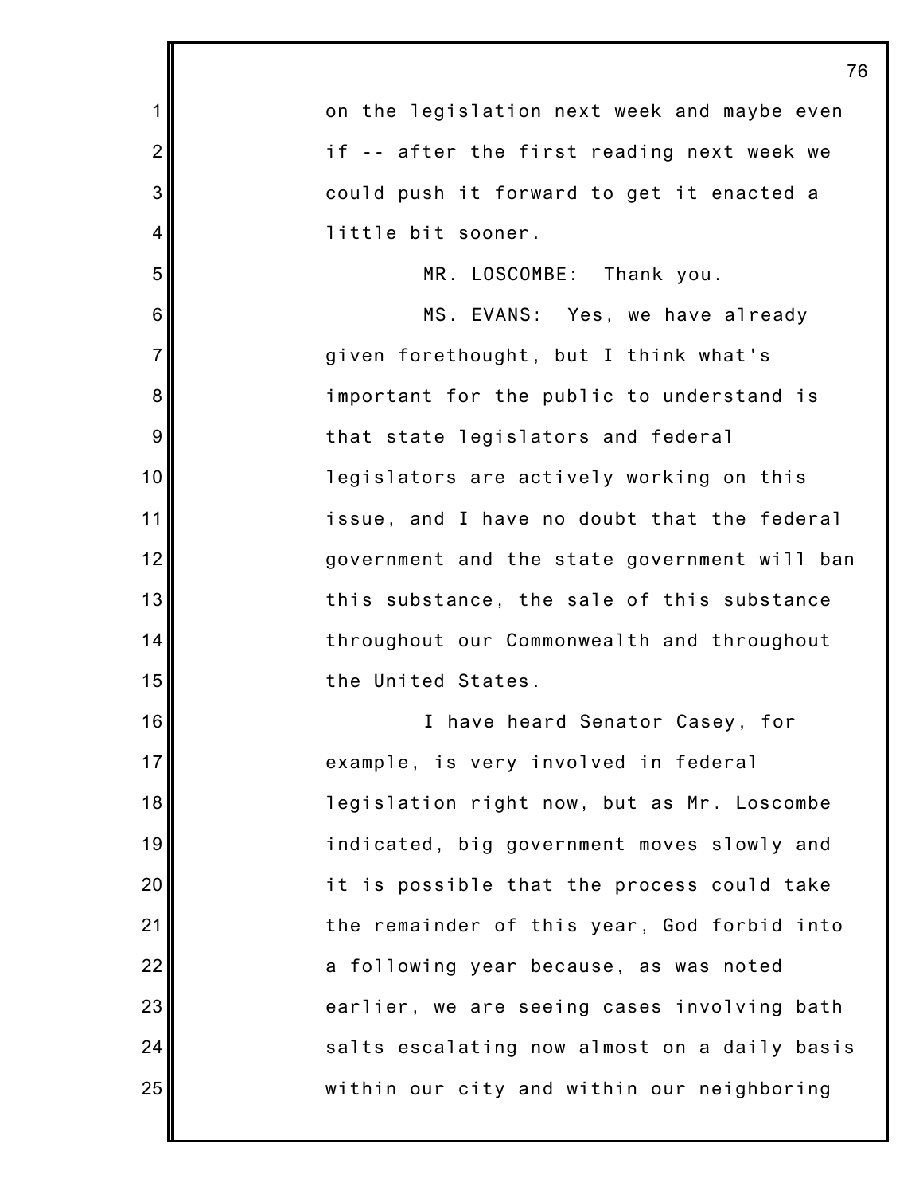on the legislation next week and maybe even if -- after the first reading next week we could push it forward to get it enacted a little bit sooner.

MR. LOSCOMBE: Thank you.

MS. EVANS: Yes, we have already given forethought, but I think what's important for the public to understand is that state legislators and federal legislators are actively working on this issue, and I have no doubt that the federal government and the state government will ban this substance, the sale of this substance throughout our Commonwealth and throughout the United States.

I have heard Senator Casey, for example, is very involved in federal legislation right now, but as Mr. Loscombe indicated, big government moves slowly and it is possible that the process could take the remainder of this year, God forbid into a following year because, as was noted earlier, we are seeing cases involving bath salts escalating now almost on a daily basis within our city and within our neighboring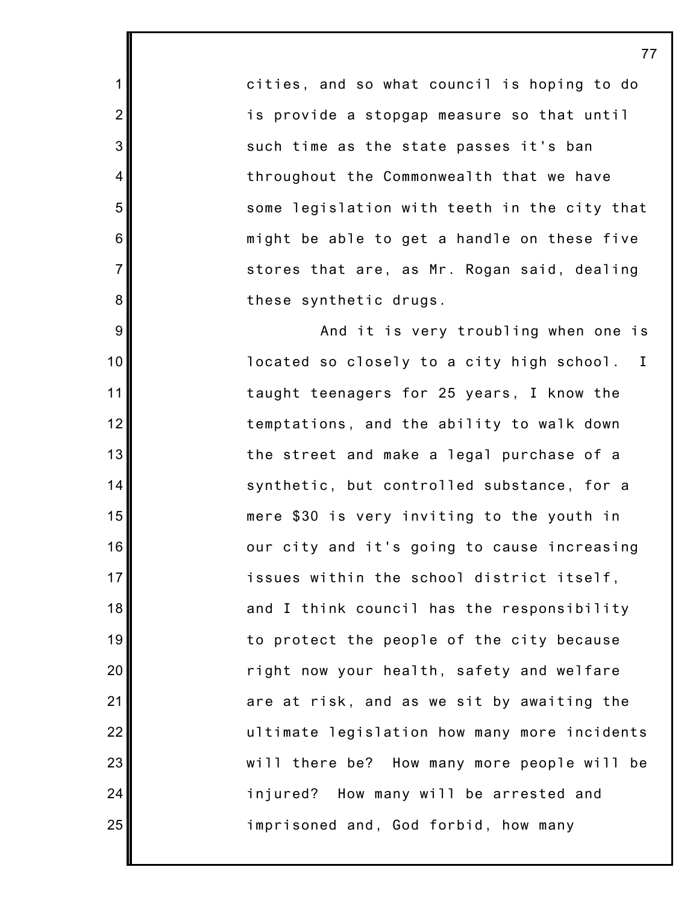cities, and so what council is hoping to do is provide a stopgap measure so that until such time as the state passes it's ban throughout the Commonwealth that we have some legislation with teeth in the city that might be able to get a handle on these five stores that are, as Mr. Rogan said, dealing these synthetic drugs.

And it is very troubling when one is located so closely to a city high school. I taught teenagers for 25 years, I know the temptations, and the ability to walk down the street and make a legal purchase of a synthetic, but controlled substance, for a mere $30 is very inviting to the youth in our city and it's going to cause increasing issues within the school district itself, and I think council has the responsibility to protect the people of the city because right now your health, safety and welfare are at risk, and as we sit by awaiting the ultimate legislation how many more incidents will there be? How many more people will be injured? How many will be arrested and imprisoned and, God forbid, how many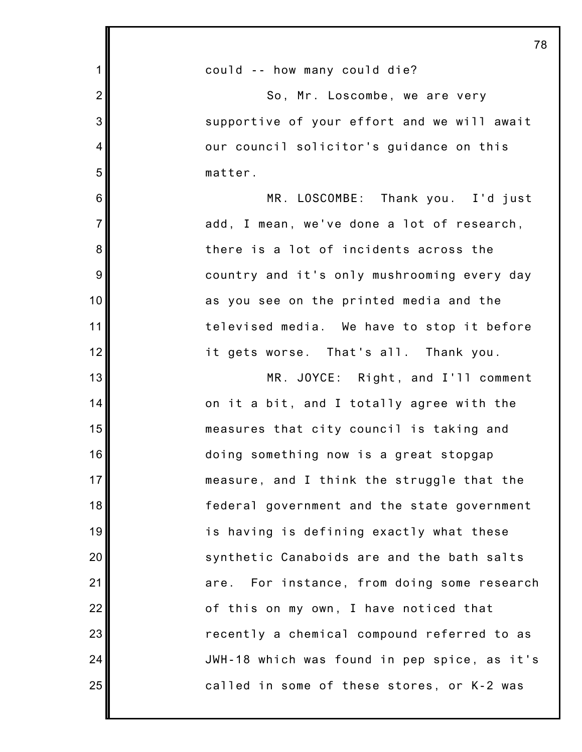could -- how many could die?

So, Mr. Loscombe, we are very supportive of your effort and we will await our council solicitor's guidance on this matter.

MR. LOSCOMBE: Thank you. I'd just add, I mean, we've done a lot of research, there is a lot of incidents across the country and it's only mushrooming every day as you see on the printed media and the televised media. We have to stop it before it gets worse. That's all. Thank you.

MR. JOYCE: Right, and I'll comment on it a bit, and I totally agree with the measures that city council is taking and doing something now is a great stopgap measure, and I think the struggle that the federal government and the state government is having is defining exactly what these synthetic Canaboids are and the bath salts are. For instance, from doing some research of this on my own, I have noticed that recently a chemical compound referred to as JWH-18 which was found in pep spice, as it's called in some of these stores, or K-2 was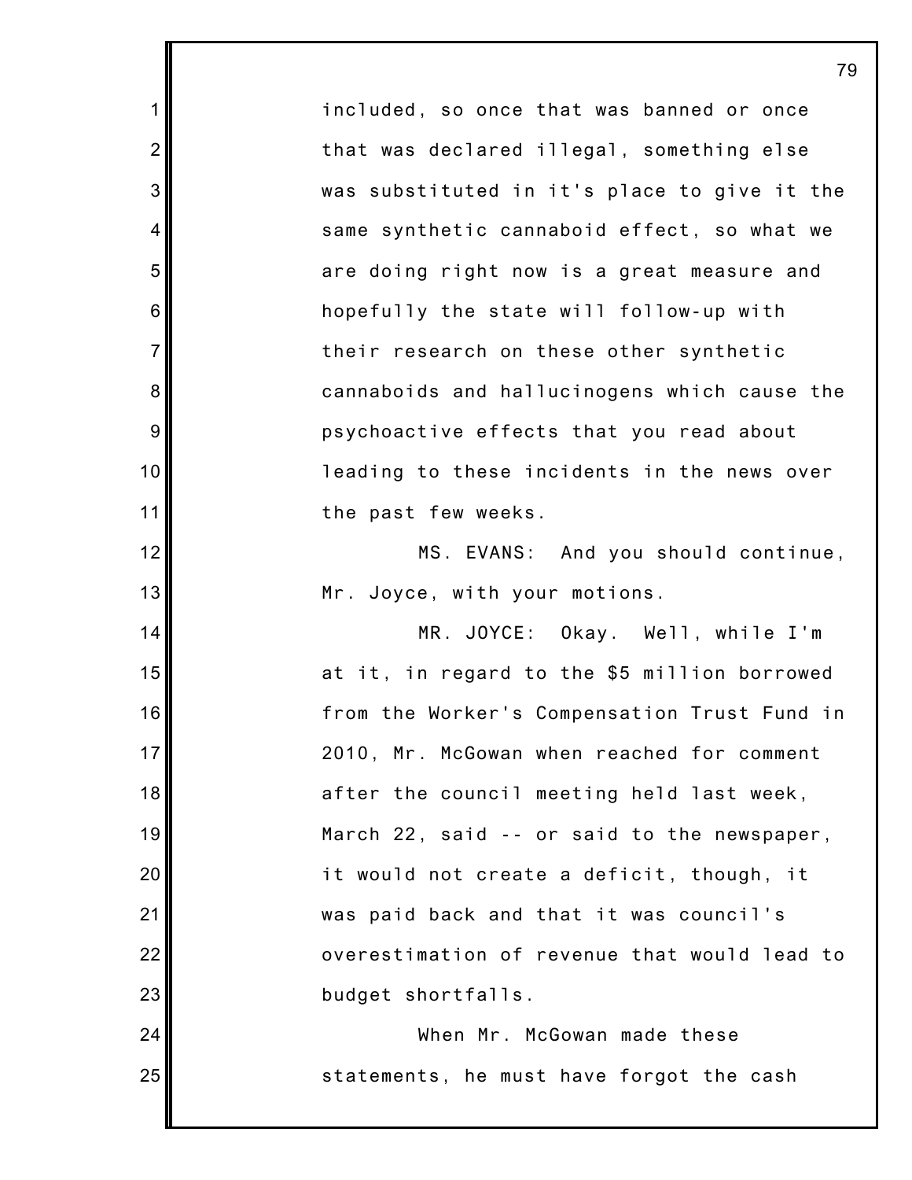included, so once that was banned or once that was declared illegal, something else was substituted in it's place to give it the same synthetic cannaboid effect, so what we are doing right now is a great measure and hopefully the state will follow-up with their research on these other synthetic cannaboids and hallucinogens which cause the psychoactive effects that you read about leading to these incidents in the news over the past few weeks.

MS. EVANS: And you should continue, Mr. Joyce, with your motions.

MR. JOYCE: Okay. Well, while I'm at it, in regard to the $5 million borrowed from the Worker's Compensation Trust Fund in 2010, Mr. McGowan when reached for comment after the council meeting held last week, March 22, said -- or said to the newspaper, it would not create a deficit, though, it was paid back and that it was council's overestimation of revenue that would lead to budget shortfalls.

When Mr. McGowan made these statements, he must have forgot the cash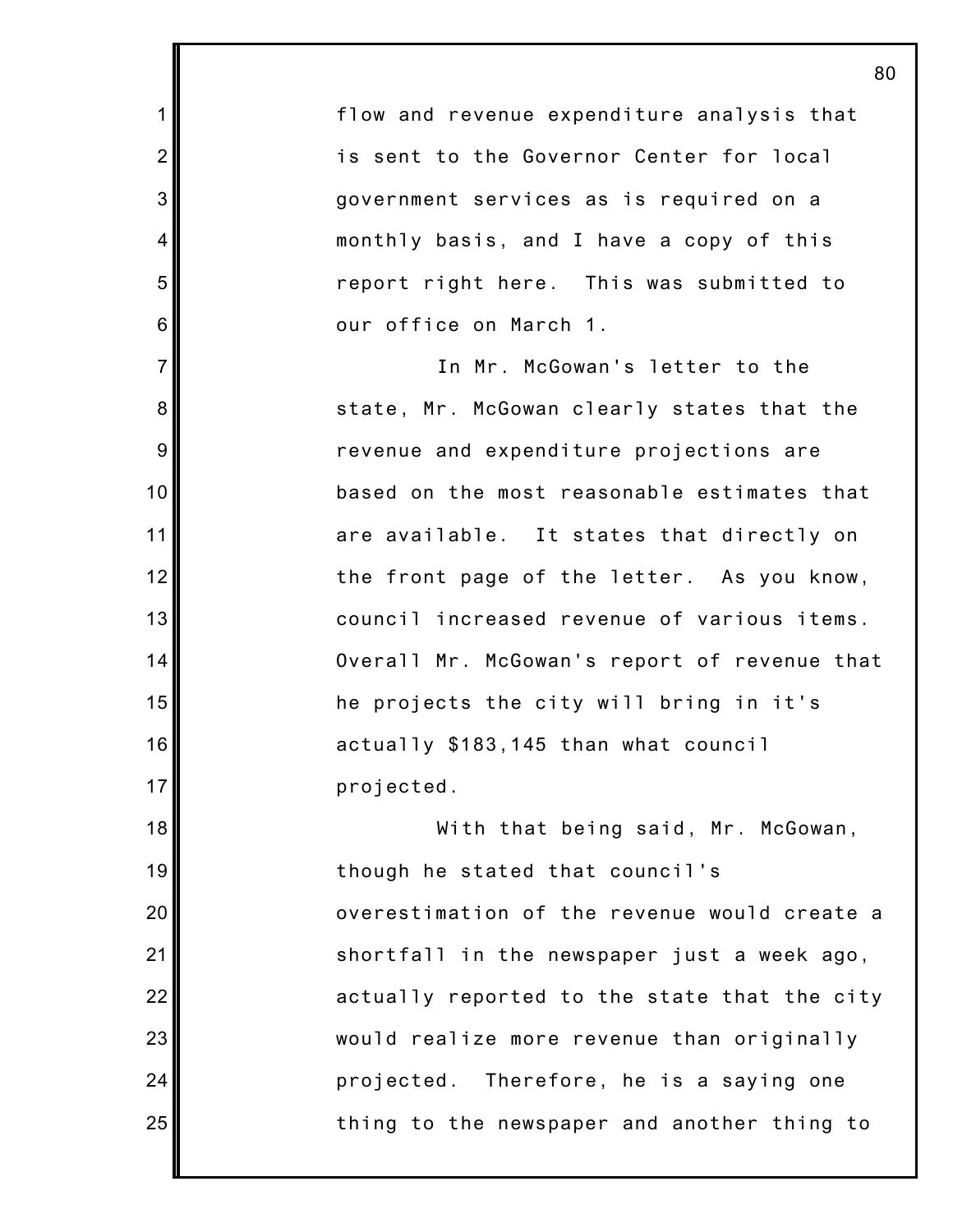flow and revenue expenditure analysis that is sent to the Governor Center for local government services as is required on a monthly basis, and I have a copy of this report right here. This was submitted to our office on March 1.

In Mr. McGowan's letter to the state, Mr. McGowan clearly states that the revenue and expenditure projections are based on the most reasonable estimates that are available. It states that directly on the front page of the letter. As you know, council increased revenue of various items. Overall Mr. McGowan's report of revenue that he projects the city will bring in it's actually $183,145 than what council projected.

With that being said, Mr. McGowan, though he stated that council's overestimation of the revenue would create a shortfall in the newspaper just a week ago, actually reported to the state that the city would realize more revenue than originally projected. Therefore, he is a saying one thing to the newspaper and another thing to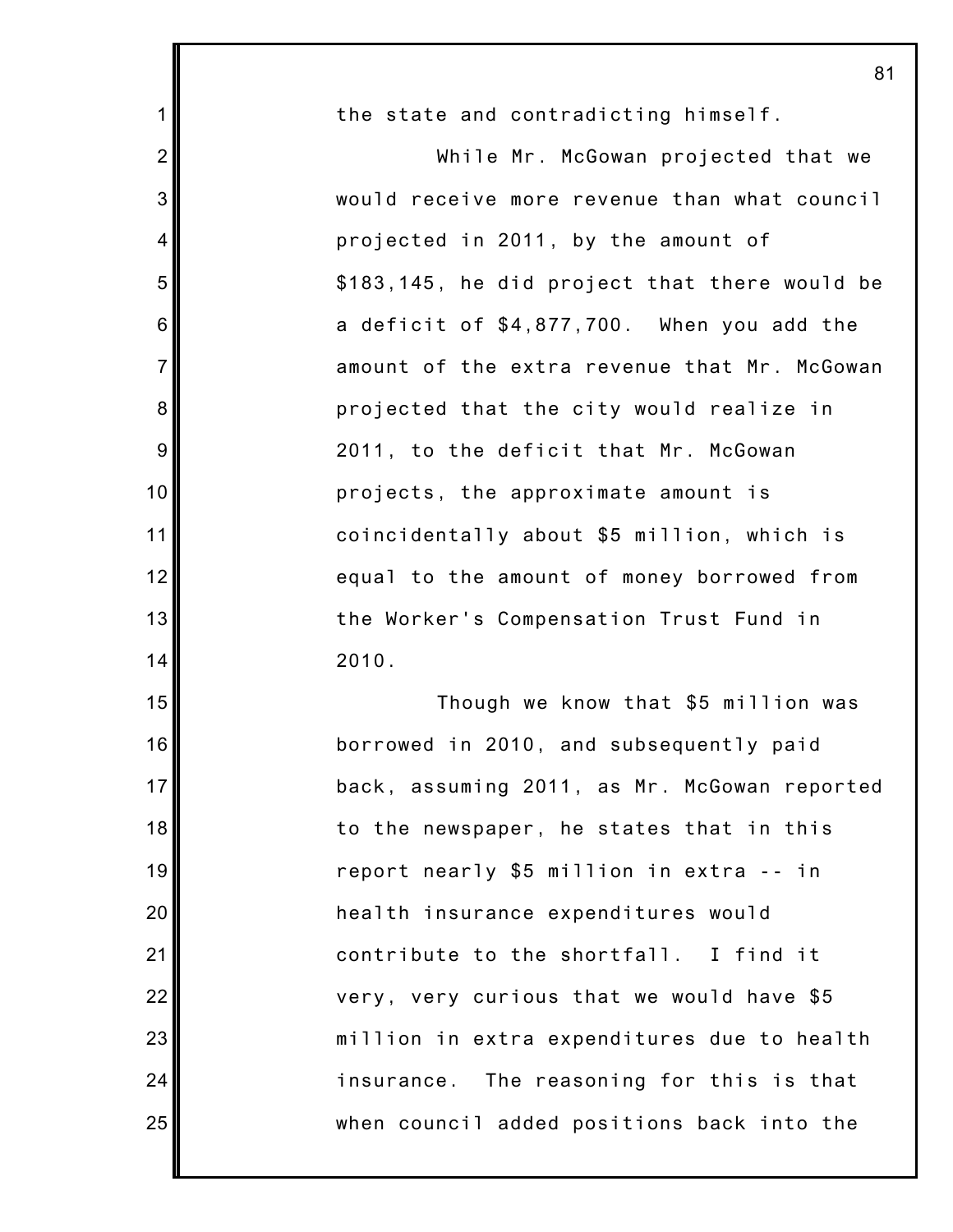the state and contradicting himself.

While Mr. McGowan projected that we would receive more revenue than what council projected in 2011, by the amount of $183,145, he did project that there would be a deficit of $4,877,700. When you add the amount of the extra revenue that Mr. McGowan projected that the city would realize in 2011, to the deficit that Mr. McGowan projects, the approximate amount is coincidentally about $5 million, which is equal to the amount of money borrowed from the Worker's Compensation Trust Fund in 2010.

Though we know that $5 million was borrowed in 2010, and subsequently paid back, assuming 2011, as Mr. McGowan reported to the newspaper, he states that in this report nearly $5 million in extra -- in health insurance expenditures would contribute to the shortfall. I find it very, very curious that we would have $5 million in extra expenditures due to health insurance. The reasoning for this is that when council added positions back into the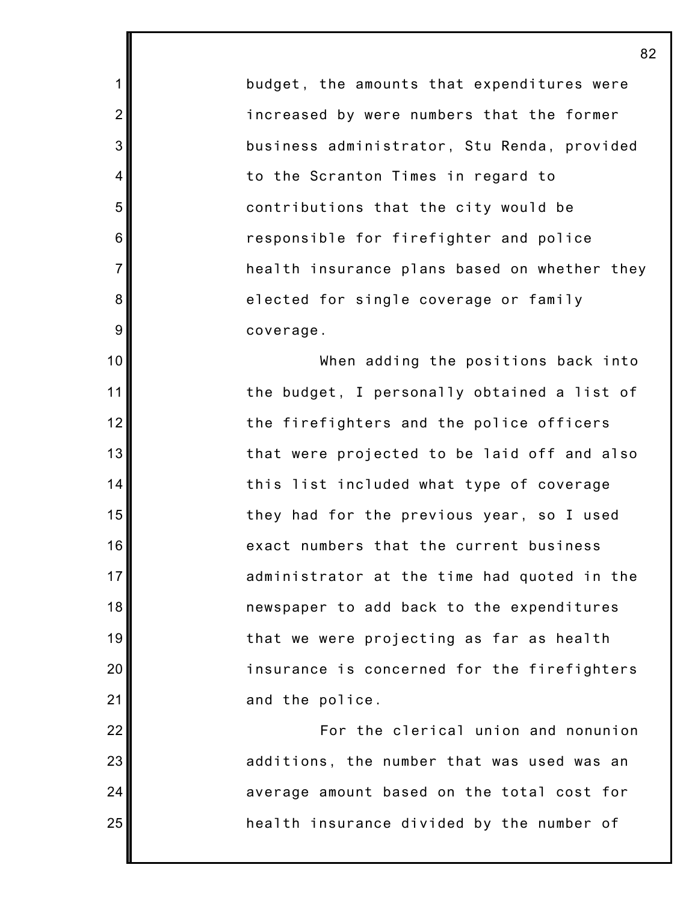budget, the amounts that expenditures were increased by were numbers that the former business administrator, Stu Renda, provided to the Scranton Times in regard to contributions that the city would be responsible for firefighter and police health insurance plans based on whether they elected for single coverage or family coverage.

When adding the positions back into the budget, I personally obtained a list of the firefighters and the police officers that were projected to be laid off and also this list included what type of coverage they had for the previous year, so I used exact numbers that the current business administrator at the time had quoted in the newspaper to add back to the expenditures that we were projecting as far as health insurance is concerned for the firefighters and the police.

For the clerical union and nonunion additions, the number that was used was an average amount based on the total cost for health insurance divided by the number of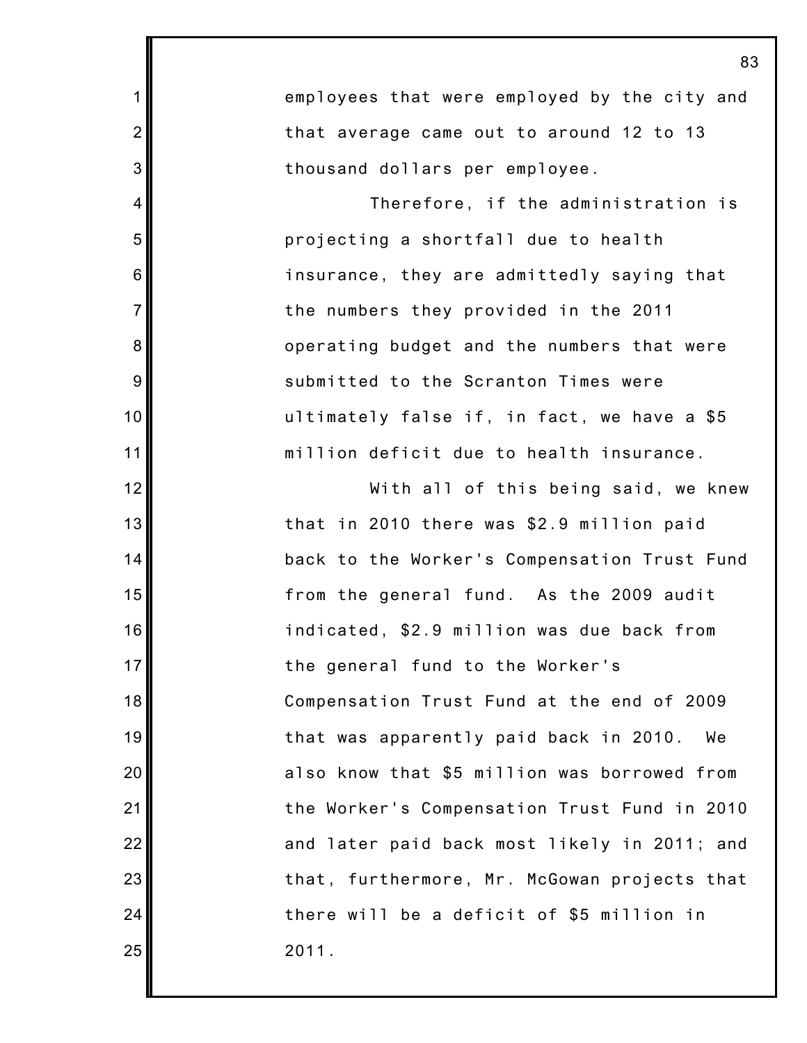employees that were employed by the city and that average came out to around 12 to 13 thousand dollars per employee.

Therefore, if the administration is projecting a shortfall due to health insurance, they are admittedly saying that the numbers they provided in the 2011 operating budget and the numbers that were submitted to the Scranton Times were ultimately false if, in fact, we have a $5 million deficit due to health insurance.

With all of this being said, we knew that in 2010 there was $2.9 million paid back to the Worker's Compensation Trust Fund from the general fund. As the 2009 audit indicated, $2.9 million was due back from the general fund to the Worker's Compensation Trust Fund at the end of 2009 that was apparently paid back in 2010. We also know that $5 million was borrowed from the Worker's Compensation Trust Fund in 2010 and later paid back most likely in 2011; and that, furthermore, Mr. McGowan projects that there will be a deficit of $5 million in 2011.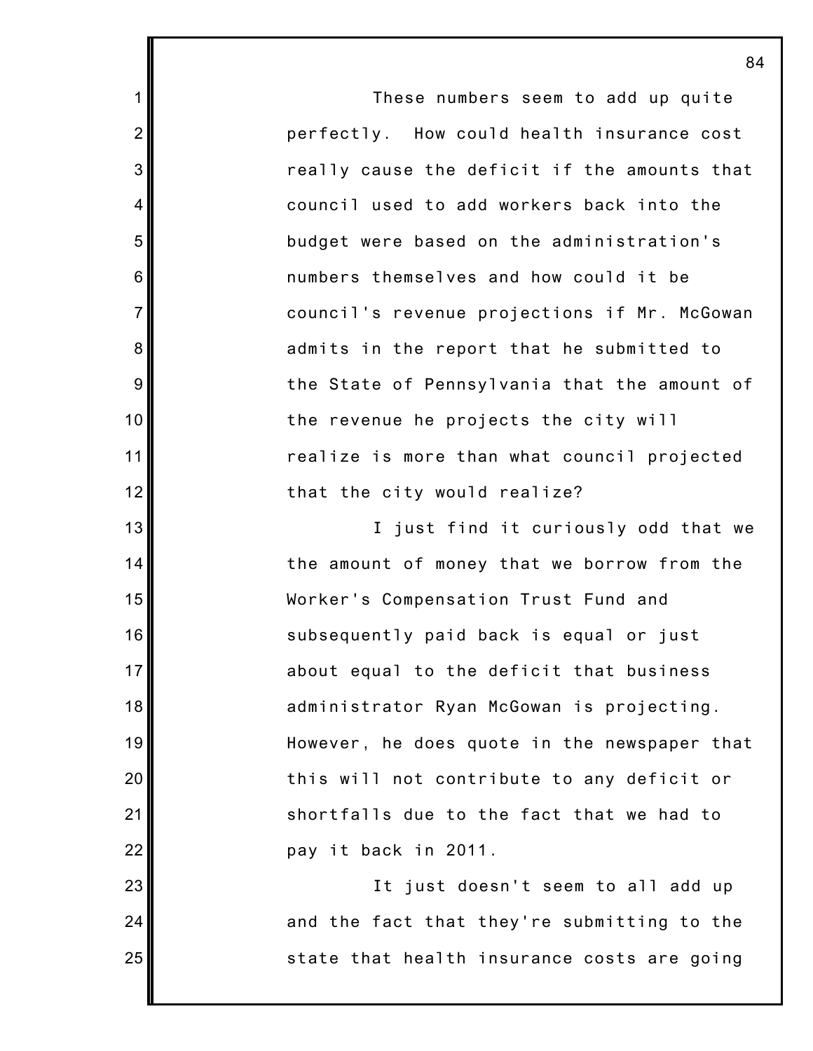These numbers seem to add up quite perfectly. How could health insurance cost really cause the deficit if the amounts that council used to add workers back into the budget were based on the administration's numbers themselves and how could it be council's revenue projections if Mr. McGowan admits in the report that he submitted to the State of Pennsylvania that the amount of the revenue he projects the city will realize is more than what council projected that the city would realize?

I just find it curiously odd that we the amount of money that we borrow from the Worker's Compensation Trust Fund and subsequently paid back is equal or just about equal to the deficit that business administrator Ryan McGowan is projecting. However, he does quote in the newspaper that this will not contribute to any deficit or shortfalls due to the fact that we had to pay it back in 2011.

It just doesn't seem to all add up and the fact that they're submitting to the state that health insurance costs are going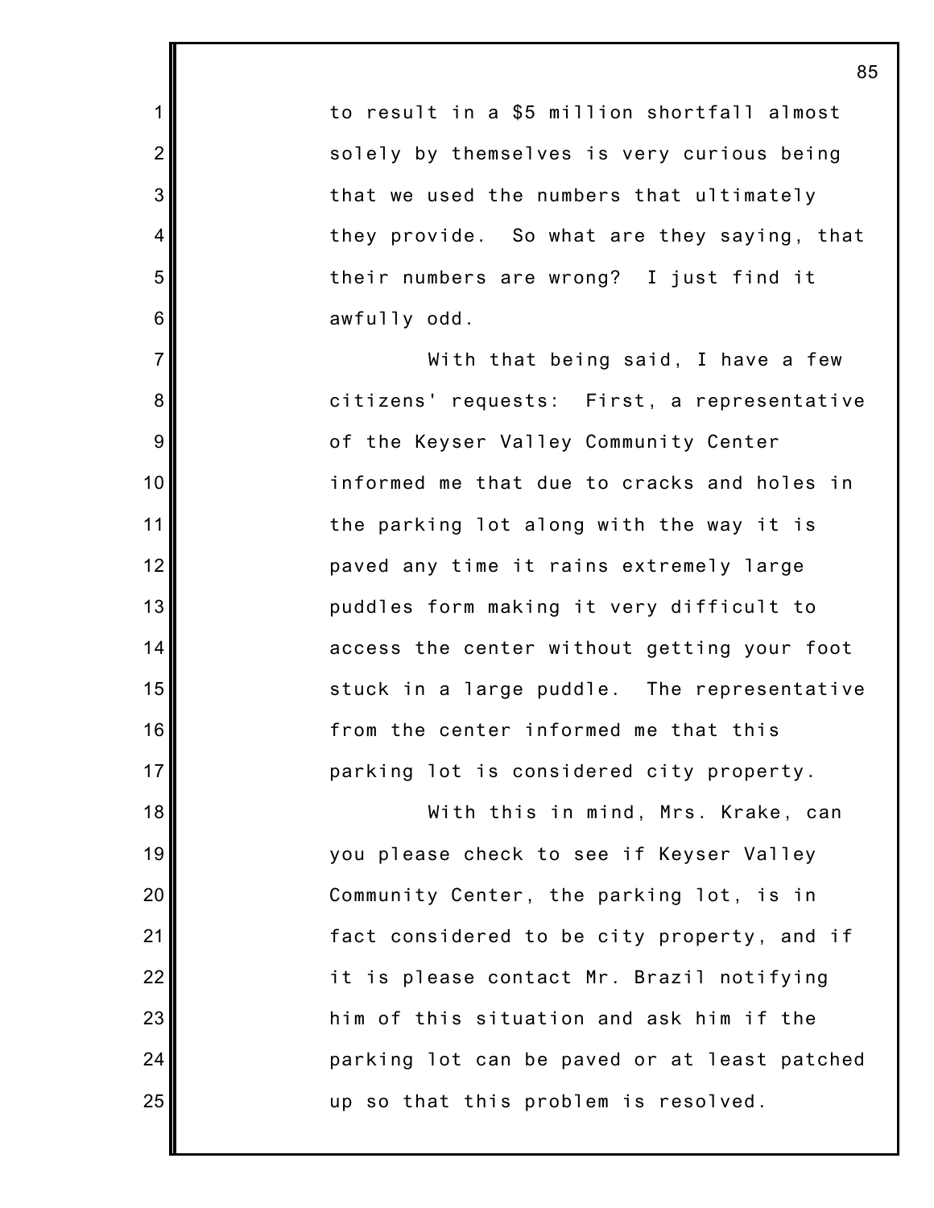to result in a $5 million shortfall almost solely by themselves is very curious being that we used the numbers that ultimately they provide. So what are they saying, that their numbers are wrong? I just find it awfully odd.

With that being said, I have a few citizens' requests: First, a representative of the Keyser Valley Community Center informed me that due to cracks and holes in the parking lot along with the way it is paved any time it rains extremely large puddles form making it very difficult to access the center without getting your foot stuck in a large puddle. The representative from the center informed me that this parking lot is considered city property.

With this in mind, Mrs. Krake, can you please check to see if Keyser Valley Community Center, the parking lot, is in fact considered to be city property, and if it is please contact Mr. Brazil notifying him of this situation and ask him if the parking lot can be paved or at least patched up so that this problem is resolved.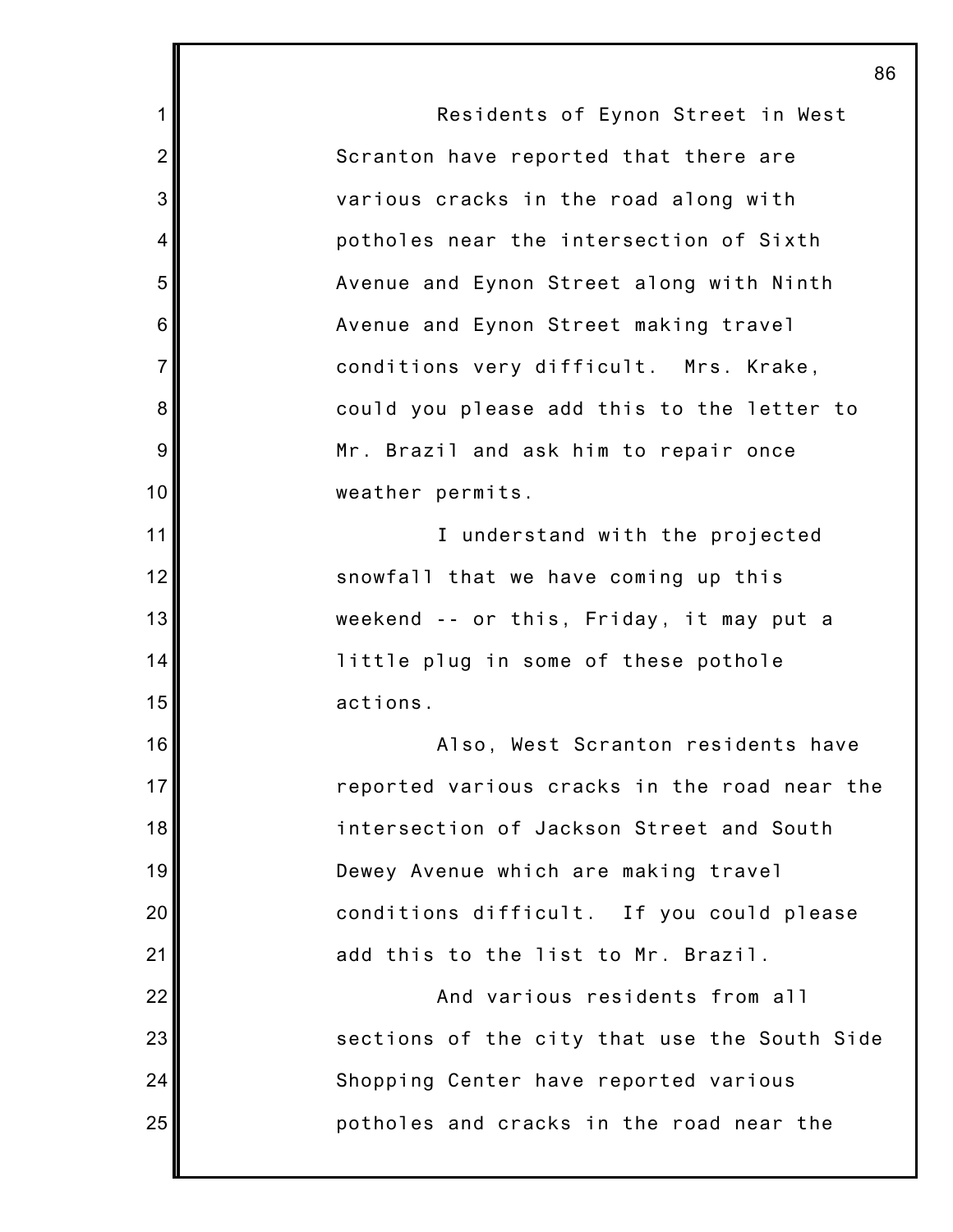Residents of Eynon Street in West Scranton have reported that there are various cracks in the road along with potholes near the intersection of Sixth Avenue and Eynon Street along with Ninth Avenue and Eynon Street making travel conditions very difficult. Mrs. Krake, could you please add this to the letter to Mr. Brazil and ask him to repair once weather permits.

I understand with the projected snowfall that we have coming up this weekend -- or this, Friday, it may put a little plug in some of these pothole actions.

Also, West Scranton residents have reported various cracks in the road near the intersection of Jackson Street and South Dewey Avenue which are making travel conditions difficult. If you could please add this to the list to Mr. Brazil.

And various residents from all sections of the city that use the South Side Shopping Center have reported various potholes and cracks in the road near the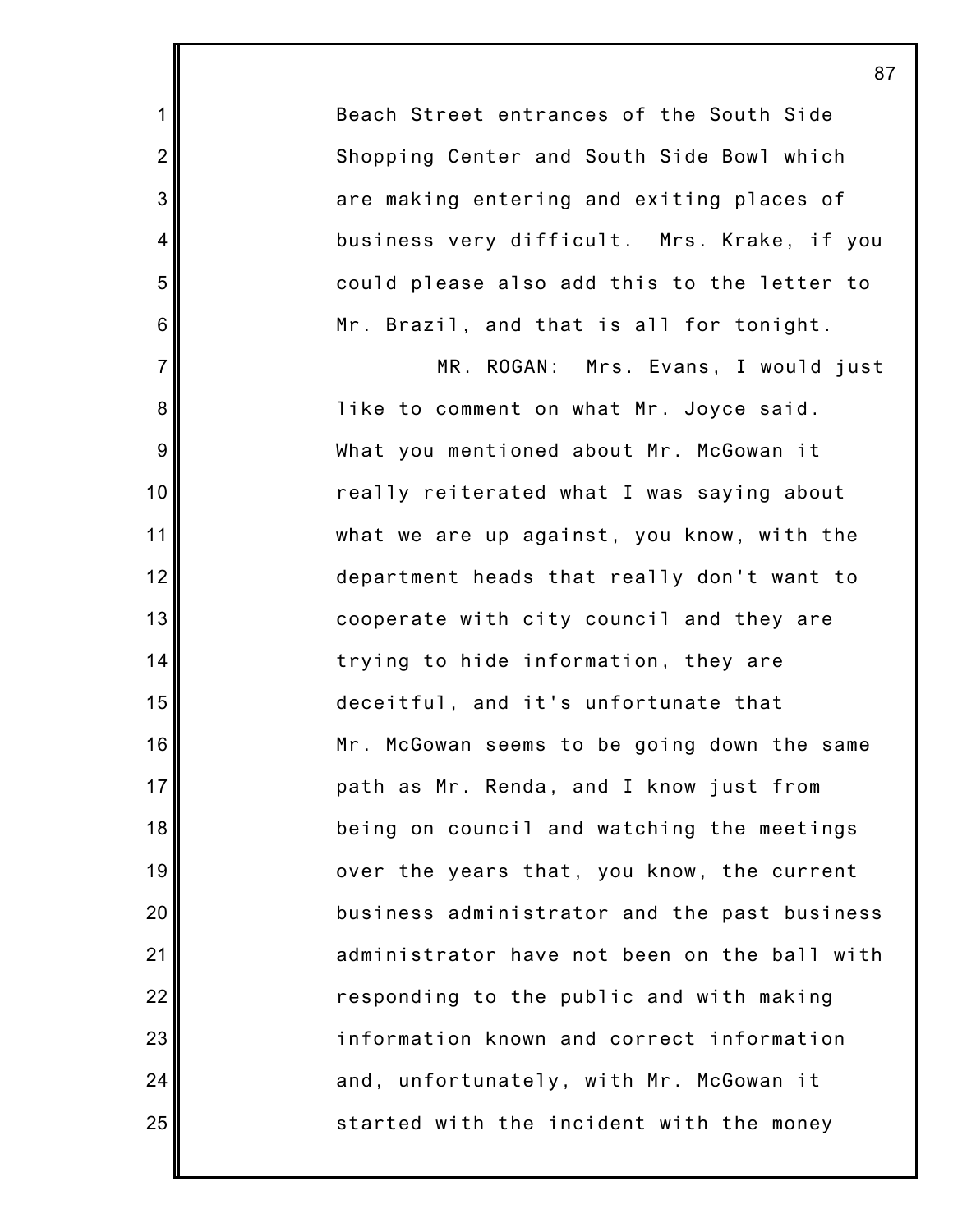Beach Street entrances of the South Side Shopping Center and South Side Bowl which are making entering and exiting places of business very difficult. Mrs. Krake, if you could please also add this to the letter to Mr. Brazil, and that is all for tonight.

MR. ROGAN: Mrs. Evans, I would just like to comment on what Mr. Joyce said. What you mentioned about Mr. McGowan it really reiterated what I was saying about what we are up against, you know, with the department heads that really don't want to cooperate with city council and they are trying to hide information, they are deceitful, and it's unfortunate that Mr. McGowan seems to be going down the same path as Mr. Renda, and I know just from being on council and watching the meetings over the years that, you know, the current business administrator and the past business administrator have not been on the ball with responding to the public and with making information known and correct information and, unfortunately, with Mr. McGowan it started with the incident with the money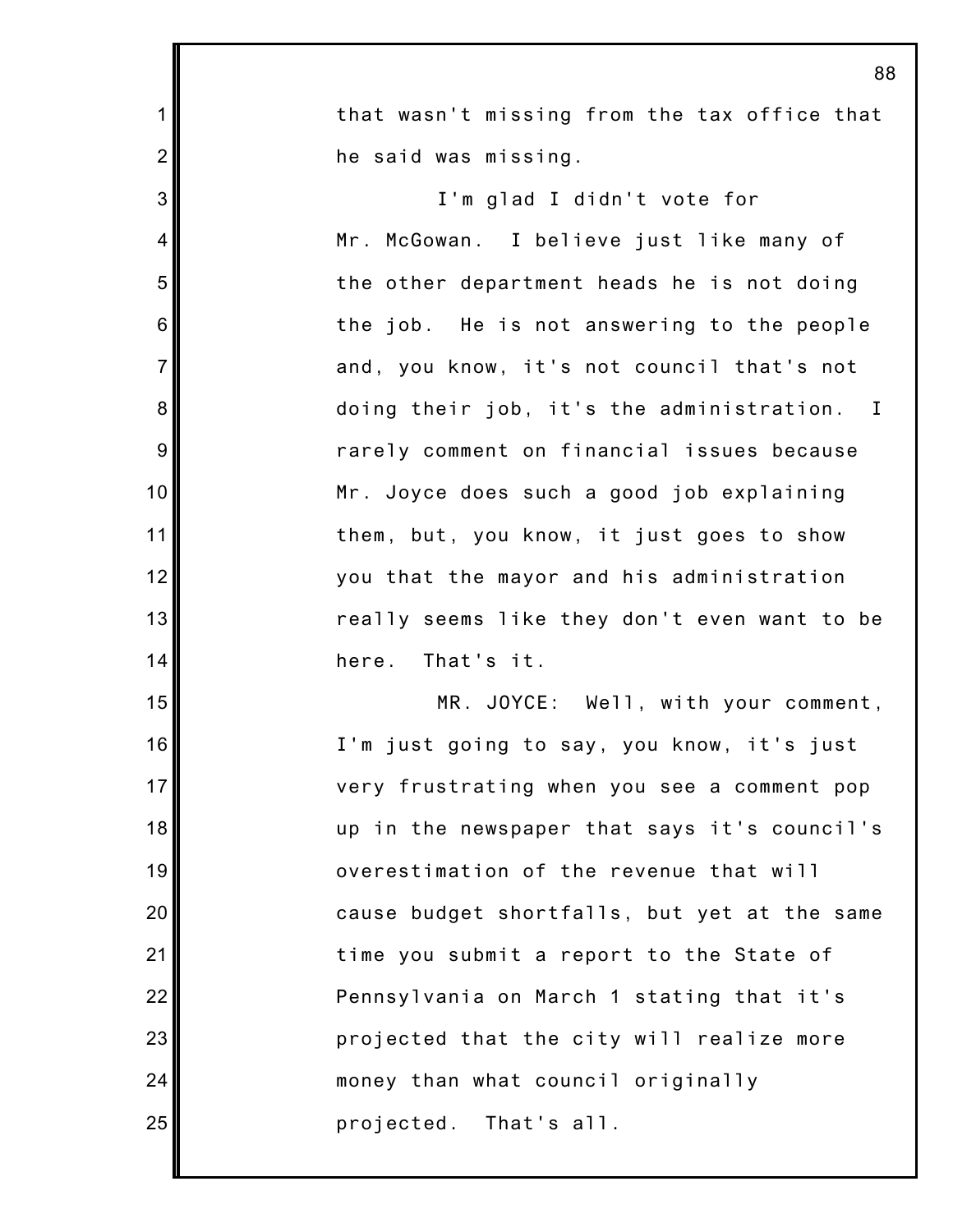that wasn't missing from the tax office that he said was missing.

I'm glad I didn't vote for Mr. McGowan. I believe just like many of the other department heads he is not doing the job. He is not answering to the people and, you know, it's not council that's not doing their job, it's the administration. I rarely comment on financial issues because Mr. Joyce does such a good job explaining them, but, you know, it just goes to show you that the mayor and his administration really seems like they don't even want to be here. That's it.

MR. JOYCE: Well, with your comment, I'm just going to say, you know, it's just very frustrating when you see a comment pop up in the newspaper that says it's council's overestimation of the revenue that will cause budget shortfalls, but yet at the same time you submit a report to the State of Pennsylvania on March 1 stating that it's projected that the city will realize more money than what council originally projected. That's all.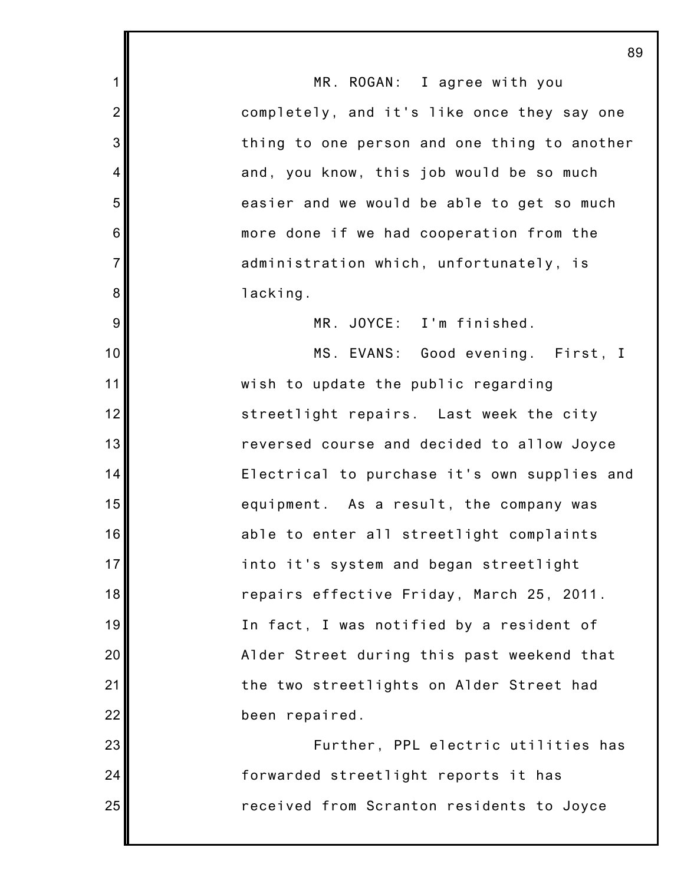MR. ROGAN: I agree with you completely, and it's like once they say one thing to one person and one thing to another and, you know, this job would be so much easier and we would be able to get so much more done if we had cooperation from the administration which, unfortunately, is lacking.

MR. JOYCE: I'm finished.

MS. EVANS: Good evening. First, I wish to update the public regarding streetlight repairs. Last week the city reversed course and decided to allow Joyce Electrical to purchase it's own supplies and equipment. As a result, the company was able to enter all streetlight complaints into it's system and began streetlight repairs effective Friday, March 25, 2011. In fact, I was notified by a resident of Alder Street during this past weekend that the two streetlights on Alder Street had been repaired.

Further, PPL electric utilities has forwarded streetlight reports it has received from Scranton residents to Joyce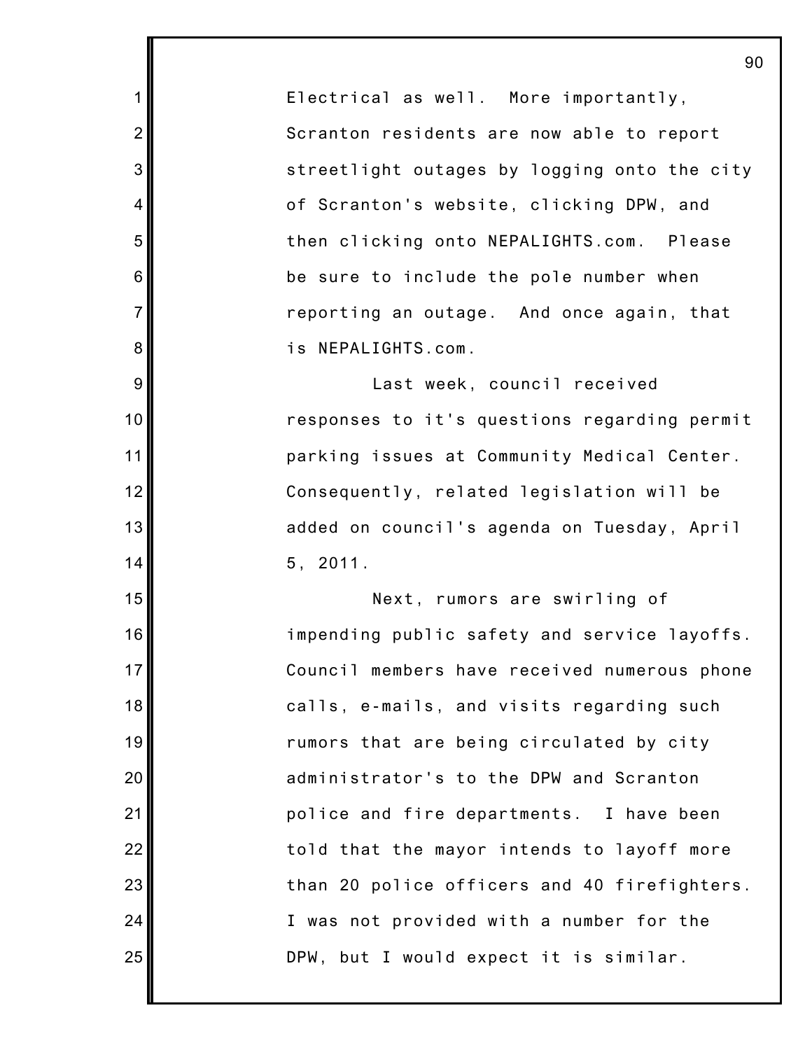Electrical as well. More importantly, Scranton residents are now able to report streetlight outages by logging onto the city of Scranton's website, clicking DPW, and then clicking onto NEPALIGHTS.com. Please be sure to include the pole number when reporting an outage. And once again, that is NEPALIGHTS.com.

Last week, council received responses to it's questions regarding permit parking issues at Community Medical Center. Consequently, related legislation will be added on council's agenda on Tuesday, April 5, 2011.

Next, rumors are swirling of impending public safety and service layoffs. Council members have received numerous phone calls, e-mails, and visits regarding such rumors that are being circulated by city administrator's to the DPW and Scranton police and fire departments. I have been told that the mayor intends to layoff more than 20 police officers and 40 firefighters. I was not provided with a number for the DPW, but I would expect it is similar.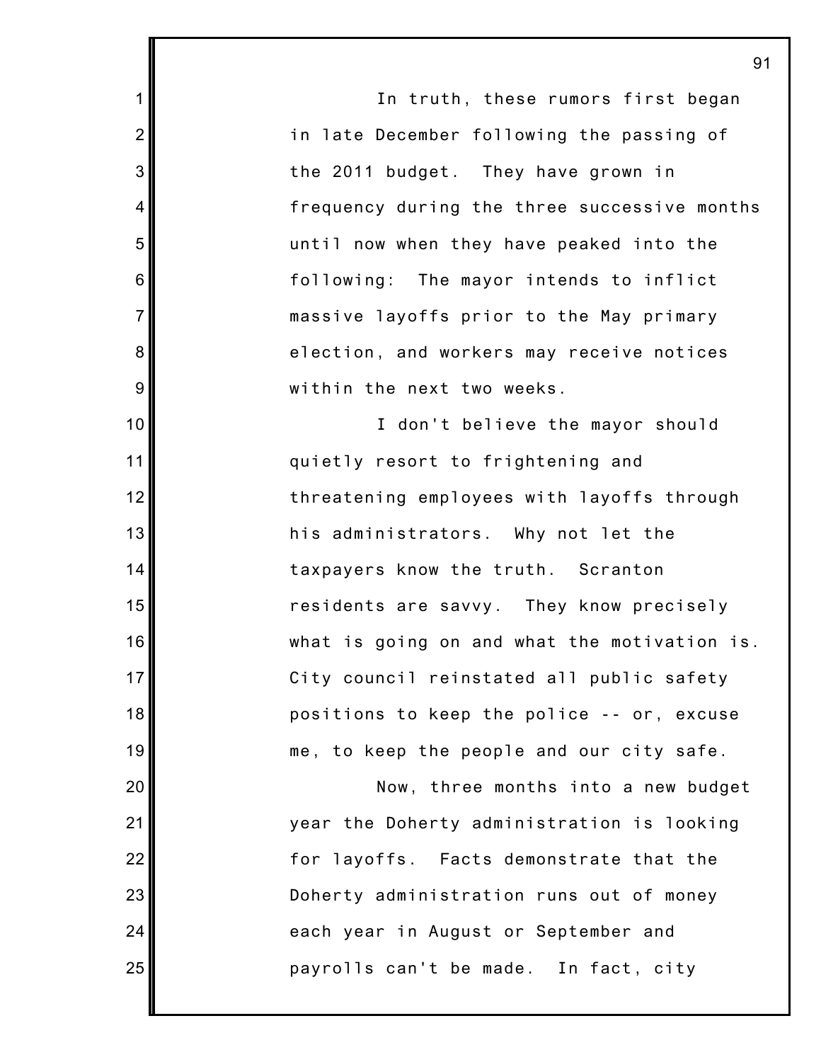In truth, these rumors first began in late December following the passing of the 2011 budget. They have grown in frequency during the three successive months until now when they have peaked into the following: The mayor intends to inflict massive layoffs prior to the May primary election, and workers may receive notices within the next two weeks.

I don't believe the mayor should quietly resort to frightening and threatening employees with layoffs through his administrators. Why not let the taxpayers know the truth. Scranton residents are savvy. They know precisely what is going on and what the motivation is. City council reinstated all public safety positions to keep the police -- or, excuse me, to keep the people and our city safe.

Now, three months into a new budget year the Doherty administration is looking for layoffs. Facts demonstrate that the Doherty administration runs out of money each year in August or September and payrolls can't be made. In fact, city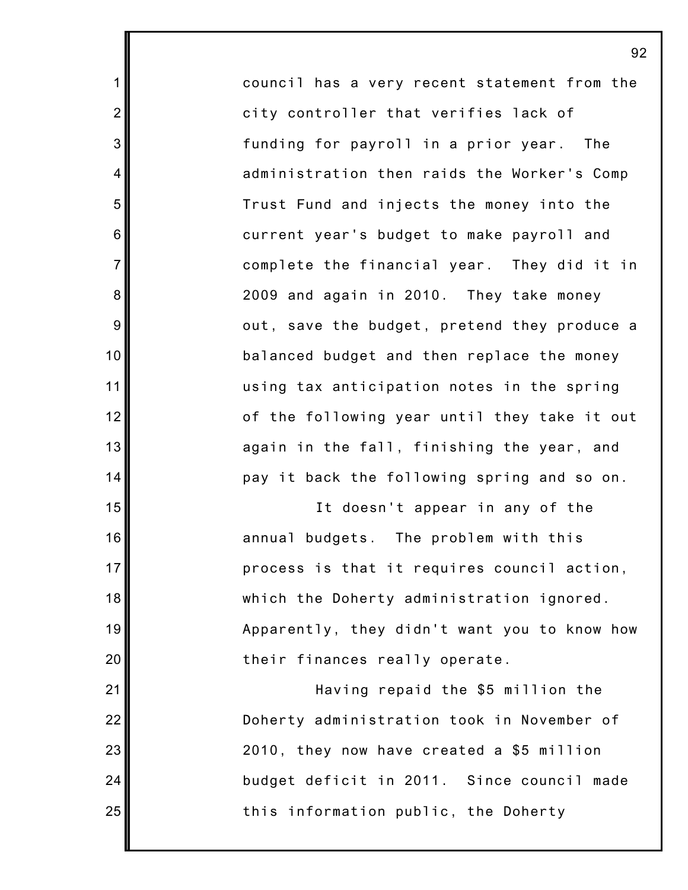council has a very recent statement from the city controller that verifies lack of funding for payroll in a prior year. The administration then raids the Worker's Comp Trust Fund and injects the money into the current year's budget to make payroll and complete the financial year. They did it in 2009 and again in 2010. They take money out, save the budget, pretend they produce a balanced budget and then replace the money using tax anticipation notes in the spring of the following year until they take it out again in the fall, finishing the year, and pay it back the following spring and so on.

It doesn't appear in any of the annual budgets. The problem with this process is that it requires council action, which the Doherty administration ignored. Apparently, they didn't want you to know how their finances really operate.

Having repaid the $5 million the Doherty administration took in November of 2010, they now have created a $5 million budget deficit in 2011. Since council made this information public, the Doherty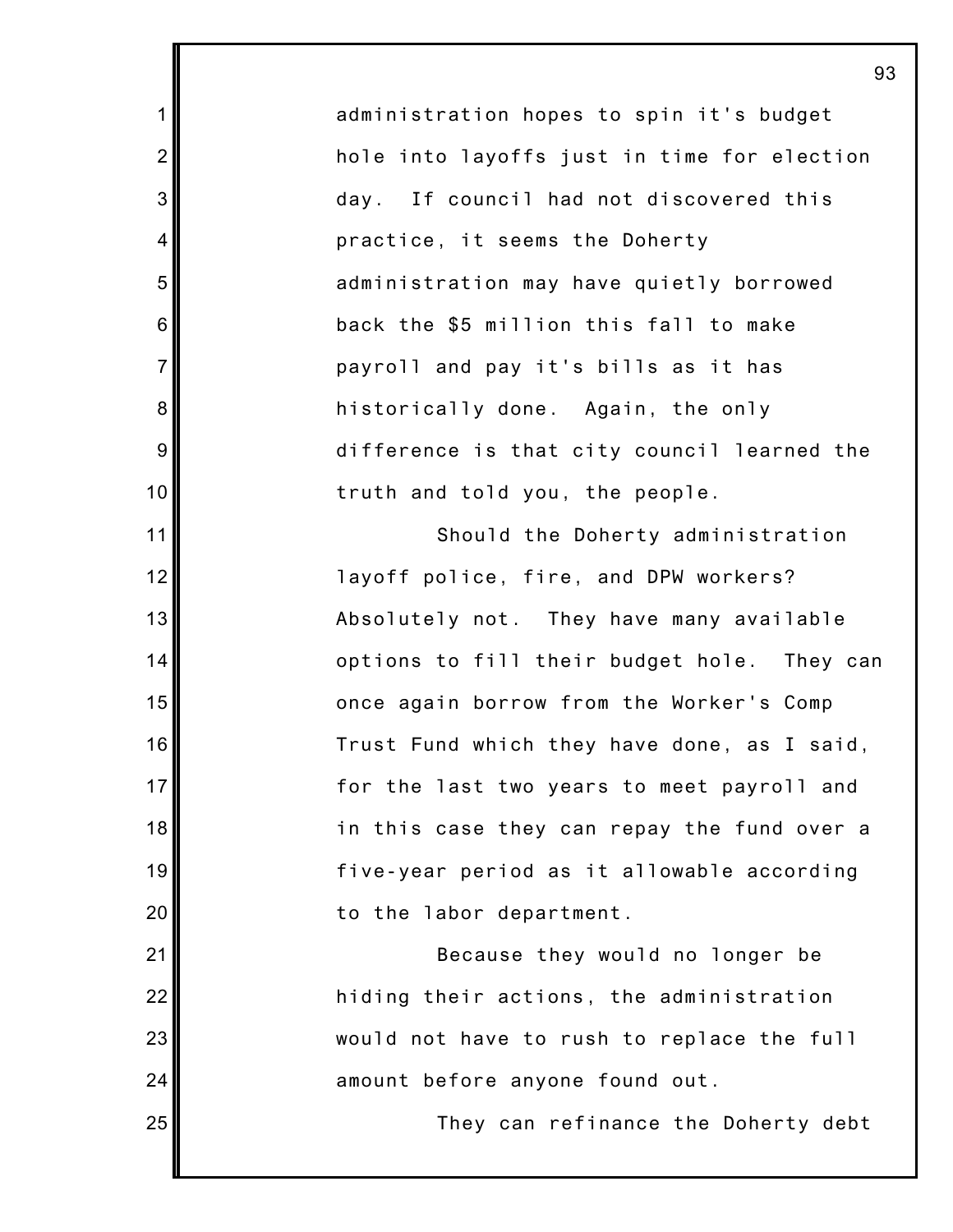administration hopes to spin it's budget hole into layoffs just in time for election day. If council had not discovered this practice, it seems the Doherty administration may have quietly borrowed back the $5 million this fall to make payroll and pay it's bills as it has historically done. Again, the only difference is that city council learned the truth and told you, the people.

Should the Doherty administration layoff police, fire, and DPW workers? Absolutely not. They have many available options to fill their budget hole. They can once again borrow from the Worker's Comp Trust Fund which they have done, as I said, for the last two years to meet payroll and in this case they can repay the fund over a five-year period as it allowable according to the labor department.

Because they would no longer be hiding their actions, the administration would not have to rush to replace the full amount before anyone found out.

They can refinance the Doherty debt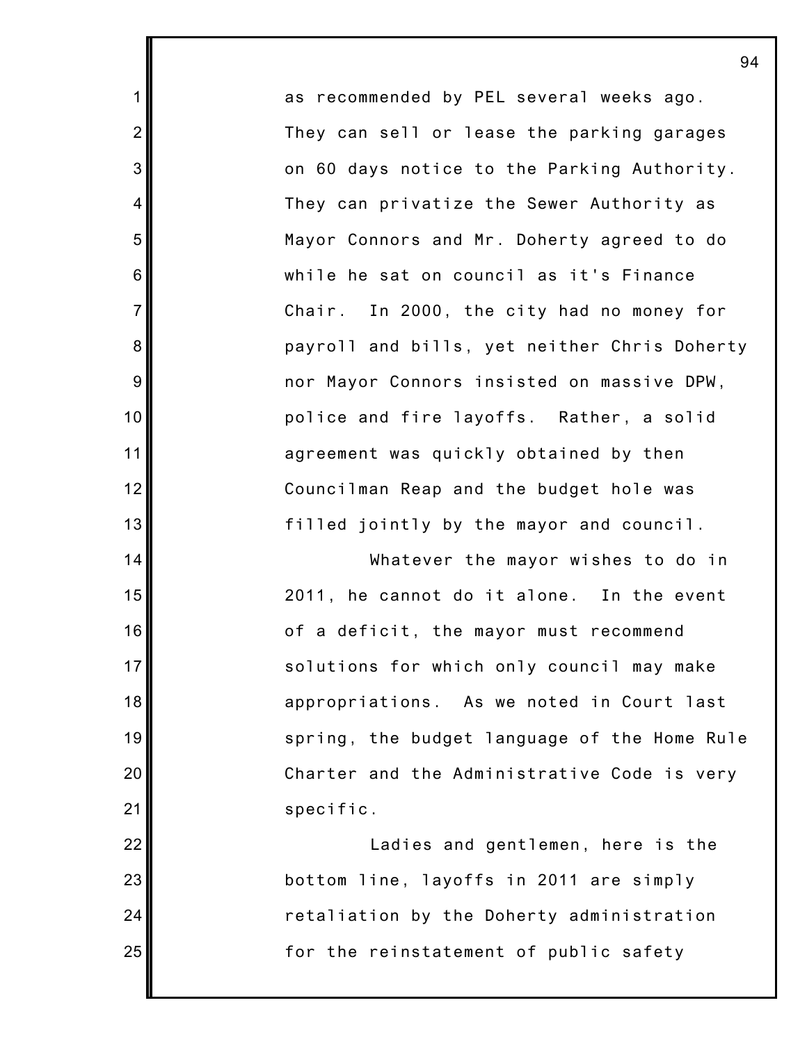as recommended by PEL several weeks ago. They can sell or lease the parking garages on 60 days notice to the Parking Authority. They can privatize the Sewer Authority as Mayor Connors and Mr. Doherty agreed to do while he sat on council as it's Finance Chair. In 2000, the city had no money for payroll and bills, yet neither Chris Doherty nor Mayor Connors insisted on massive DPW, police and fire layoffs. Rather, a solid agreement was quickly obtained by then Councilman Reap and the budget hole was filled jointly by the mayor and council.

Whatever the mayor wishes to do in 2011, he cannot do it alone. In the event of a deficit, the mayor must recommend solutions for which only council may make appropriations. As we noted in Court last spring, the budget language of the Home Rule Charter and the Administrative Code is very specific.

Ladies and gentlemen, here is the bottom line, layoffs in 2011 are simply retaliation by the Doherty administration for the reinstatement of public safety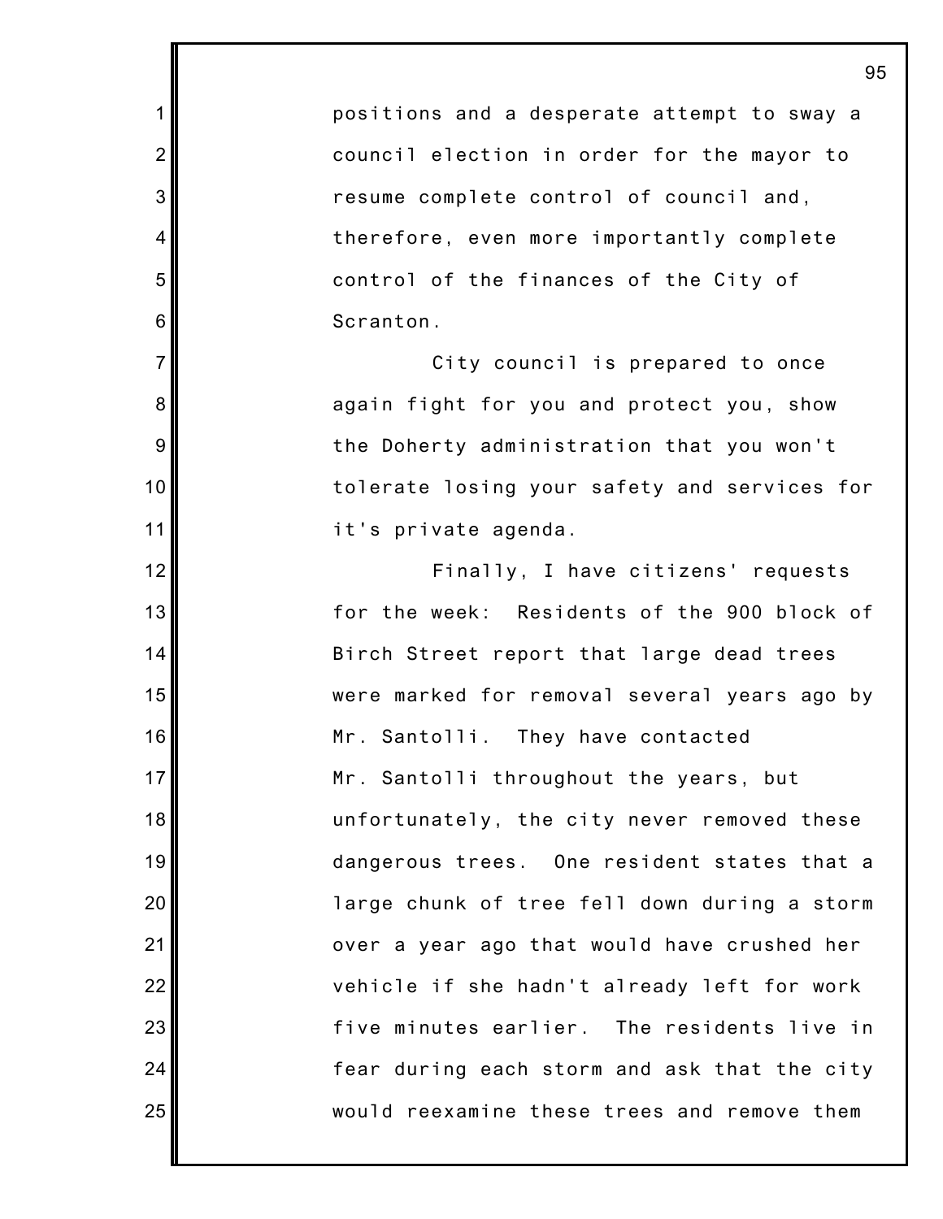positions and a desperate attempt to sway a council election in order for the mayor to resume complete control of council and, therefore, even more importantly complete control of the finances of the City of Scranton.

City council is prepared to once again fight for you and protect you, show the Doherty administration that you won't tolerate losing your safety and services for it's private agenda.

Finally, I have citizens' requests for the week: Residents of the 900 block of Birch Street report that large dead trees were marked for removal several years ago by Mr. Santolli. They have contacted Mr. Santolli throughout the years, but unfortunately, the city never removed these dangerous trees. One resident states that a large chunk of tree fell down during a storm over a year ago that would have crushed her vehicle if she hadn't already left for work five minutes earlier. The residents live in fear during each storm and ask that the city would reexamine these trees and remove them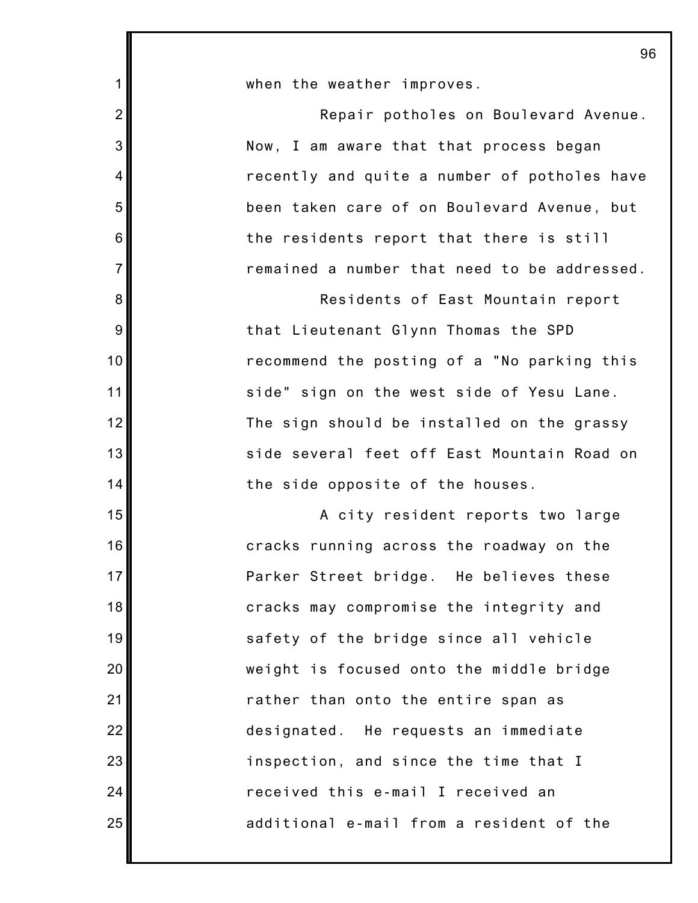when the weather improves.

Repair potholes on Boulevard Avenue. Now, I am aware that that process began recently and quite a number of potholes have been taken care of on Boulevard Avenue, but the residents report that there is still remained a number that need to be addressed.

Residents of East Mountain report that Lieutenant Glynn Thomas the SPD recommend the posting of a "No parking this side" sign on the west side of Yesu Lane. The sign should be installed on the grassy side several feet off East Mountain Road on the side opposite of the houses.

A city resident reports two large cracks running across the roadway on the Parker Street bridge. He believes these cracks may compromise the integrity and safety of the bridge since all vehicle weight is focused onto the middle bridge rather than onto the entire span as designated. He requests an immediate inspection, and since the time that I received this e-mail I received an additional e-mail from a resident of the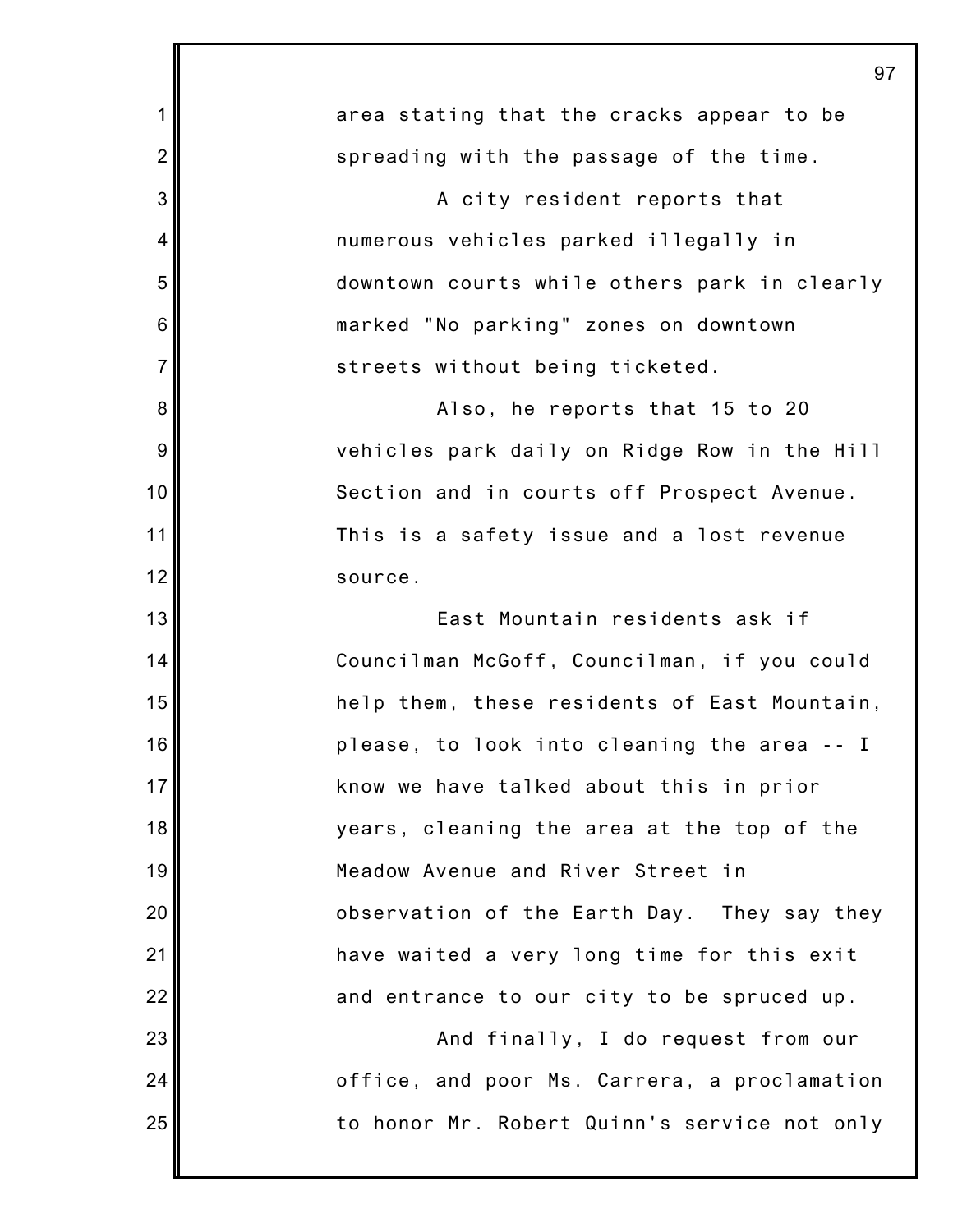area stating that the cracks appear to be spreading with the passage of the time.

A city resident reports that numerous vehicles parked illegally in downtown courts while others park in clearly marked "No parking" zones on downtown streets without being ticketed.

Also, he reports that 15 to 20 vehicles park daily on Ridge Row in the Hill Section and in courts off Prospect Avenue. This is a safety issue and a lost revenue source.

East Mountain residents ask if Councilman McGoff, Councilman, if you could help them, these residents of East Mountain, please, to look into cleaning the area -- I know we have talked about this in prior years, cleaning the area at the top of the Meadow Avenue and River Street in observation of the Earth Day. They say they have waited a very long time for this exit and entrance to our city to be spruced up.

And finally, I do request from our office, and poor Ms. Carrera, a proclamation to honor Mr. Robert Quinn's service not only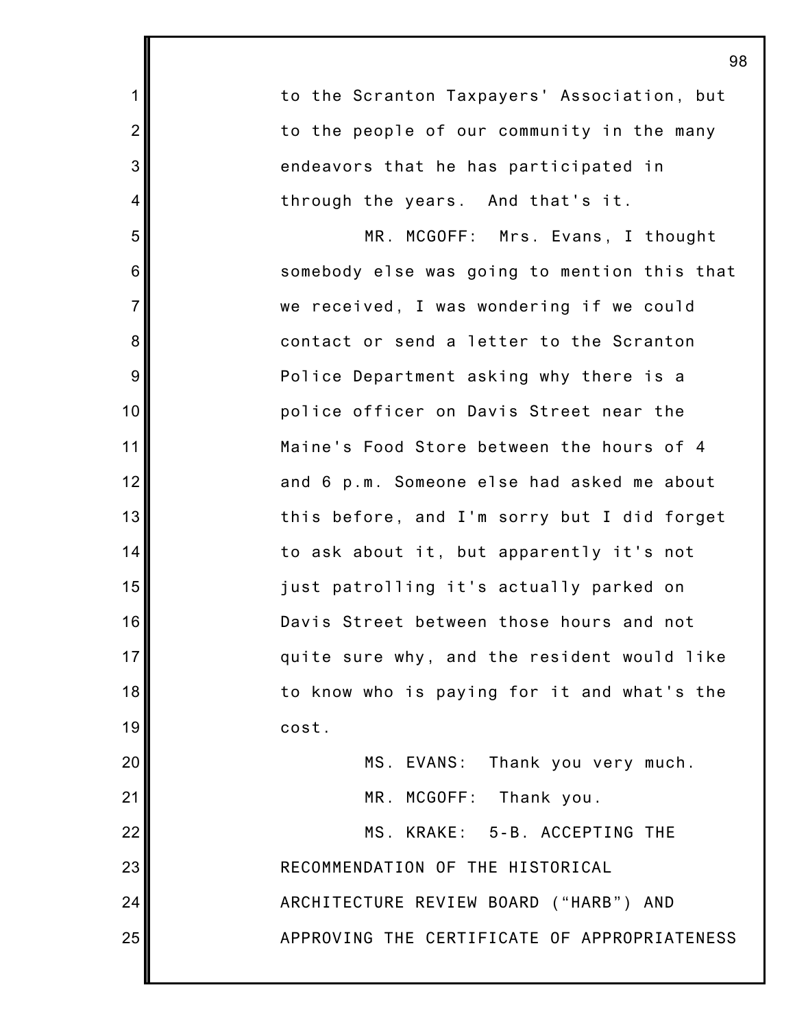to the Scranton Taxpayers' Association, but to the people of our community in the many endeavors that he has participated in through the years. And that's it.

MR. MCGOFF: Mrs. Evans, I thought somebody else was going to mention this that we received, I was wondering if we could contact or send a letter to the Scranton Police Department asking why there is a police officer on Davis Street near the Maine's Food Store between the hours of 4 and 6 p.m. Someone else had asked me about this before, and I'm sorry but I did forget to ask about it, but apparently it's not just patrolling it's actually parked on Davis Street between those hours and not quite sure why, and the resident would like to know who is paying for it and what's the cost.

MS. EVANS: Thank you very much.

MR. MCGOFF: Thank you.

MS. KRAKE: 5-B. ACCEPTING THE RECOMMENDATION OF THE HISTORICAL ARCHITECTURE REVIEW BOARD ("HARB") AND APPROVING THE CERTIFICATE OF APPROPRIATENESS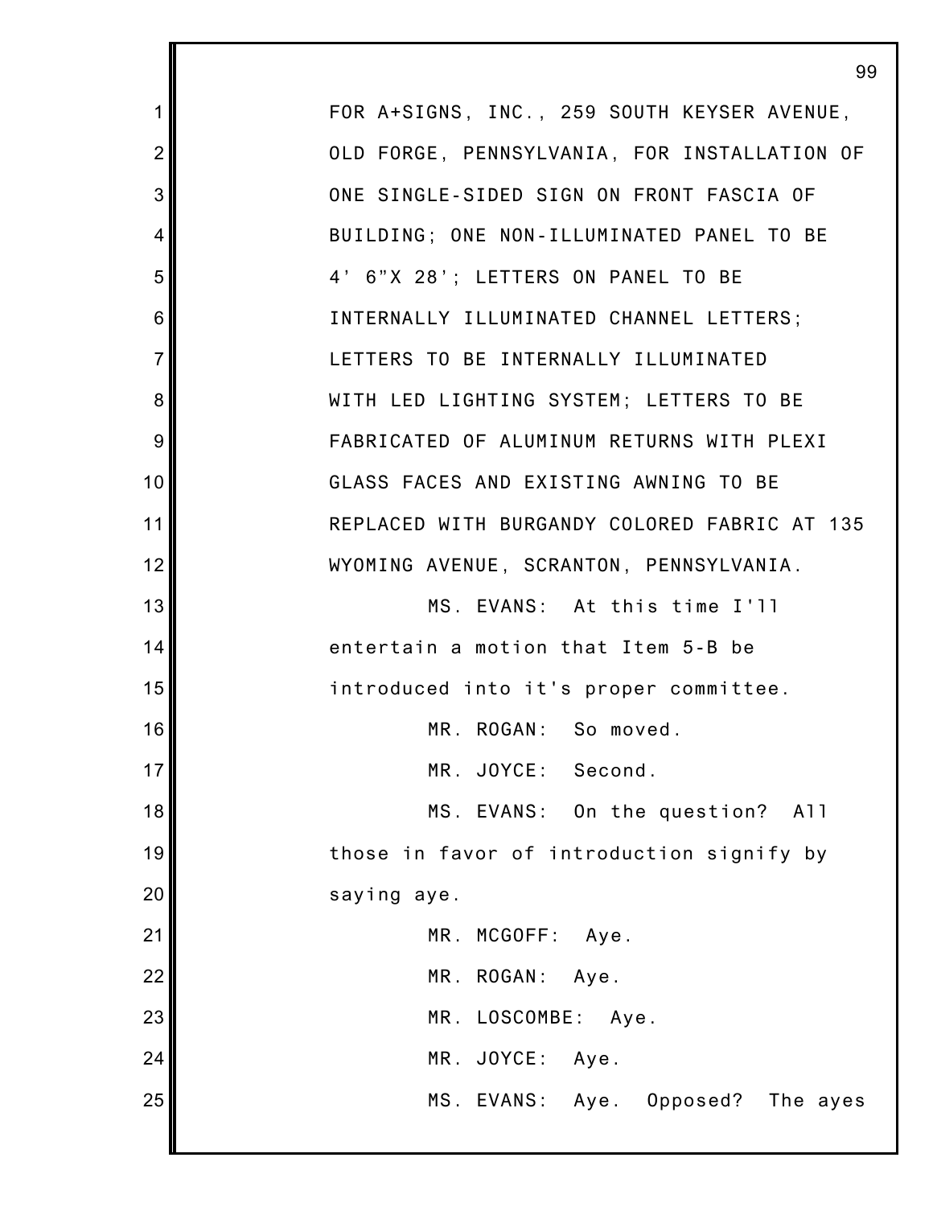FOR A+SIGNS, INC., 259 SOUTH KEYSER AVENUE, OLD FORGE, PENNSYLVANIA, FOR INSTALLATION OF ONE SINGLE-SIDED SIGN ON FRONT FASCIA OF BUILDING; ONE NON-ILLUMINATED PANEL TO BE 4' 6"X 28'; LETTERS ON PANEL TO BE INTERNALLY ILLUMINATED CHANNEL LETTERS; LETTERS TO BE INTERNALLY ILLUMINATED WITH LED LIGHTING SYSTEM; LETTERS TO BE FABRICATED OF ALUMINUM RETURNS WITH PLEXI GLASS FACES AND EXISTING AWNING TO BE REPLACED WITH BURGANDY COLORED FABRIC AT 135 WYOMING AVENUE, SCRANTON, PENNSYLVANIA.

MS. EVANS: At this time I'll entertain a motion that Item 5-B be introduced into it's proper committee.

MR. ROGAN: So moved.

MR. JOYCE: Second.

MS. EVANS: On the question? All those in favor of introduction signify by saying aye.

MR. MCGOFF: Aye.

MR. ROGAN: Aye.

MR. LOSCOMBE: Aye.

MR. JOYCE: Aye.

MS. EVANS: Aye. Opposed? The ayes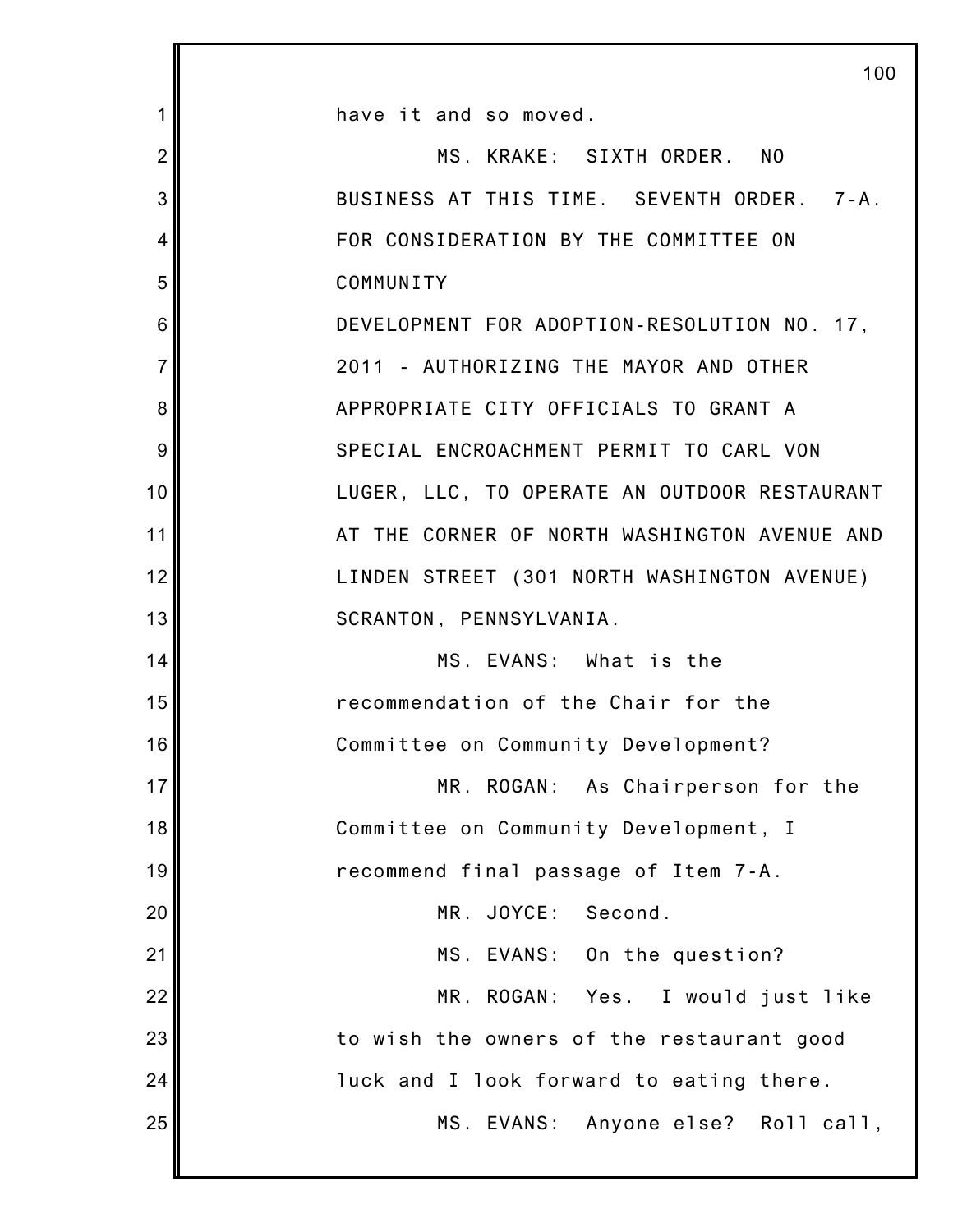have it and so moved.

MS. KRAKE: SIXTH ORDER. NO BUSINESS AT THIS TIME. SEVENTH ORDER. 7-A. FOR CONSIDERATION BY THE COMMITTEE ON COMMUNITY
DEVELOPMENT FOR ADOPTION-RESOLUTION NO. 17, 2011 - AUTHORIZING THE MAYOR AND OTHER APPROPRIATE CITY OFFICIALS TO GRANT A SPECIAL ENCROACHMENT PERMIT TO CARL VON LUGER, LLC, TO OPERATE AN OUTDOOR RESTAURANT AT THE CORNER OF NORTH WASHINGTON AVENUE AND LINDEN STREET (301 NORTH WASHINGTON AVENUE) SCRANTON, PENNSYLVANIA.

MS. EVANS: What is the recommendation of the Chair for the Committee on Community Development?

MR. ROGAN: As Chairperson for the Committee on Community Development, I recommend final passage of Item 7-A.

MR. JOYCE: Second.

MS. EVANS: On the question?

MR. ROGAN: Yes. I would just like to wish the owners of the restaurant good luck and I look forward to eating there.

MS. EVANS: Anyone else? Roll call,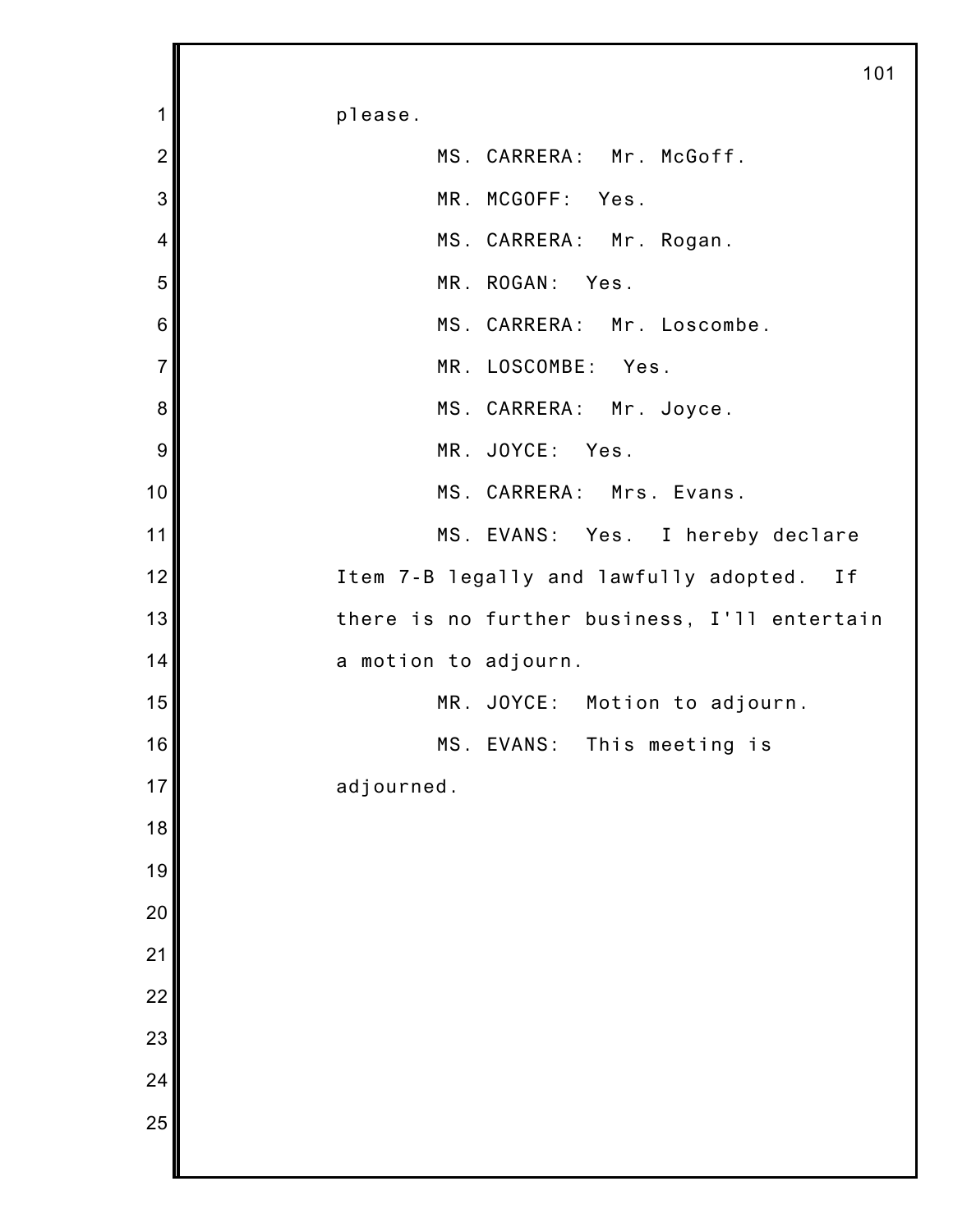please.

MS. CARRERA: Mr. McGoff.

MR. MCGOFF: Yes.

MS. CARRERA: Mr. Rogan.

MR. ROGAN: Yes.

MS. CARRERA: Mr. Loscombe.

MR. LOSCOMBE: Yes.

MS. CARRERA: Mr. Joyce.

MR. JOYCE: Yes.

MS. CARRERA: Mrs. Evans.

MS. EVANS: Yes. I hereby declare Item 7-B legally and lawfully adopted. If there is no further business, I'll entertain a motion to adjourn.

MR. JOYCE: Motion to adjourn.

MS. EVANS: This meeting is adjourned.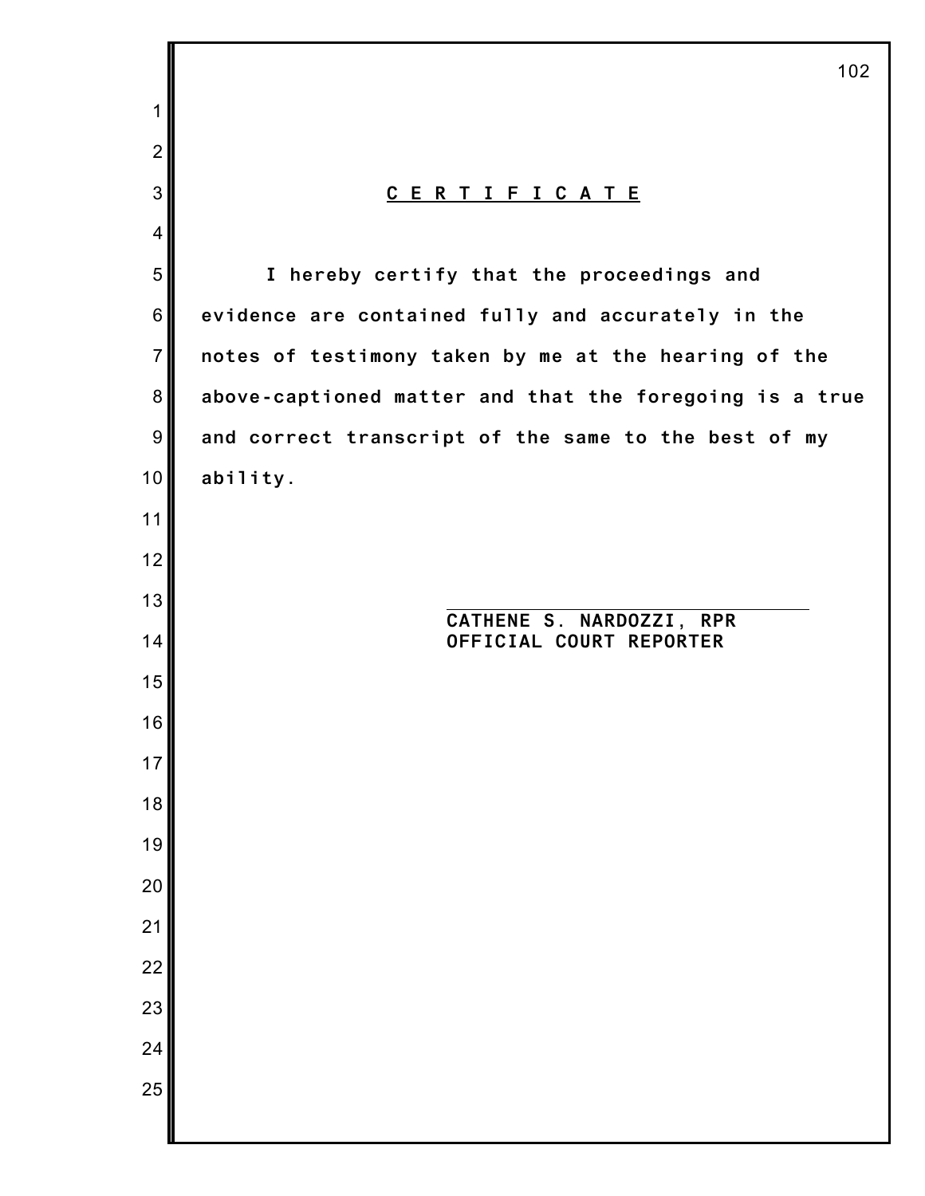## C E R T I F I C A T E

I hereby certify that the proceedings and evidence are contained fully and accurately in the notes of testimony taken by me at the hearing of the above-captioned matter and that the foregoing is a true and correct transcript of the same to the best of my ability.

CATHENE S. NARDOZZI, RPR
OFFICIAL COURT REPORTER